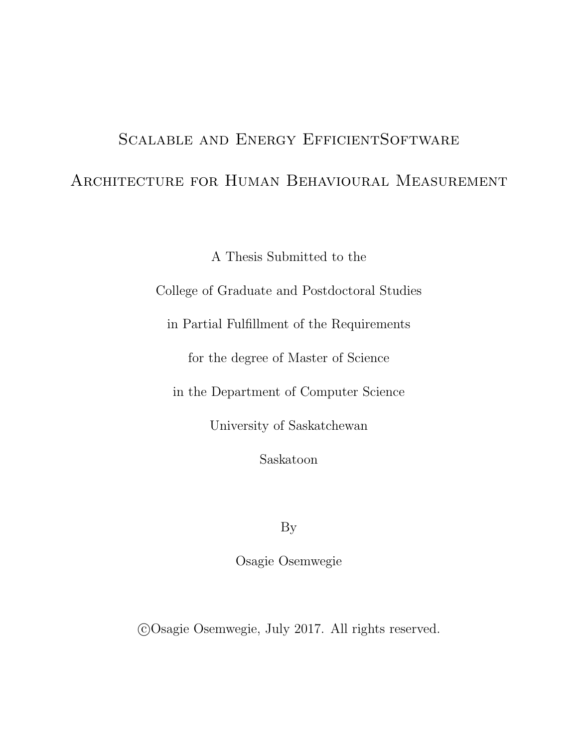# Scalable and Energy EfficientSoftware Architecture for Human Behavioural Measurement

A Thesis Submitted to the

College of Graduate and Postdoctoral Studies

in Partial Fulfillment of the Requirements

for the degree of Master of Science

in the Department of Computer Science

University of Saskatchewan

Saskatoon

By

Osagie Osemwegie

©Osagie Osemwegie, July 2017. All rights reserved.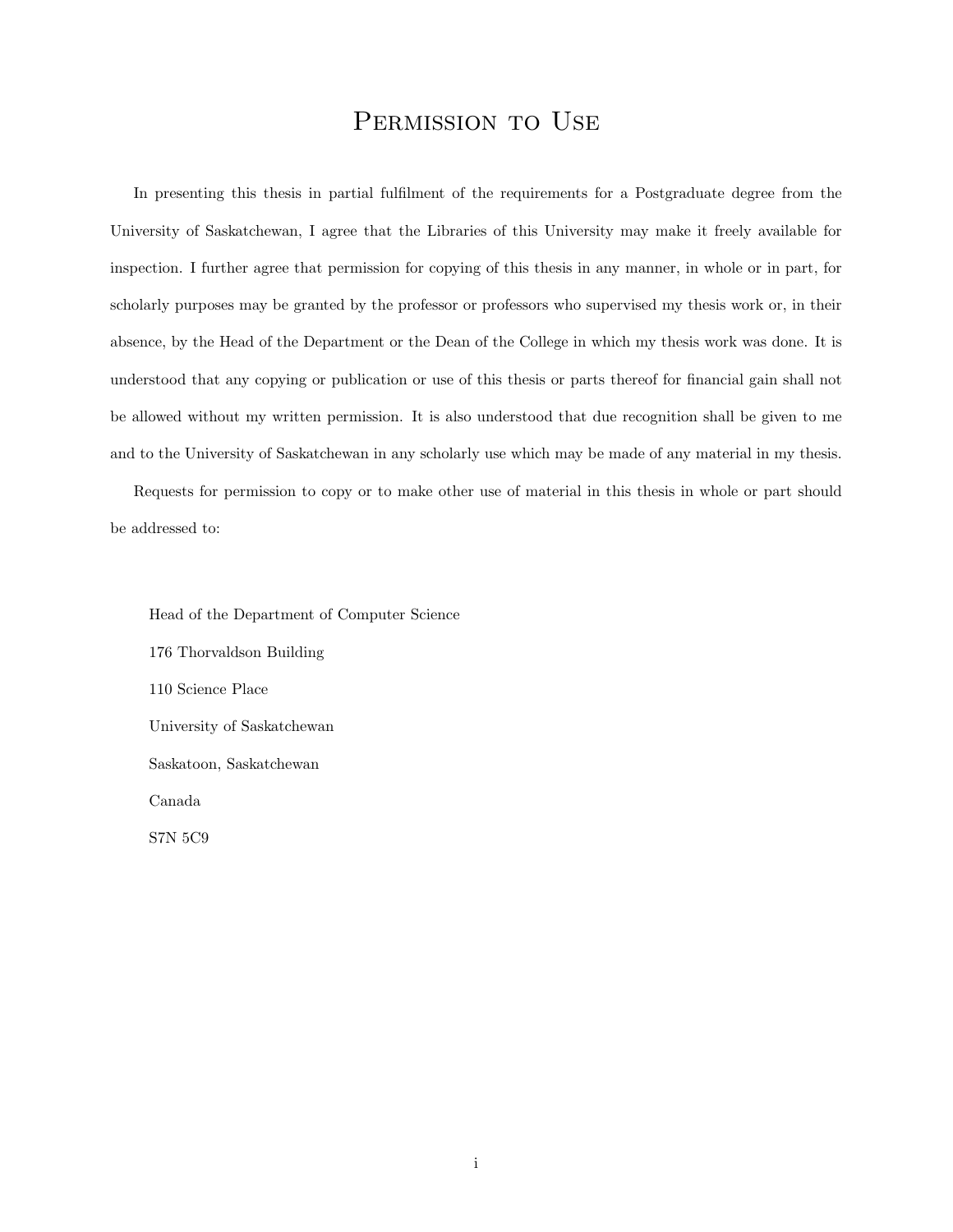# Permission to Use

In presenting this thesis in partial fulfilment of the requirements for a Postgraduate degree from the University of Saskatchewan, I agree that the Libraries of this University may make it freely available for inspection. I further agree that permission for copying of this thesis in any manner, in whole or in part, for scholarly purposes may be granted by the professor or professors who supervised my thesis work or, in their absence, by the Head of the Department or the Dean of the College in which my thesis work was done. It is understood that any copying or publication or use of this thesis or parts thereof for financial gain shall not be allowed without my written permission. It is also understood that due recognition shall be given to me and to the University of Saskatchewan in any scholarly use which may be made of any material in my thesis.

Requests for permission to copy or to make other use of material in this thesis in whole or part should be addressed to:

Head of the Department of Computer Science

176 Thorvaldson Building

110 Science Place

University of Saskatchewan

Saskatoon, Saskatchewan

Canada

S7N 5C9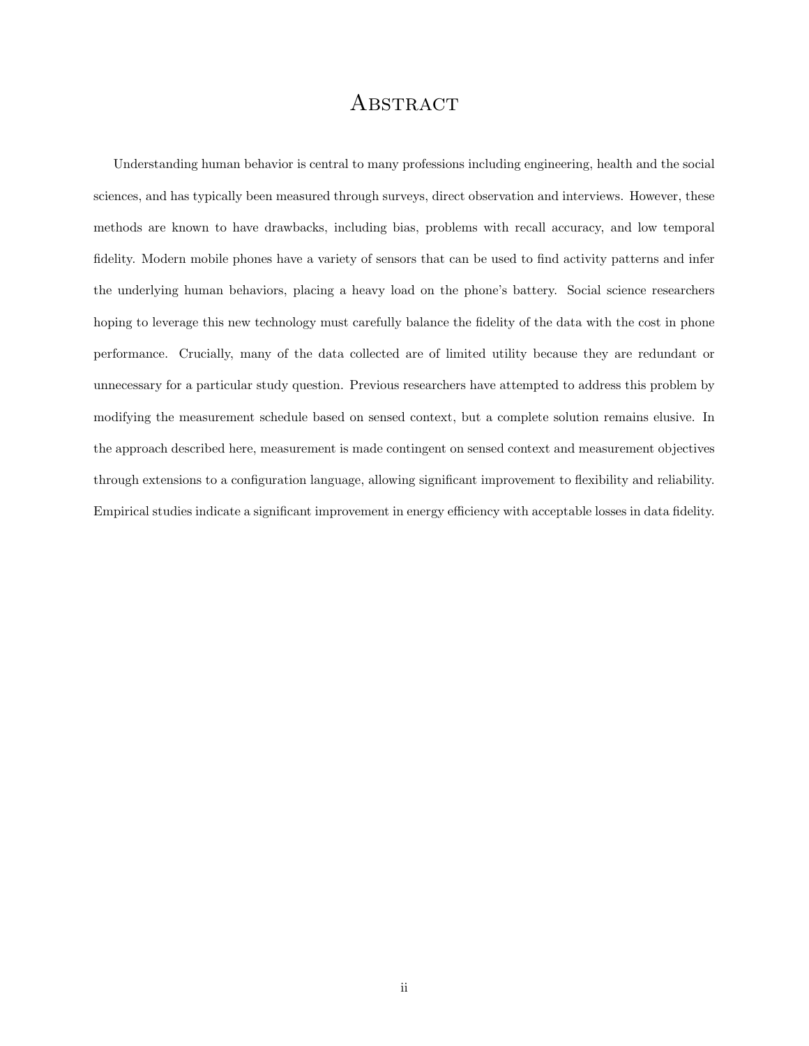# Abstract

Understanding human behavior is central to many professions including engineering, health and the social sciences, and has typically been measured through surveys, direct observation and interviews. However, these methods are known to have drawbacks, including bias, problems with recall accuracy, and low temporal fidelity. Modern mobile phones have a variety of sensors that can be used to find activity patterns and infer the underlying human behaviors, placing a heavy load on the phone's battery. Social science researchers hoping to leverage this new technology must carefully balance the fidelity of the data with the cost in phone performance. Crucially, many of the data collected are of limited utility because they are redundant or unnecessary for a particular study question. Previous researchers have attempted to address this problem by modifying the measurement schedule based on sensed context, but a complete solution remains elusive. In the approach described here, measurement is made contingent on sensed context and measurement objectives through extensions to a configuration language, allowing significant improvement to flexibility and reliability. Empirical studies indicate a significant improvement in energy efficiency with acceptable losses in data fidelity.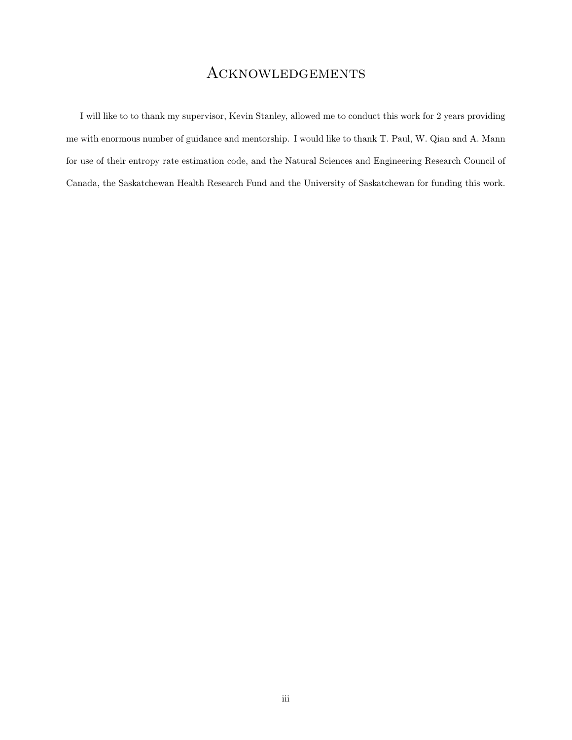# Acknowledgements

I will like to to thank my supervisor, Kevin Stanley, allowed me to conduct this work for 2 years providing me with enormous number of guidance and mentorship. I would like to thank T. Paul, W. Qian and A. Mann for use of their entropy rate estimation code, and the Natural Sciences and Engineering Research Council of Canada, the Saskatchewan Health Research Fund and the University of Saskatchewan for funding this work.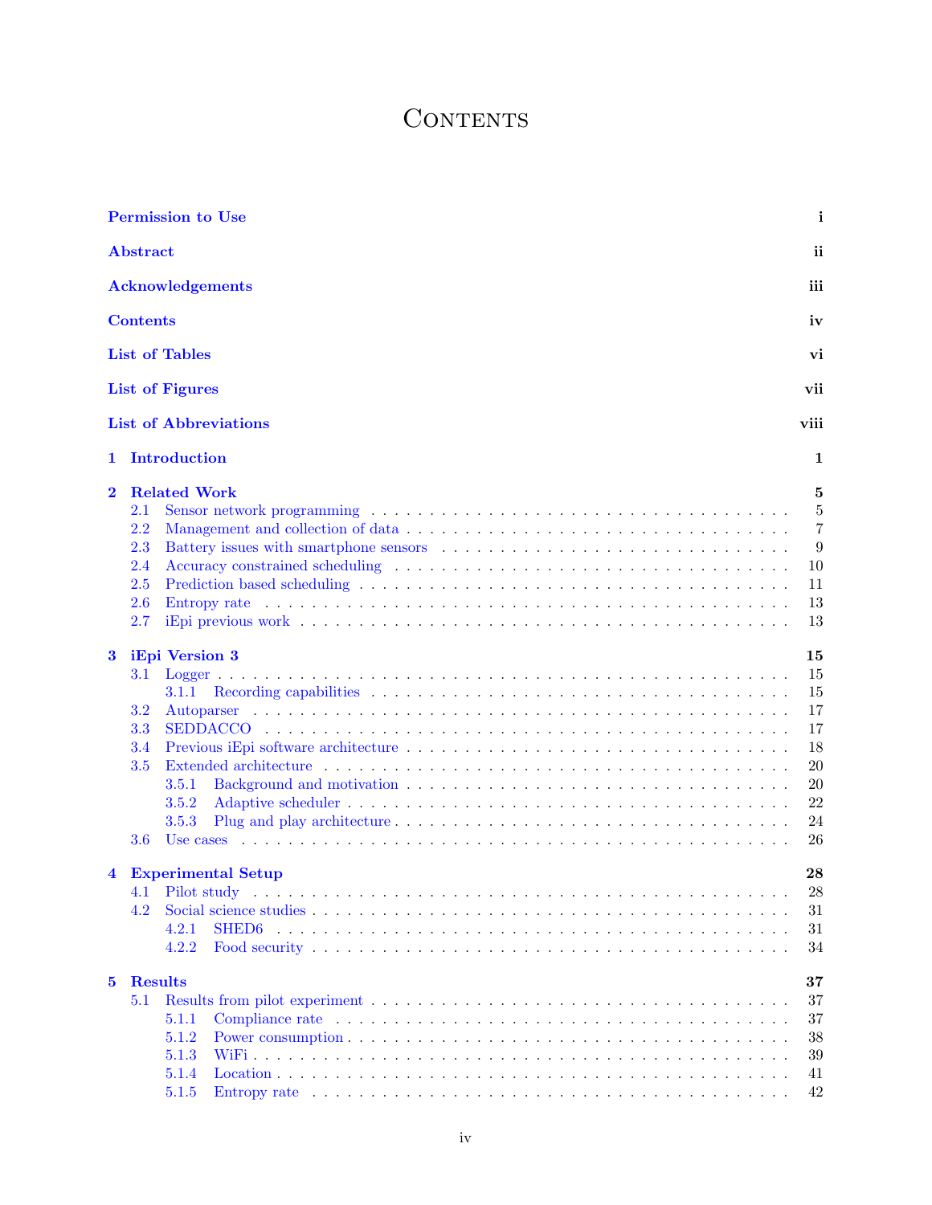# Contents

**Permission to Use** i

**Abstract** ii

**Acknowledgements** iii

**Contents** iv

**List of Tables** vi

**List of Figures** vii

**List of Abbreviations** viii

**1 Introduction** 1

**2 Related Work** 5
- 2.1 Sensor network programming . . . . . 5
- 2.2 Management and collection of data . . . . . 7
- 2.3 Battery issues with smartphone sensors . . . . . 9
- 2.4 Accuracy constrained scheduling . . . . . 10
- 2.5 Prediction based scheduling . . . . . 11
- 2.6 Entropy rate . . . . . 13
- 2.7 iEpi previous work . . . . . 13

**3 iEpi Version 3** 15
- 3.1 Logger . . . . . 15
  - 3.1.1 Recording capabilities . . . . . 15
- 3.2 Autoparser . . . . . 17
- 3.3 SEDDACCO . . . . . 17
- 3.4 Previous iEpi software architecture . . . . . 18
- 3.5 Extended architecture . . . . . 20
  - 3.5.1 Background and motivation . . . . . 20
  - 3.5.2 Adaptive scheduler . . . . . 22
  - 3.5.3 Plug and play architecture . . . . . 24
- 3.6 Use cases . . . . . 26

**4 Experimental Setup** 28
- 4.1 Pilot study . . . . . 28
- 4.2 Social science studies . . . . . 31
  - 4.2.1 SHED6 . . . . . 31
  - 4.2.2 Food security . . . . . 34

**5 Results** 37
- 5.1 Results from pilot experiment . . . . . 37
  - 5.1.1 Compliance rate . . . . . 37
  - 5.1.2 Power consumption . . . . . 38
  - 5.1.3 WiFi . . . . . 39
  - 5.1.4 Location . . . . . 41
  - 5.1.5 Entropy rate . . . . . 42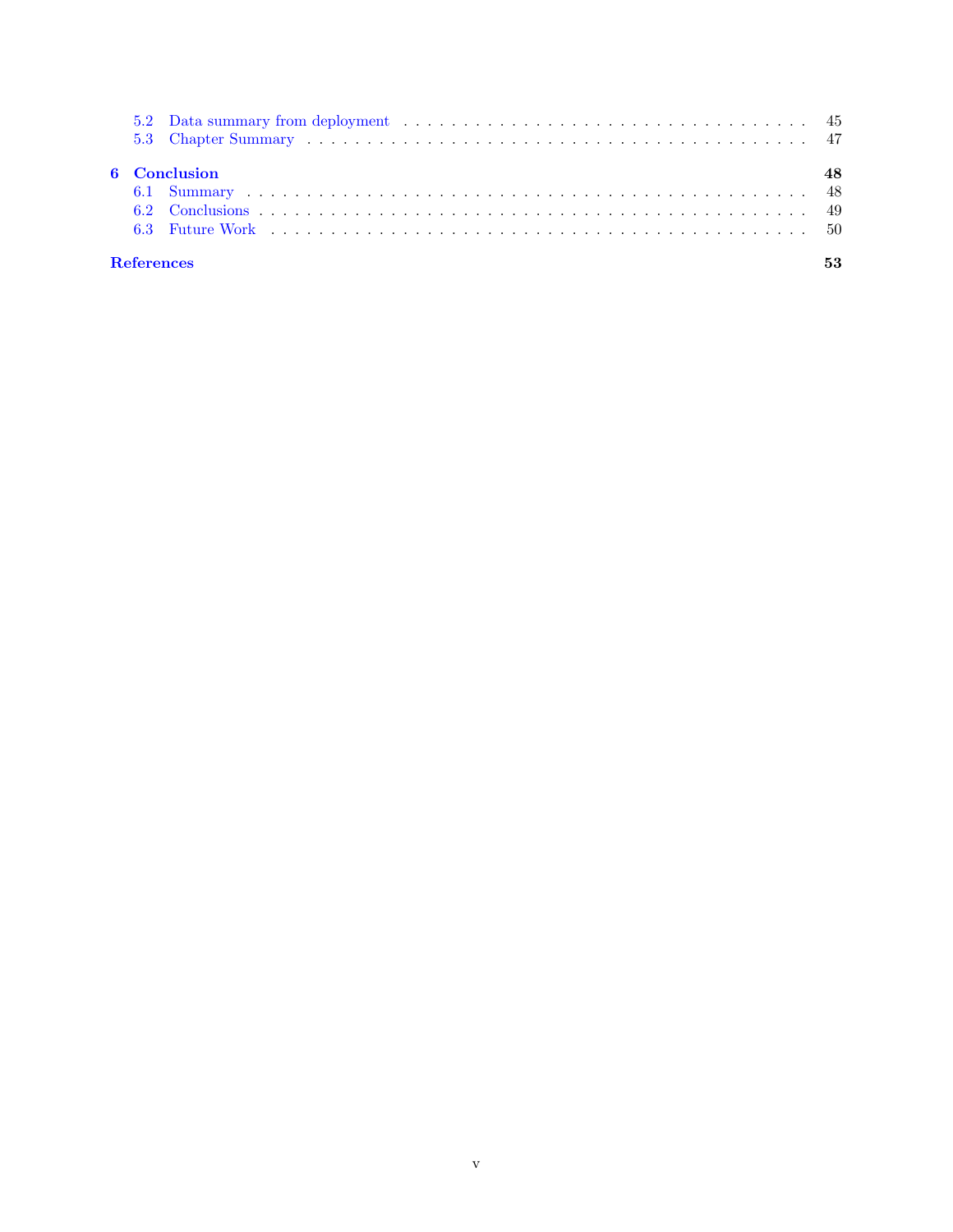5.2 Data summary from deployment . . . . . . . . . . 45
5.3 Chapter Summary . . . . . . . . . . 47

**6 Conclusion** **48**
6.1 Summary . . . . . . . . . . 48
6.2 Conclusions . . . . . . . . . . 49
6.3 Future Work . . . . . . . . . . 50

**References** **53**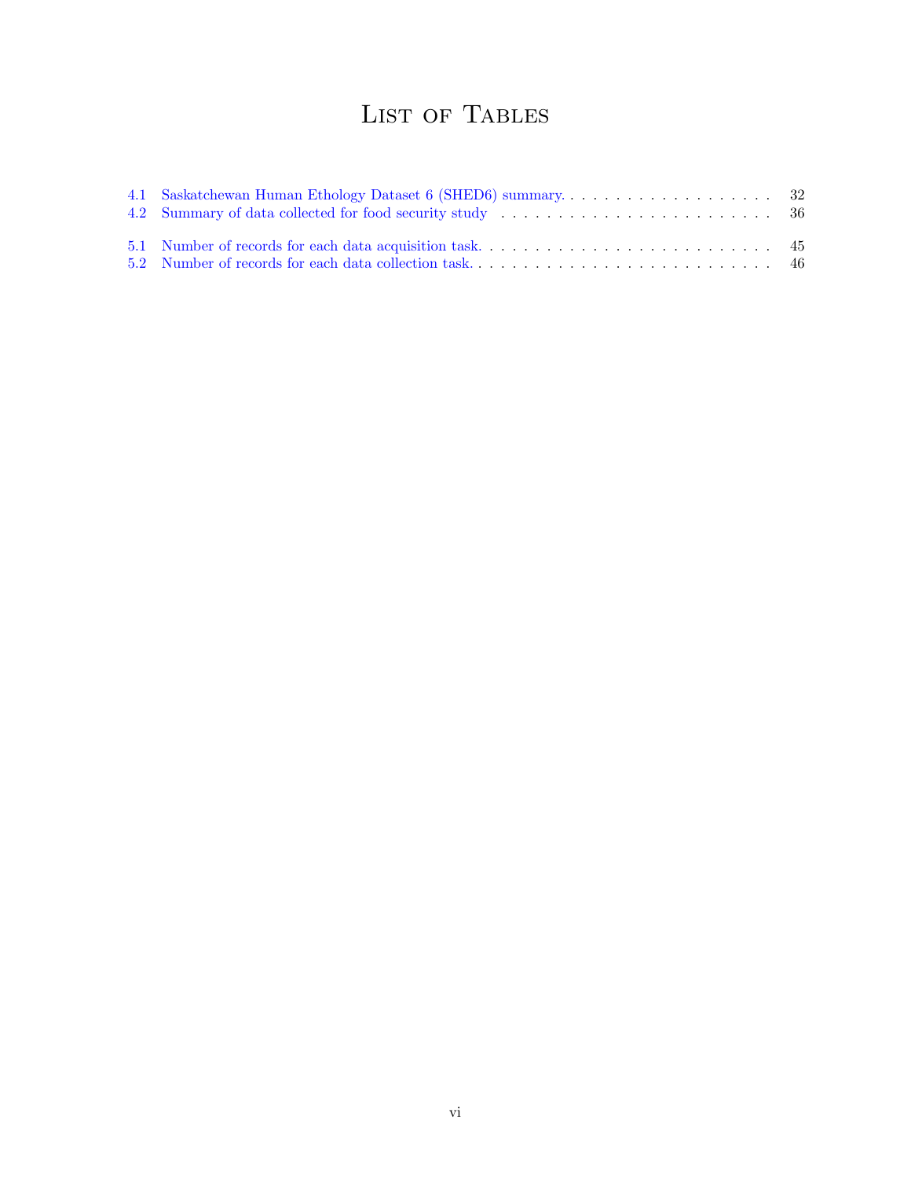# List of Tables

4.1 Saskatchewan Human Ethology Dataset 6 (SHED6) summary. . . . . . . . . . . . . . . . . . . . . 32
4.2 Summary of data collected for food security study . . . . . . . . . . . . . . . . . . . . . . . . . . 36

5.1 Number of records for each data acquisition task. . . . . . . . . . . . . . . . . . . . . . . . . . . 45
5.2 Number of records for each data collection task. . . . . . . . . . . . . . . . . . . . . . . . . . . . 46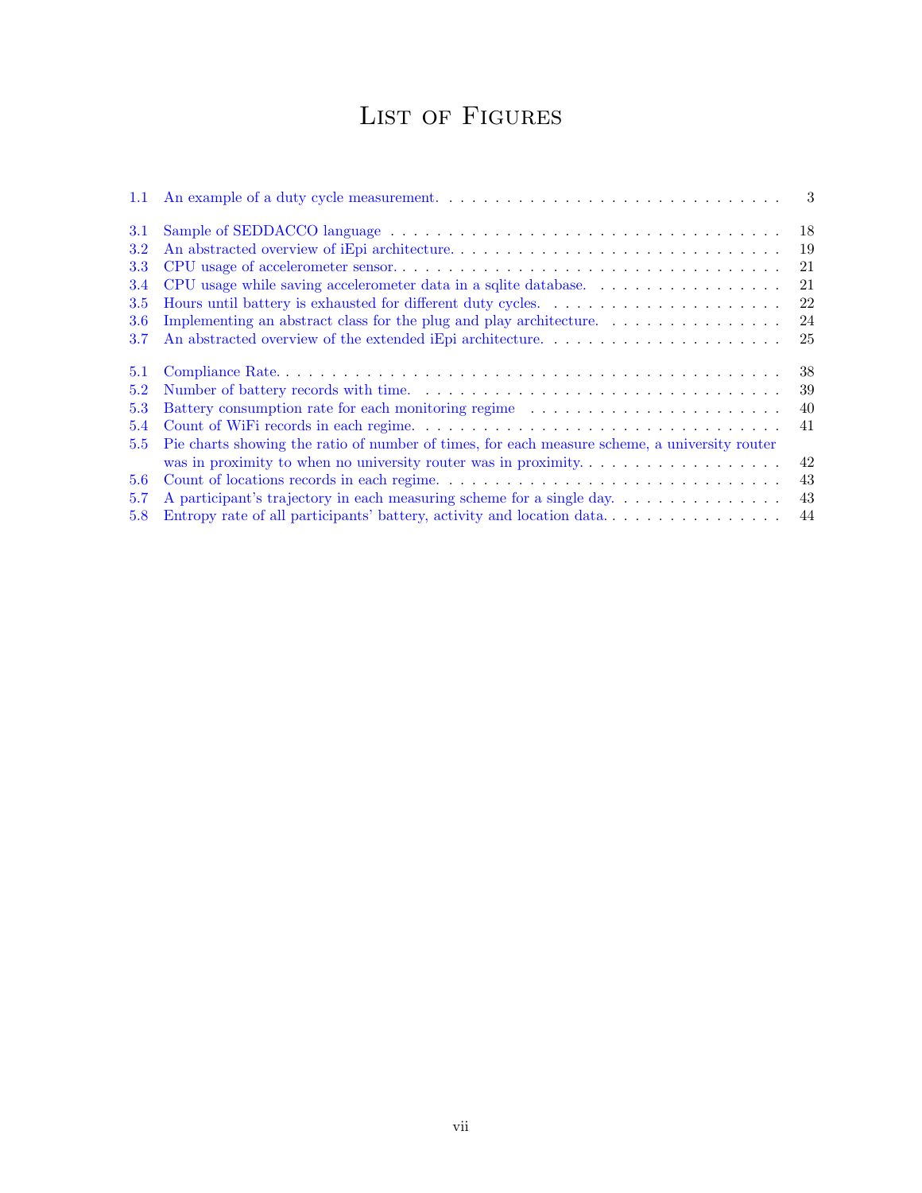# List of Figures

1.1 An example of a duty cycle measurement. . . . . . . . . . . . . . . . . . . . . . . . . . . . . 3

3.1 Sample of SEDDACCO language . . . . . . . . . . . . . . . . . . . . . . . . . . . . . . . . . 18
3.2 An abstracted overview of iEpi architecture. . . . . . . . . . . . . . . . . . . . . . . . . . . . 19
3.3 CPU usage of accelerometer sensor. . . . . . . . . . . . . . . . . . . . . . . . . . . . . . . . . 21
3.4 CPU usage while saving accelerometer data in a sqlite database. . . . . . . . . . . . . . . . 21
3.5 Hours until battery is exhausted for different duty cycles. . . . . . . . . . . . . . . . . . . . 22
3.6 Implementing an abstract class for the plug and play architecture. . . . . . . . . . . . . . . 24
3.7 An abstracted overview of the extended iEpi architecture. . . . . . . . . . . . . . . . . . . . 25

5.1 Compliance Rate. . . . . . . . . . . . . . . . . . . . . . . . . . . . . . . . . . . . . . . . . . . 38
5.2 Number of battery records with time. . . . . . . . . . . . . . . . . . . . . . . . . . . . . . . 39
5.3 Battery consumption rate for each monitoring regime . . . . . . . . . . . . . . . . . . . . . . 40
5.4 Count of WiFi records in each regime. . . . . . . . . . . . . . . . . . . . . . . . . . . . . . . 41
5.5 Pie charts showing the ratio of number of times, for each measure scheme, a university router was in proximity to when no university router was in proximity. . . . . . . . . . . . . . . . . . 42
5.6 Count of locations records in each regime. . . . . . . . . . . . . . . . . . . . . . . . . . . . . 43
5.7 A participant's trajectory in each measuring scheme for a single day. . . . . . . . . . . . . . . 43
5.8 Entropy rate of all participants' battery, activity and location data. . . . . . . . . . . . . . . . 44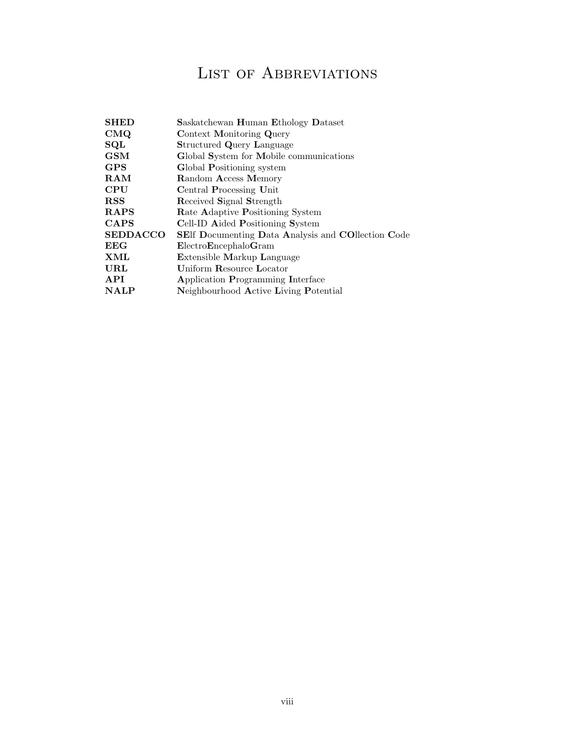# List of Abbreviations

| | |
|---|---|
| **SHED** | **S**askatchewan **H**uman **E**thology **D**ataset |
| **CMQ** | **C**ontext **M**onitoring **Q**uery |
| **SQL** | **S**tructured **Q**uery **L**anguage |
| **GSM** | **G**lobal **S**ystem for **M**obile communications |
| **GPS** | **G**lobal **P**ositioning system |
| **RAM** | **R**andom **A**ccess **M**emory |
| **CPU** | **C**entral **P**rocessing **U**nit |
| **RSS** | **R**eceived **S**ignal **S**trength |
| **RAPS** | **R**ate **A**daptive **P**ositioning **S**ystem |
| **CAPS** | **C**ell-ID **A**ided **P**ositioning **S**ystem |
| **SEDDACCO** | **SE**lf **D**ocumenting **D**ata **A**nalysis and **CO**llection **C**ode |
| **EEG** | **E**lectro**E**ncephalo**G**ram |
| **XML** | **E**xtensible **M**arkup **L**anguage |
| **URL** | **U**niform **R**esource **L**ocator |
| **API** | **A**pplication **P**rogramming **I**nterface |
| **NALP** | **N**eighbourhood **A**ctive **L**iving **P**otential |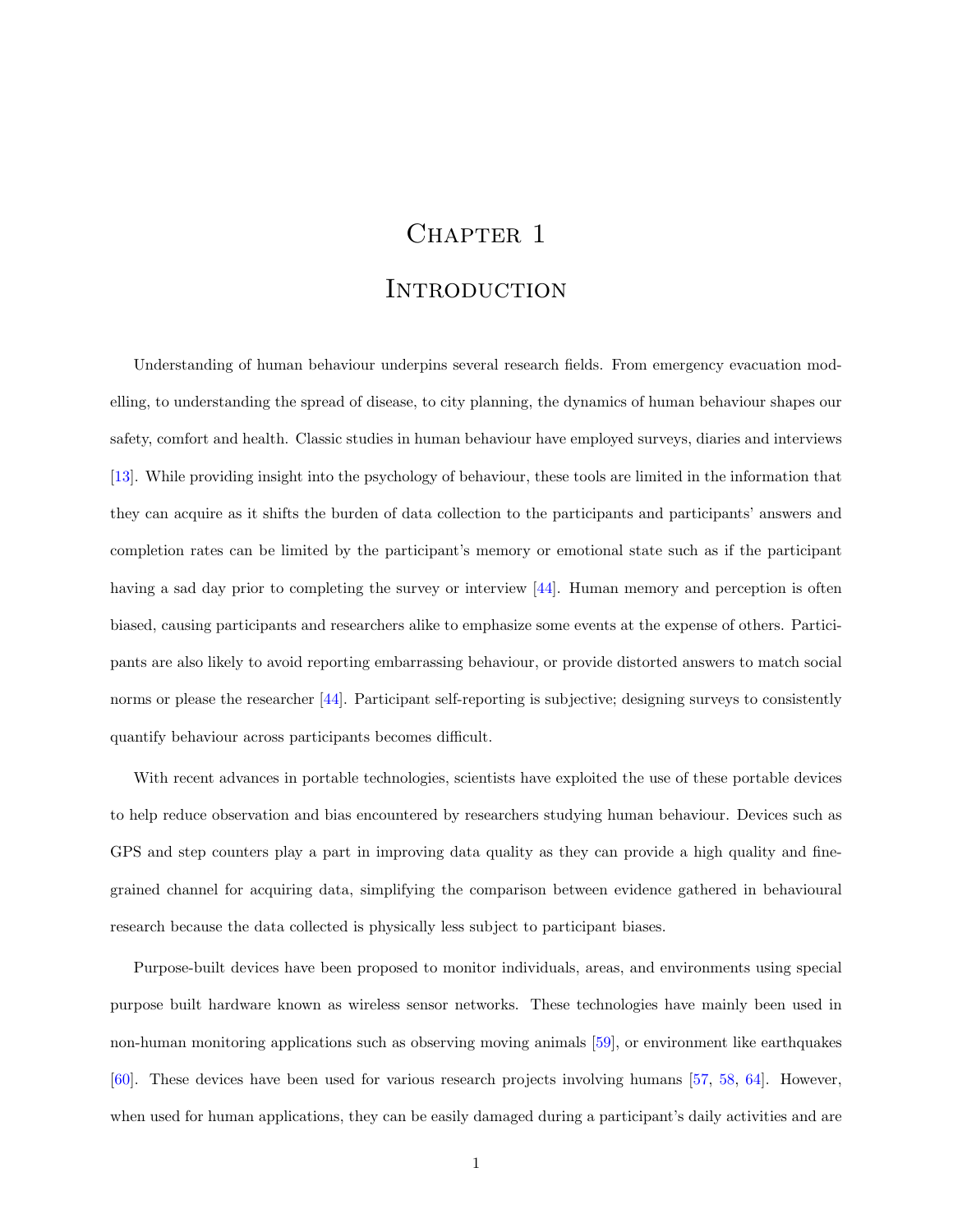# Chapter 1

# Introduction

Understanding of human behaviour underpins several research fields. From emergency evacuation modelling, to understanding the spread of disease, to city planning, the dynamics of human behaviour shapes our safety, comfort and health. Classic studies in human behaviour have employed surveys, diaries and interviews [13]. While providing insight into the psychology of behaviour, these tools are limited in the information that they can acquire as it shifts the burden of data collection to the participants and participants' answers and completion rates can be limited by the participant's memory or emotional state such as if the participant having a sad day prior to completing the survey or interview [44]. Human memory and perception is often biased, causing participants and researchers alike to emphasize some events at the expense of others. Participants are also likely to avoid reporting embarrassing behaviour, or provide distorted answers to match social norms or please the researcher [44]. Participant self-reporting is subjective; designing surveys to consistently quantify behaviour across participants becomes difficult.

With recent advances in portable technologies, scientists have exploited the use of these portable devices to help reduce observation and bias encountered by researchers studying human behaviour. Devices such as GPS and step counters play a part in improving data quality as they can provide a high quality and fine-grained channel for acquiring data, simplifying the comparison between evidence gathered in behavioural research because the data collected is physically less subject to participant biases.

Purpose-built devices have been proposed to monitor individuals, areas, and environments using special purpose built hardware known as wireless sensor networks. These technologies have mainly been used in non-human monitoring applications such as observing moving animals [59], or environment like earthquakes [60]. These devices have been used for various research projects involving humans [57, 58, 64]. However, when used for human applications, they can be easily damaged during a participant's daily activities and are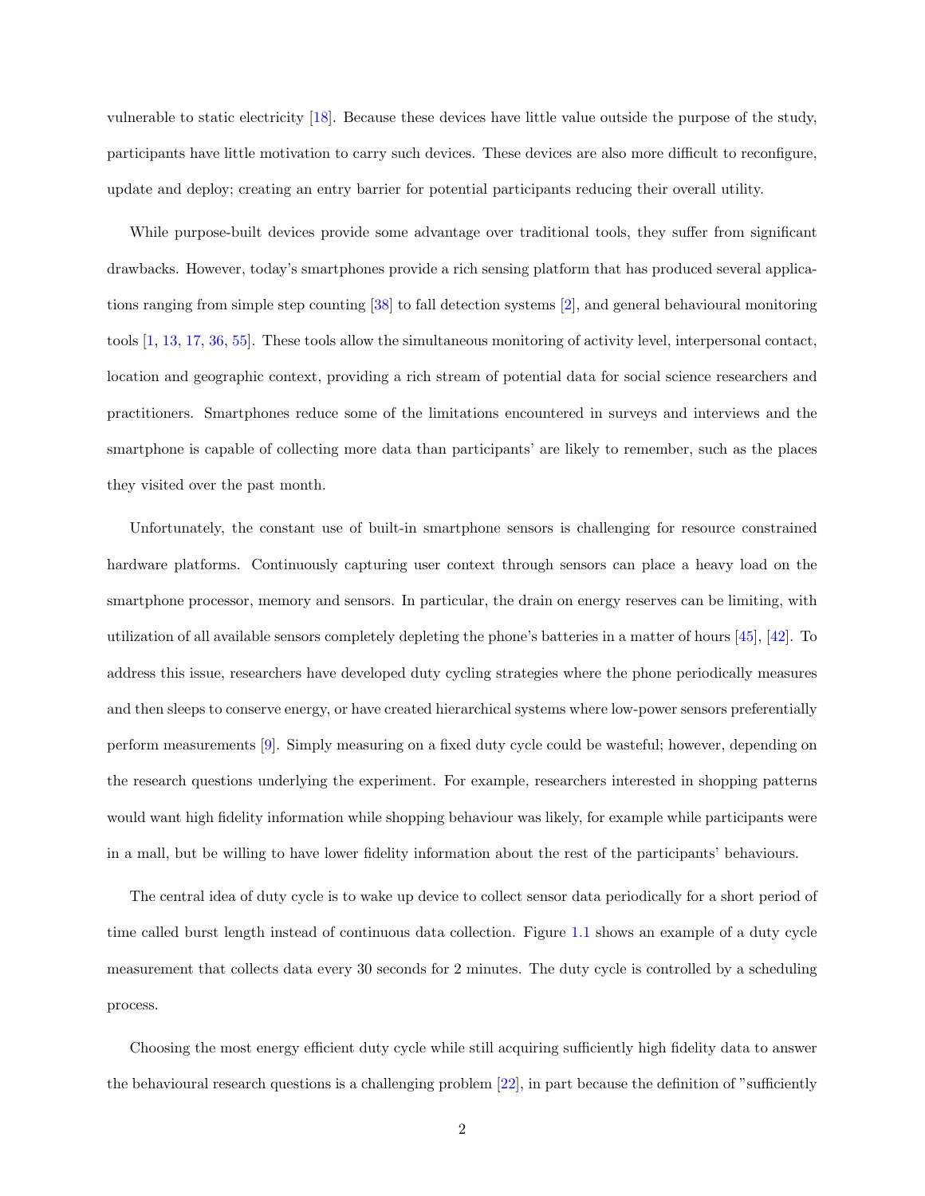vulnerable to static electricity [18]. Because these devices have little value outside the purpose of the study, participants have little motivation to carry such devices. These devices are also more difficult to reconfigure, update and deploy; creating an entry barrier for potential participants reducing their overall utility.

While purpose-built devices provide some advantage over traditional tools, they suffer from significant drawbacks. However, today's smartphones provide a rich sensing platform that has produced several applications ranging from simple step counting [38] to fall detection systems [2], and general behavioural monitoring tools [1, 13, 17, 36, 55]. These tools allow the simultaneous monitoring of activity level, interpersonal contact, location and geographic context, providing a rich stream of potential data for social science researchers and practitioners. Smartphones reduce some of the limitations encountered in surveys and interviews and the smartphone is capable of collecting more data than participants' are likely to remember, such as the places they visited over the past month.

Unfortunately, the constant use of built-in smartphone sensors is challenging for resource constrained hardware platforms. Continuously capturing user context through sensors can place a heavy load on the smartphone processor, memory and sensors. In particular, the drain on energy reserves can be limiting, with utilization of all available sensors completely depleting the phone's batteries in a matter of hours [45], [42]. To address this issue, researchers have developed duty cycling strategies where the phone periodically measures and then sleeps to conserve energy, or have created hierarchical systems where low-power sensors preferentially perform measurements [9]. Simply measuring on a fixed duty cycle could be wasteful; however, depending on the research questions underlying the experiment. For example, researchers interested in shopping patterns would want high fidelity information while shopping behaviour was likely, for example while participants were in a mall, but be willing to have lower fidelity information about the rest of the participants' behaviours.

The central idea of duty cycle is to wake up device to collect sensor data periodically for a short period of time called burst length instead of continuous data collection. Figure 1.1 shows an example of a duty cycle measurement that collects data every 30 seconds for 2 minutes. The duty cycle is controlled by a scheduling process.

Choosing the most energy efficient duty cycle while still acquiring sufficiently high fidelity data to answer the behavioural research questions is a challenging problem [22], in part because the definition of "sufficiently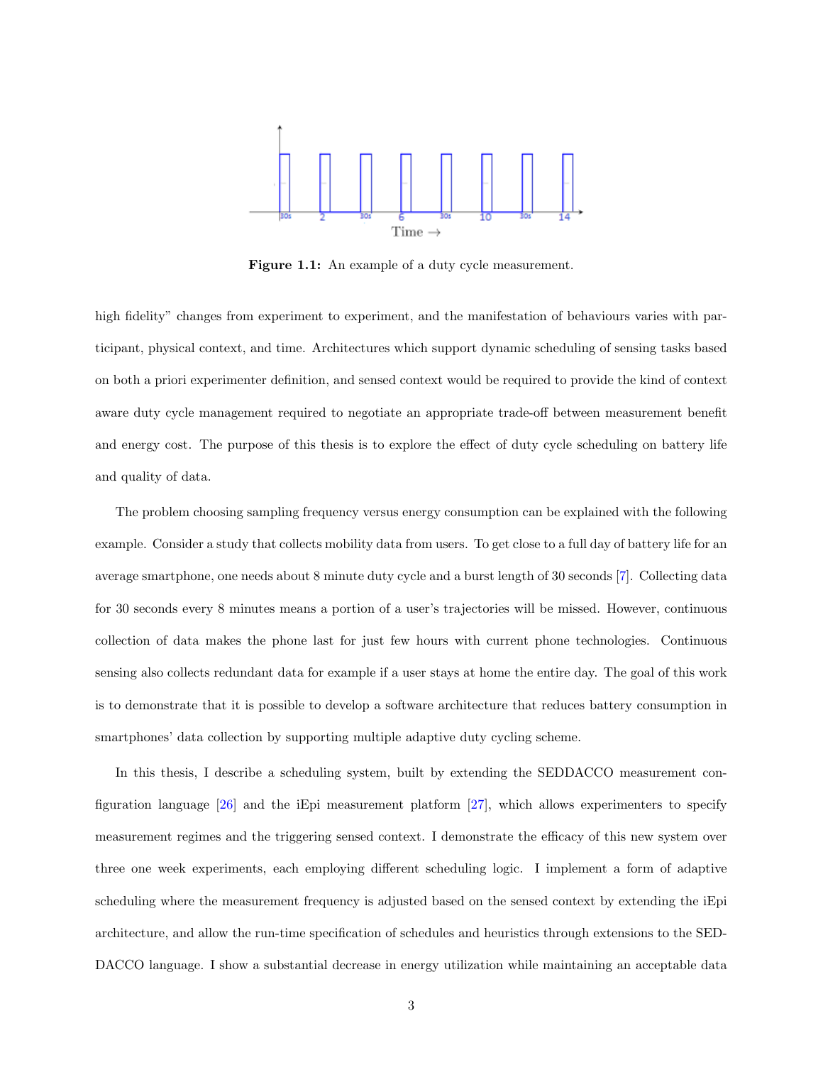Figure 1.1: An example of a duty cycle measurement.

high fidelity" changes from experiment to experiment, and the manifestation of behaviours varies with participant, physical context, and time. Architectures which support dynamic scheduling of sensing tasks based on both a priori experimenter definition, and sensed context would be required to provide the kind of context aware duty cycle management required to negotiate an appropriate trade-off between measurement benefit and energy cost. The purpose of this thesis is to explore the effect of duty cycle scheduling on battery life and quality of data.

The problem choosing sampling frequency versus energy consumption can be explained with the following example. Consider a study that collects mobility data from users. To get close to a full day of battery life for an average smartphone, one needs about 8 minute duty cycle and a burst length of 30 seconds [7]. Collecting data for 30 seconds every 8 minutes means a portion of a user's trajectories will be missed. However, continuous collection of data makes the phone last for just few hours with current phone technologies. Continuous sensing also collects redundant data for example if a user stays at home the entire day. The goal of this work is to demonstrate that it is possible to develop a software architecture that reduces battery consumption in smartphones' data collection by supporting multiple adaptive duty cycling scheme.

In this thesis, I describe a scheduling system, built by extending the SEDDACCO measurement configuration language [26] and the iEpi measurement platform [27], which allows experimenters to specify measurement regimes and the triggering sensed context. I demonstrate the efficacy of this new system over three one week experiments, each employing different scheduling logic. I implement a form of adaptive scheduling where the measurement frequency is adjusted based on the sensed context by extending the iEpi architecture, and allow the run-time specification of schedules and heuristics through extensions to the SEDDACCO language. I show a substantial decrease in energy utilization while maintaining an acceptable data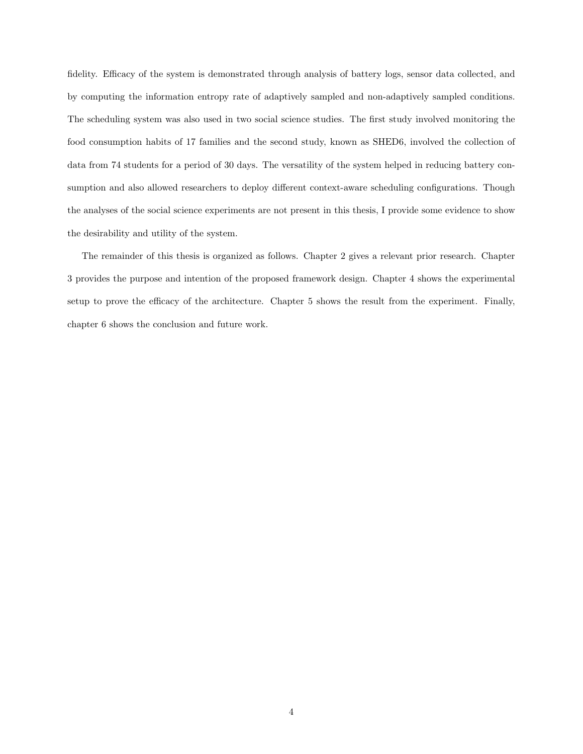fidelity. Efficacy of the system is demonstrated through analysis of battery logs, sensor data collected, and by computing the information entropy rate of adaptively sampled and non-adaptively sampled conditions. The scheduling system was also used in two social science studies. The first study involved monitoring the food consumption habits of 17 families and the second study, known as SHED6, involved the collection of data from 74 students for a period of 30 days. The versatility of the system helped in reducing battery consumption and also allowed researchers to deploy different context-aware scheduling configurations. Though the analyses of the social science experiments are not present in this thesis, I provide some evidence to show the desirability and utility of the system.

The remainder of this thesis is organized as follows. Chapter 2 gives a relevant prior research. Chapter 3 provides the purpose and intention of the proposed framework design. Chapter 4 shows the experimental setup to prove the efficacy of the architecture. Chapter 5 shows the result from the experiment. Finally, chapter 6 shows the conclusion and future work.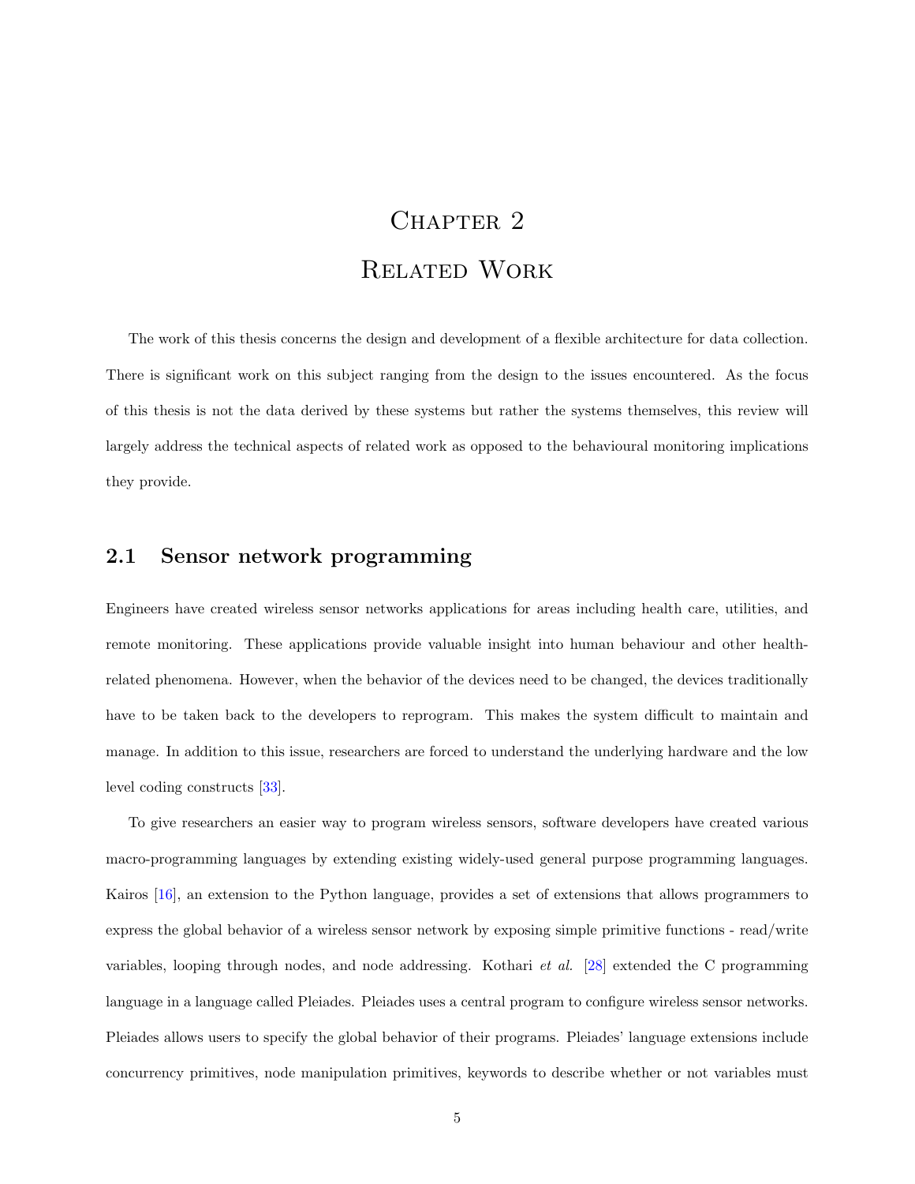# Chapter 2
# Related Work

The work of this thesis concerns the design and development of a flexible architecture for data collection. There is significant work on this subject ranging from the design to the issues encountered. As the focus of this thesis is not the data derived by these systems but rather the systems themselves, this review will largely address the technical aspects of related work as opposed to the behavioural monitoring implications they provide.

## 2.1 Sensor network programming

Engineers have created wireless sensor networks applications for areas including health care, utilities, and remote monitoring. These applications provide valuable insight into human behaviour and other health-related phenomena. However, when the behavior of the devices need to be changed, the devices traditionally have to be taken back to the developers to reprogram. This makes the system difficult to maintain and manage. In addition to this issue, researchers are forced to understand the underlying hardware and the low level coding constructs [33].

To give researchers an easier way to program wireless sensors, software developers have created various macro-programming languages by extending existing widely-used general purpose programming languages. Kairos [16], an extension to the Python language, provides a set of extensions that allows programmers to express the global behavior of a wireless sensor network by exposing simple primitive functions - read/write variables, looping through nodes, and node addressing. Kothari *et al.* [28] extended the C programming language in a language called Pleiades. Pleiades uses a central program to configure wireless sensor networks. Pleiades allows users to specify the global behavior of their programs. Pleiades' language extensions include concurrency primitives, node manipulation primitives, keywords to describe whether or not variables must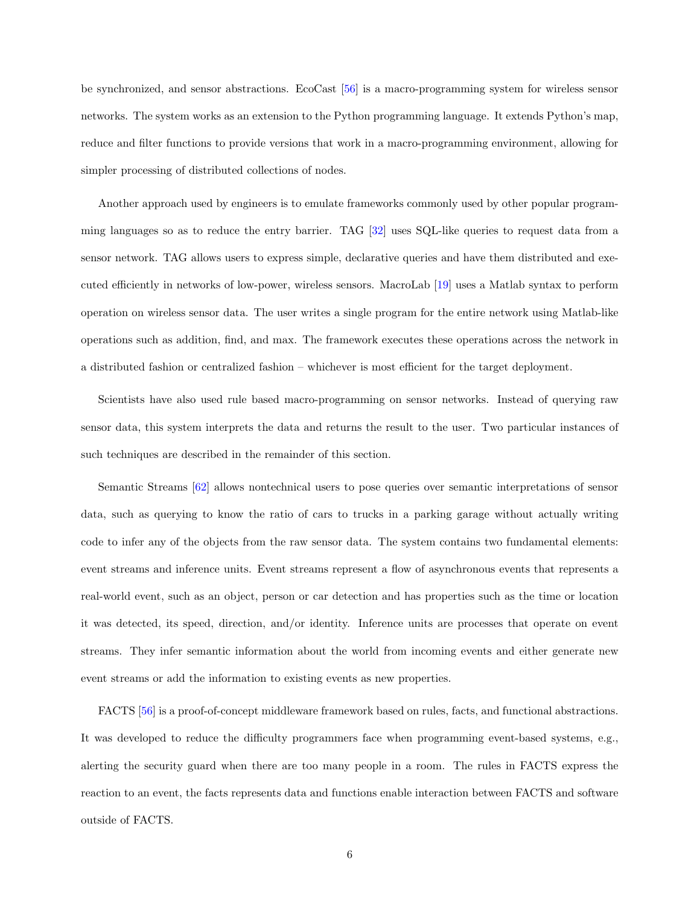be synchronized, and sensor abstractions. EcoCast [56] is a macro-programming system for wireless sensor networks. The system works as an extension to the Python programming language. It extends Python's map, reduce and filter functions to provide versions that work in a macro-programming environment, allowing for simpler processing of distributed collections of nodes.

Another approach used by engineers is to emulate frameworks commonly used by other popular programming languages so as to reduce the entry barrier. TAG [32] uses SQL-like queries to request data from a sensor network. TAG allows users to express simple, declarative queries and have them distributed and executed efficiently in networks of low-power, wireless sensors. MacroLab [19] uses a Matlab syntax to perform operation on wireless sensor data. The user writes a single program for the entire network using Matlab-like operations such as addition, find, and max. The framework executes these operations across the network in a distributed fashion or centralized fashion – whichever is most efficient for the target deployment.

Scientists have also used rule based macro-programming on sensor networks. Instead of querying raw sensor data, this system interprets the data and returns the result to the user. Two particular instances of such techniques are described in the remainder of this section.

Semantic Streams [62] allows nontechnical users to pose queries over semantic interpretations of sensor data, such as querying to know the ratio of cars to trucks in a parking garage without actually writing code to infer any of the objects from the raw sensor data. The system contains two fundamental elements: event streams and inference units. Event streams represent a flow of asynchronous events that represents a real-world event, such as an object, person or car detection and has properties such as the time or location it was detected, its speed, direction, and/or identity. Inference units are processes that operate on event streams. They infer semantic information about the world from incoming events and either generate new event streams or add the information to existing events as new properties.

FACTS [56] is a proof-of-concept middleware framework based on rules, facts, and functional abstractions. It was developed to reduce the difficulty programmers face when programming event-based systems, e.g., alerting the security guard when there are too many people in a room. The rules in FACTS express the reaction to an event, the facts represents data and functions enable interaction between FACTS and software outside of FACTS.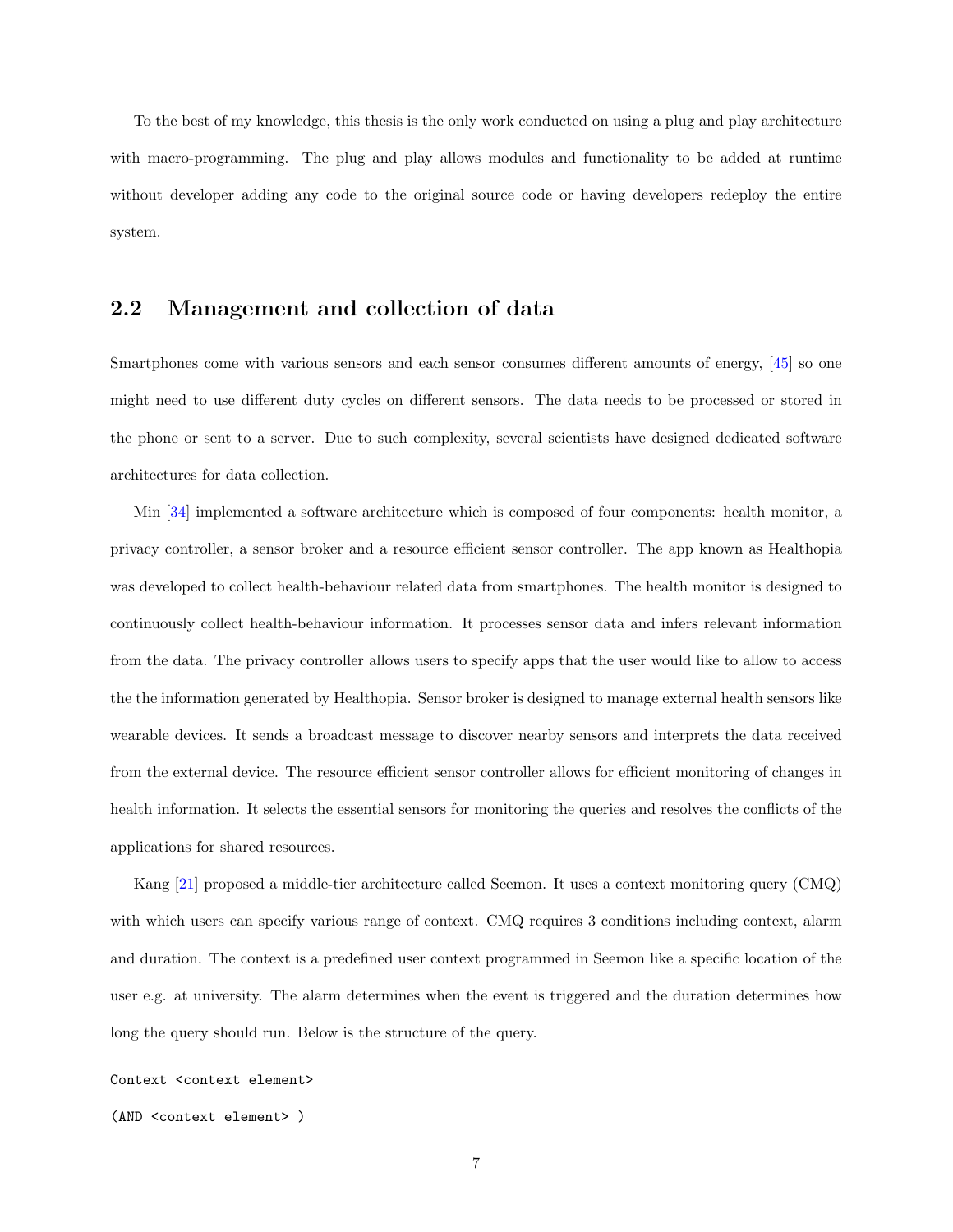To the best of my knowledge, this thesis is the only work conducted on using a plug and play architecture with macro-programming. The plug and play allows modules and functionality to be added at runtime without developer adding any code to the original source code or having developers redeploy the entire system.

## 2.2 Management and collection of data

Smartphones come with various sensors and each sensor consumes different amounts of energy, [45] so one might need to use different duty cycles on different sensors. The data needs to be processed or stored in the phone or sent to a server. Due to such complexity, several scientists have designed dedicated software architectures for data collection.

Min [34] implemented a software architecture which is composed of four components: health monitor, a privacy controller, a sensor broker and a resource efficient sensor controller. The app known as Healthopia was developed to collect health-behaviour related data from smartphones. The health monitor is designed to continuously collect health-behaviour information. It processes sensor data and infers relevant information from the data. The privacy controller allows users to specify apps that the user would like to allow to access the the information generated by Healthopia. Sensor broker is designed to manage external health sensors like wearable devices. It sends a broadcast message to discover nearby sensors and interprets the data received from the external device. The resource efficient sensor controller allows for efficient monitoring of changes in health information. It selects the essential sensors for monitoring the queries and resolves the conflicts of the applications for shared resources.

Kang [21] proposed a middle-tier architecture called Seemon. It uses a context monitoring query (CMQ) with which users can specify various range of context. CMQ requires 3 conditions including context, alarm and duration. The context is a predefined user context programmed in Seemon like a specific location of the user e.g. at university. The alarm determines when the event is triggered and the duration determines how long the query should run. Below is the structure of the query.

```
Context <context element>
(AND <context element> )
```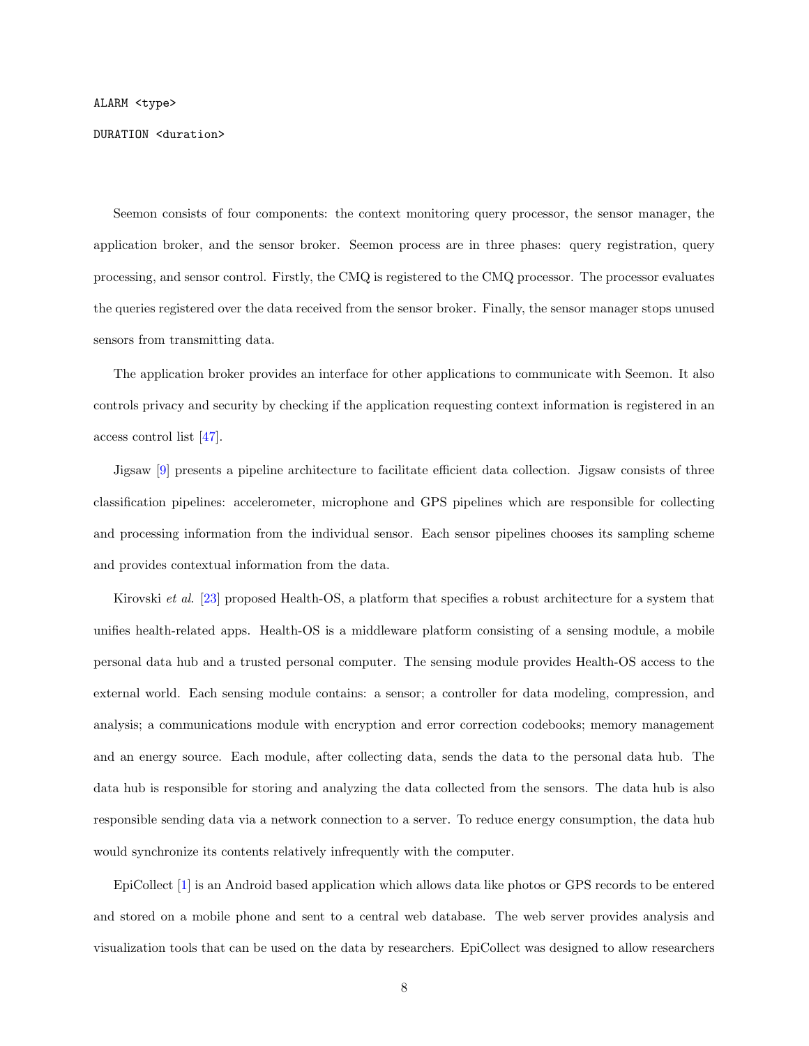```
ALARM <type>
DURATION <duration>
```

Seemon consists of four components: the context monitoring query processor, the sensor manager, the application broker, and the sensor broker. Seemon process are in three phases: query registration, query processing, and sensor control. Firstly, the CMQ is registered to the CMQ processor. The processor evaluates the queries registered over the data received from the sensor broker. Finally, the sensor manager stops unused sensors from transmitting data.

The application broker provides an interface for other applications to communicate with Seemon. It also controls privacy and security by checking if the application requesting context information is registered in an access control list [47].

Jigsaw [9] presents a pipeline architecture to facilitate efficient data collection. Jigsaw consists of three classification pipelines: accelerometer, microphone and GPS pipelines which are responsible for collecting and processing information from the individual sensor. Each sensor pipelines chooses its sampling scheme and provides contextual information from the data.

Kirovski *et al.* [23] proposed Health-OS, a platform that specifies a robust architecture for a system that unifies health-related apps. Health-OS is a middleware platform consisting of a sensing module, a mobile personal data hub and a trusted personal computer. The sensing module provides Health-OS access to the external world. Each sensing module contains: a sensor; a controller for data modeling, compression, and analysis; a communications module with encryption and error correction codebooks; memory management and an energy source. Each module, after collecting data, sends the data to the personal data hub. The data hub is responsible for storing and analyzing the data collected from the sensors. The data hub is also responsible sending data via a network connection to a server. To reduce energy consumption, the data hub would synchronize its contents relatively infrequently with the computer.

EpiCollect [1] is an Android based application which allows data like photos or GPS records to be entered and stored on a mobile phone and sent to a central web database. The web server provides analysis and visualization tools that can be used on the data by researchers. EpiCollect was designed to allow researchers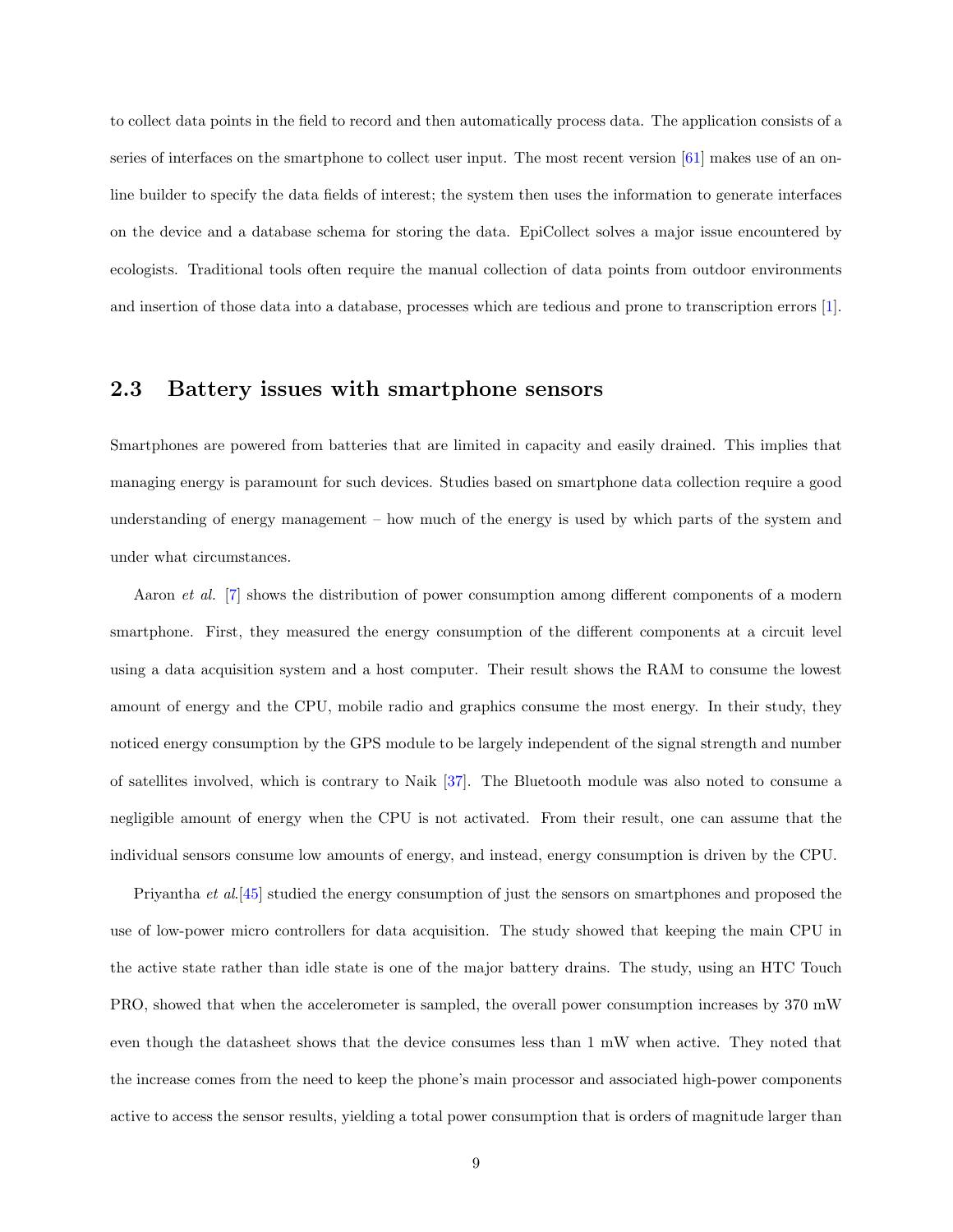to collect data points in the field to record and then automatically process data. The application consists of a series of interfaces on the smartphone to collect user input. The most recent version [61] makes use of an online builder to specify the data fields of interest; the system then uses the information to generate interfaces on the device and a database schema for storing the data. EpiCollect solves a major issue encountered by ecologists. Traditional tools often require the manual collection of data points from outdoor environments and insertion of those data into a database, processes which are tedious and prone to transcription errors [1].

## 2.3 Battery issues with smartphone sensors

Smartphones are powered from batteries that are limited in capacity and easily drained. This implies that managing energy is paramount for such devices. Studies based on smartphone data collection require a good understanding of energy management – how much of the energy is used by which parts of the system and under what circumstances.

Aaron *et al.* [7] shows the distribution of power consumption among different components of a modern smartphone. First, they measured the energy consumption of the different components at a circuit level using a data acquisition system and a host computer. Their result shows the RAM to consume the lowest amount of energy and the CPU, mobile radio and graphics consume the most energy. In their study, they noticed energy consumption by the GPS module to be largely independent of the signal strength and number of satellites involved, which is contrary to Naik [37]. The Bluetooth module was also noted to consume a negligible amount of energy when the CPU is not activated. From their result, one can assume that the individual sensors consume low amounts of energy, and instead, energy consumption is driven by the CPU.

Priyantha *et al*.[45] studied the energy consumption of just the sensors on smartphones and proposed the use of low-power micro controllers for data acquisition. The study showed that keeping the main CPU in the active state rather than idle state is one of the major battery drains. The study, using an HTC Touch PRO, showed that when the accelerometer is sampled, the overall power consumption increases by 370 mW even though the datasheet shows that the device consumes less than 1 mW when active. They noted that the increase comes from the need to keep the phone's main processor and associated high-power components active to access the sensor results, yielding a total power consumption that is orders of magnitude larger than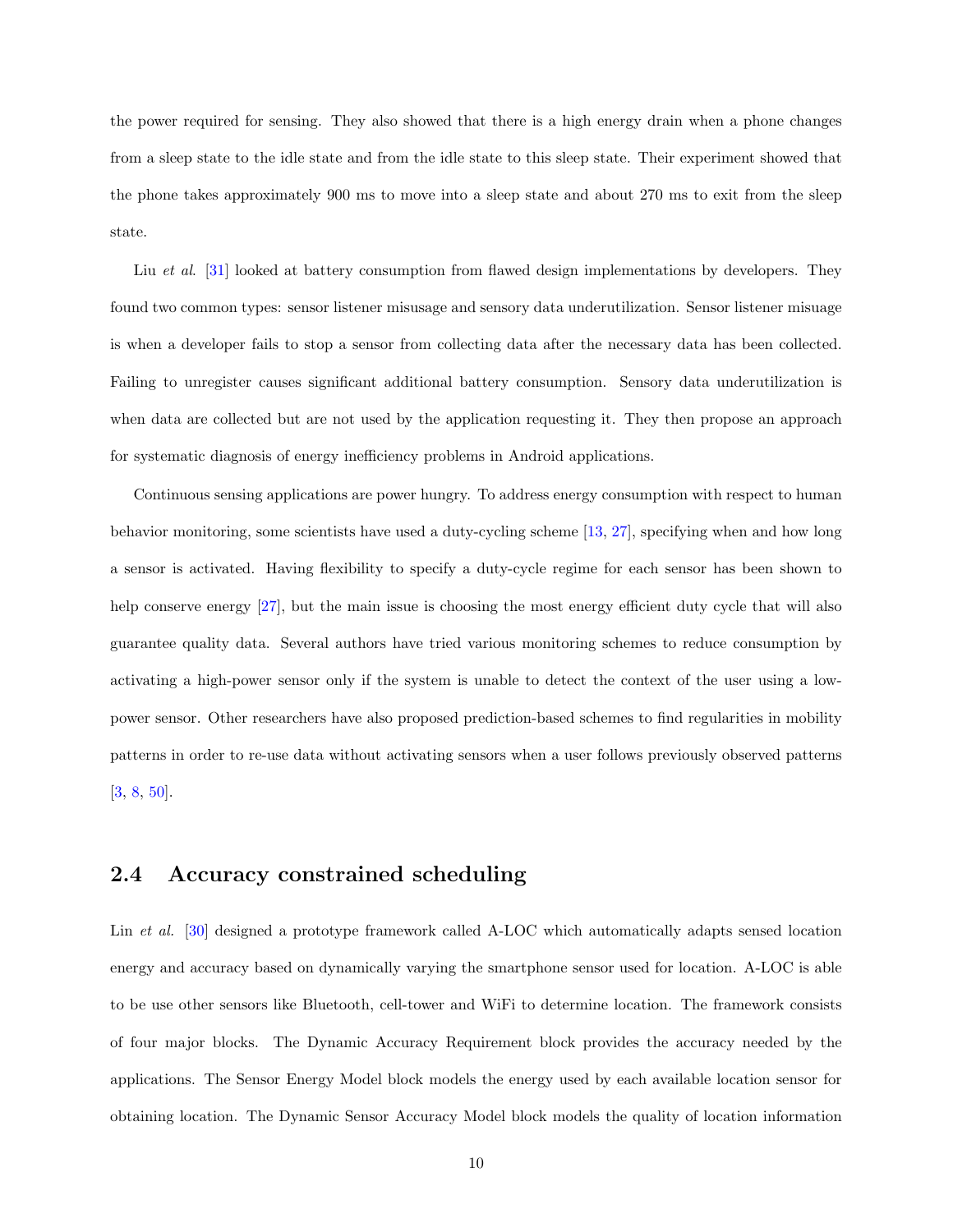the power required for sensing. They also showed that there is a high energy drain when a phone changes from a sleep state to the idle state and from the idle state to this sleep state. Their experiment showed that the phone takes approximately 900 ms to move into a sleep state and about 270 ms to exit from the sleep state.

Liu *et al*. [31] looked at battery consumption from flawed design implementations by developers. They found two common types: sensor listener misusage and sensory data underutilization. Sensor listener misuage is when a developer fails to stop a sensor from collecting data after the necessary data has been collected. Failing to unregister causes significant additional battery consumption. Sensory data underutilization is when data are collected but are not used by the application requesting it. They then propose an approach for systematic diagnosis of energy inefficiency problems in Android applications.

Continuous sensing applications are power hungry. To address energy consumption with respect to human behavior monitoring, some scientists have used a duty-cycling scheme [13, 27], specifying when and how long a sensor is activated. Having flexibility to specify a duty-cycle regime for each sensor has been shown to help conserve energy [27], but the main issue is choosing the most energy efficient duty cycle that will also guarantee quality data. Several authors have tried various monitoring schemes to reduce consumption by activating a high-power sensor only if the system is unable to detect the context of the user using a low-power sensor. Other researchers have also proposed prediction-based schemes to find regularities in mobility patterns in order to re-use data without activating sensors when a user follows previously observed patterns [3, 8, 50].

## 2.4 Accuracy constrained scheduling

Lin *et al*. [30] designed a prototype framework called A-LOC which automatically adapts sensed location energy and accuracy based on dynamically varying the smartphone sensor used for location. A-LOC is able to be use other sensors like Bluetooth, cell-tower and WiFi to determine location. The framework consists of four major blocks. The Dynamic Accuracy Requirement block provides the accuracy needed by the applications. The Sensor Energy Model block models the energy used by each available location sensor for obtaining location. The Dynamic Sensor Accuracy Model block models the quality of location information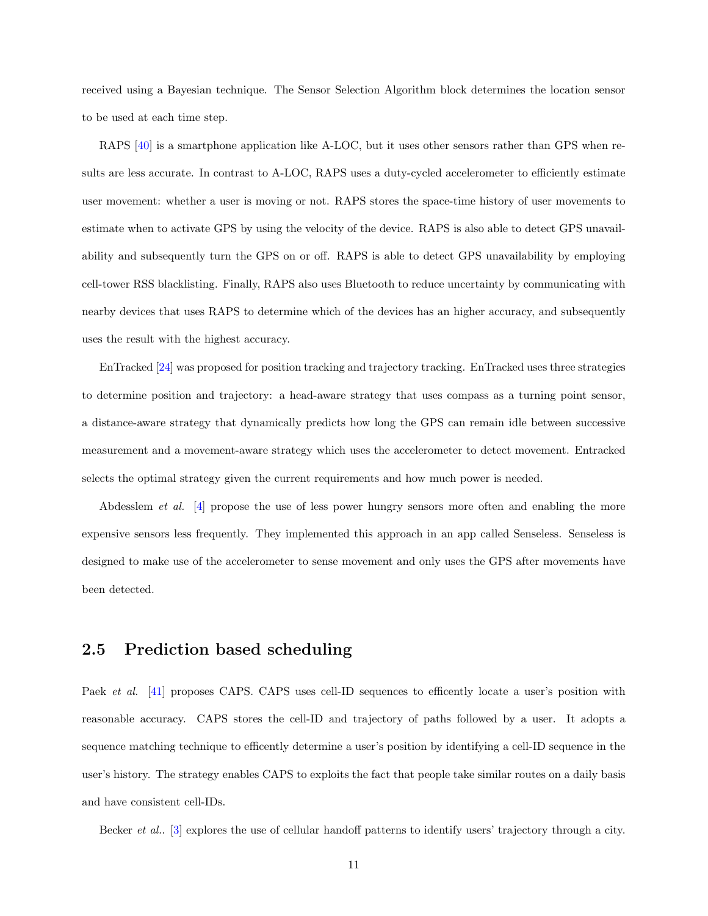received using a Bayesian technique. The Sensor Selection Algorithm block determines the location sensor to be used at each time step.

RAPS [40] is a smartphone application like A-LOC, but it uses other sensors rather than GPS when results are less accurate. In contrast to A-LOC, RAPS uses a duty-cycled accelerometer to efficiently estimate user movement: whether a user is moving or not. RAPS stores the space-time history of user movements to estimate when to activate GPS by using the velocity of the device. RAPS is also able to detect GPS unavailability and subsequently turn the GPS on or off. RAPS is able to detect GPS unavailability by employing cell-tower RSS blacklisting. Finally, RAPS also uses Bluetooth to reduce uncertainty by communicating with nearby devices that uses RAPS to determine which of the devices has an higher accuracy, and subsequently uses the result with the highest accuracy.

EnTracked [24] was proposed for position tracking and trajectory tracking. EnTracked uses three strategies to determine position and trajectory: a head-aware strategy that uses compass as a turning point sensor, a distance-aware strategy that dynamically predicts how long the GPS can remain idle between successive measurement and a movement-aware strategy which uses the accelerometer to detect movement. Entracked selects the optimal strategy given the current requirements and how much power is needed.

Abdesslem *et al.* [4] propose the use of less power hungry sensors more often and enabling the more expensive sensors less frequently. They implemented this approach in an app called Senseless. Senseless is designed to make use of the accelerometer to sense movement and only uses the GPS after movements have been detected.

## 2.5 Prediction based scheduling

Paek *et al.* [41] proposes CAPS. CAPS uses cell-ID sequences to efficently locate a user's position with reasonable accuracy. CAPS stores the cell-ID and trajectory of paths followed by a user. It adopts a sequence matching technique to efficently determine a user's position by identifying a cell-ID sequence in the user's history. The strategy enables CAPS to exploits the fact that people take similar routes on a daily basis and have consistent cell-IDs.

Becker *et al.*. [3] explores the use of cellular handoff patterns to identify users' trajectory through a city.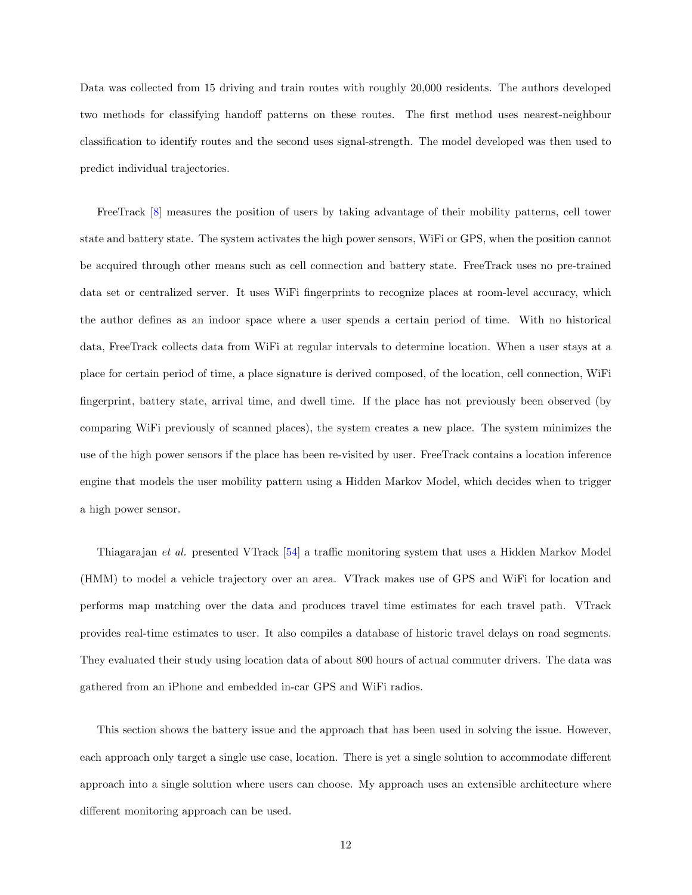Data was collected from 15 driving and train routes with roughly 20,000 residents. The authors developed two methods for classifying handoff patterns on these routes. The first method uses nearest-neighbour classification to identify routes and the second uses signal-strength. The model developed was then used to predict individual trajectories.

FreeTrack [8] measures the position of users by taking advantage of their mobility patterns, cell tower state and battery state. The system activates the high power sensors, WiFi or GPS, when the position cannot be acquired through other means such as cell connection and battery state. FreeTrack uses no pre-trained data set or centralized server. It uses WiFi fingerprints to recognize places at room-level accuracy, which the author defines as an indoor space where a user spends a certain period of time. With no historical data, FreeTrack collects data from WiFi at regular intervals to determine location. When a user stays at a place for certain period of time, a place signature is derived composed, of the location, cell connection, WiFi fingerprint, battery state, arrival time, and dwell time. If the place has not previously been observed (by comparing WiFi previously of scanned places), the system creates a new place. The system minimizes the use of the high power sensors if the place has been re-visited by user. FreeTrack contains a location inference engine that models the user mobility pattern using a Hidden Markov Model, which decides when to trigger a high power sensor.

Thiagarajan *et al.* presented VTrack [54] a traffic monitoring system that uses a Hidden Markov Model (HMM) to model a vehicle trajectory over an area. VTrack makes use of GPS and WiFi for location and performs map matching over the data and produces travel time estimates for each travel path. VTrack provides real-time estimates to user. It also compiles a database of historic travel delays on road segments. They evaluated their study using location data of about 800 hours of actual commuter drivers. The data was gathered from an iPhone and embedded in-car GPS and WiFi radios.

This section shows the battery issue and the approach that has been used in solving the issue. However, each approach only target a single use case, location. There is yet a single solution to accommodate different approach into a single solution where users can choose. My approach uses an extensible architecture where different monitoring approach can be used.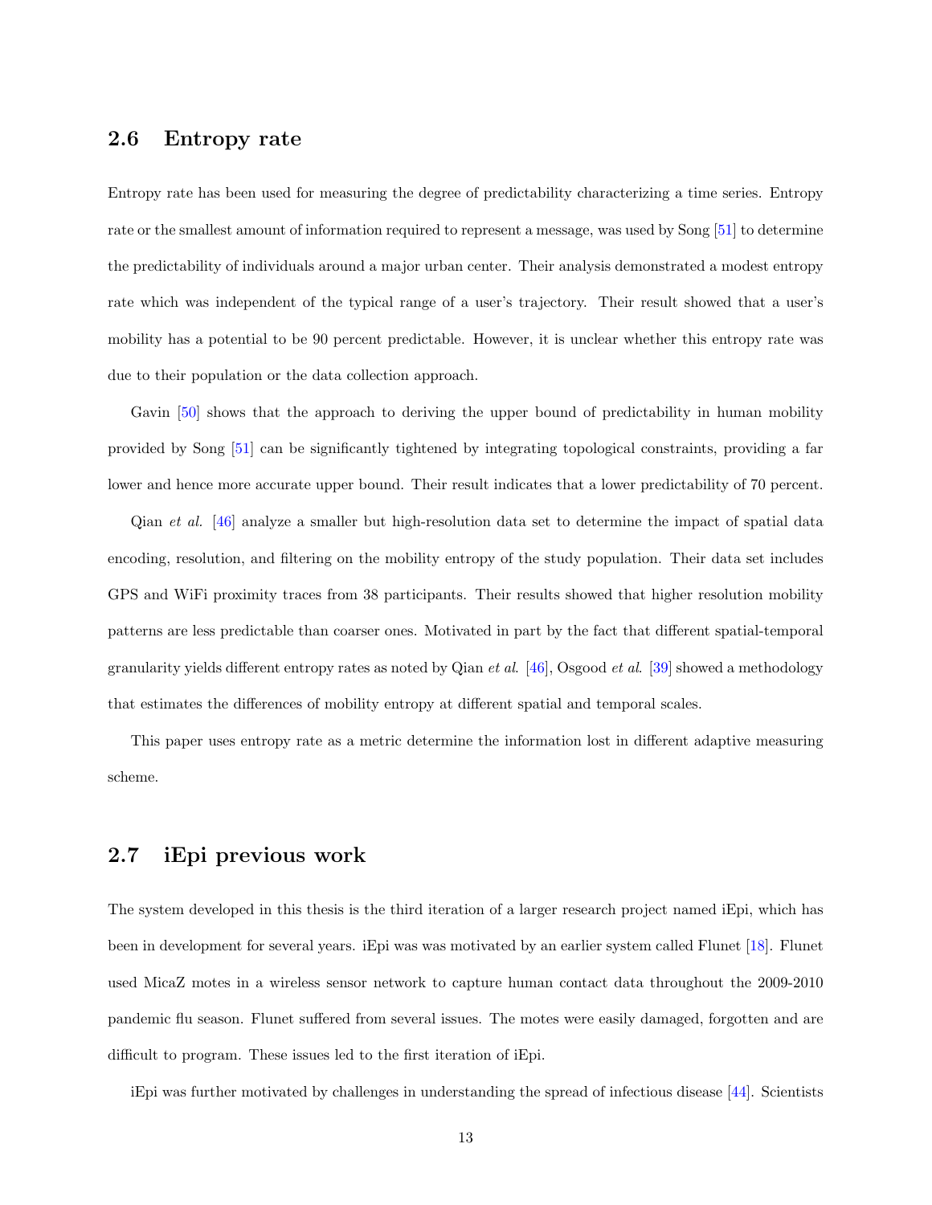## 2.6 Entropy rate

Entropy rate has been used for measuring the degree of predictability characterizing a time series. Entropy rate or the smallest amount of information required to represent a message, was used by Song [51] to determine the predictability of individuals around a major urban center. Their analysis demonstrated a modest entropy rate which was independent of the typical range of a user's trajectory. Their result showed that a user's mobility has a potential to be 90 percent predictable. However, it is unclear whether this entropy rate was due to their population or the data collection approach.

Gavin [50] shows that the approach to deriving the upper bound of predictability in human mobility provided by Song [51] can be significantly tightened by integrating topological constraints, providing a far lower and hence more accurate upper bound. Their result indicates that a lower predictability of 70 percent.

Qian *et al*. [46] analyze a smaller but high-resolution data set to determine the impact of spatial data encoding, resolution, and filtering on the mobility entropy of the study population. Their data set includes GPS and WiFi proximity traces from 38 participants. Their results showed that higher resolution mobility patterns are less predictable than coarser ones. Motivated in part by the fact that different spatial-temporal granularity yields different entropy rates as noted by Qian *et al*. [46], Osgood *et al*. [39] showed a methodology that estimates the differences of mobility entropy at different spatial and temporal scales.

This paper uses entropy rate as a metric determine the information lost in different adaptive measuring scheme.

## 2.7 iEpi previous work

The system developed in this thesis is the third iteration of a larger research project named iEpi, which has been in development for several years. iEpi was was motivated by an earlier system called Flunet [18]. Flunet used MicaZ motes in a wireless sensor network to capture human contact data throughout the 2009-2010 pandemic flu season. Flunet suffered from several issues. The motes were easily damaged, forgotten and are difficult to program. These issues led to the first iteration of iEpi.

iEpi was further motivated by challenges in understanding the spread of infectious disease [44]. Scientists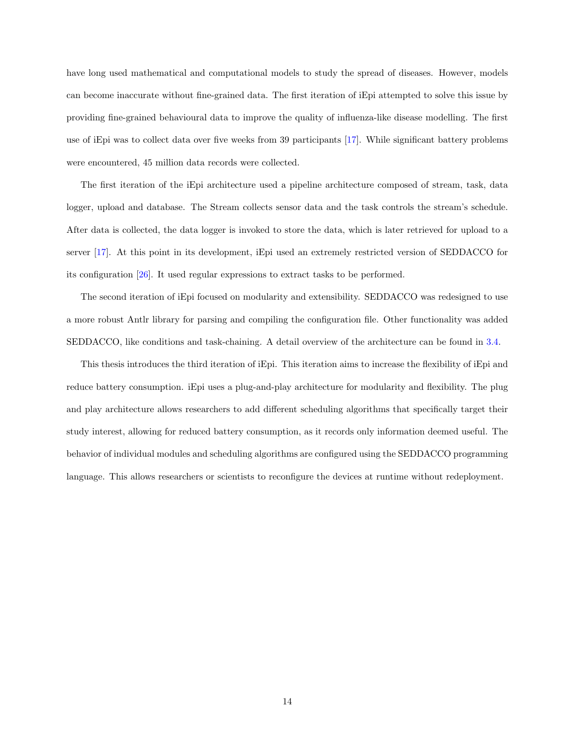have long used mathematical and computational models to study the spread of diseases. However, models can become inaccurate without fine-grained data. The first iteration of iEpi attempted to solve this issue by providing fine-grained behavioural data to improve the quality of influenza-like disease modelling. The first use of iEpi was to collect data over five weeks from 39 participants [17]. While significant battery problems were encountered, 45 million data records were collected.

The first iteration of the iEpi architecture used a pipeline architecture composed of stream, task, data logger, upload and database. The Stream collects sensor data and the task controls the stream's schedule. After data is collected, the data logger is invoked to store the data, which is later retrieved for upload to a server [17]. At this point in its development, iEpi used an extremely restricted version of SEDDACCO for its configuration [26]. It used regular expressions to extract tasks to be performed.

The second iteration of iEpi focused on modularity and extensibility. SEDDACCO was redesigned to use a more robust Antlr library for parsing and compiling the configuration file. Other functionality was added SEDDACCO, like conditions and task-chaining. A detail overview of the architecture can be found in 3.4.

This thesis introduces the third iteration of iEpi. This iteration aims to increase the flexibility of iEpi and reduce battery consumption. iEpi uses a plug-and-play architecture for modularity and flexibility. The plug and play architecture allows researchers to add different scheduling algorithms that specifically target their study interest, allowing for reduced battery consumption, as it records only information deemed useful. The behavior of individual modules and scheduling algorithms are configured using the SEDDACCO programming language. This allows researchers or scientists to reconfigure the devices at runtime without redeployment.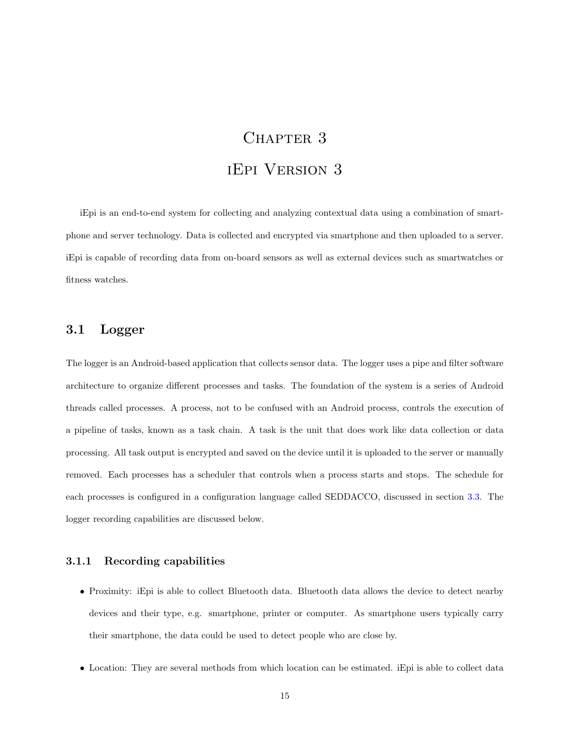# Chapter 3

# iEpi Version 3

iEpi is an end-to-end system for collecting and analyzing contextual data using a combination of smartphone and server technology. Data is collected and encrypted via smartphone and then uploaded to a server. iEpi is capable of recording data from on-board sensors as well as external devices such as smartwatches or fitness watches.

## 3.1 Logger

The logger is an Android-based application that collects sensor data. The logger uses a pipe and filter software architecture to organize different processes and tasks. The foundation of the system is a series of Android threads called processes. A process, not to be confused with an Android process, controls the execution of a pipeline of tasks, known as a task chain. A task is the unit that does work like data collection or data processing. All task output is encrypted and saved on the device until it is uploaded to the server or manually removed. Each processes has a scheduler that controls when a process starts and stops. The schedule for each processes is configured in a configuration language called SEDDACCO, discussed in section 3.3. The logger recording capabilities are discussed below.

### 3.1.1 Recording capabilities

- Proximity: iEpi is able to collect Bluetooth data. Bluetooth data allows the device to detect nearby devices and their type, e.g. smartphone, printer or computer. As smartphone users typically carry their smartphone, the data could be used to detect people who are close by.
- Location: They are several methods from which location can be estimated. iEpi is able to collect data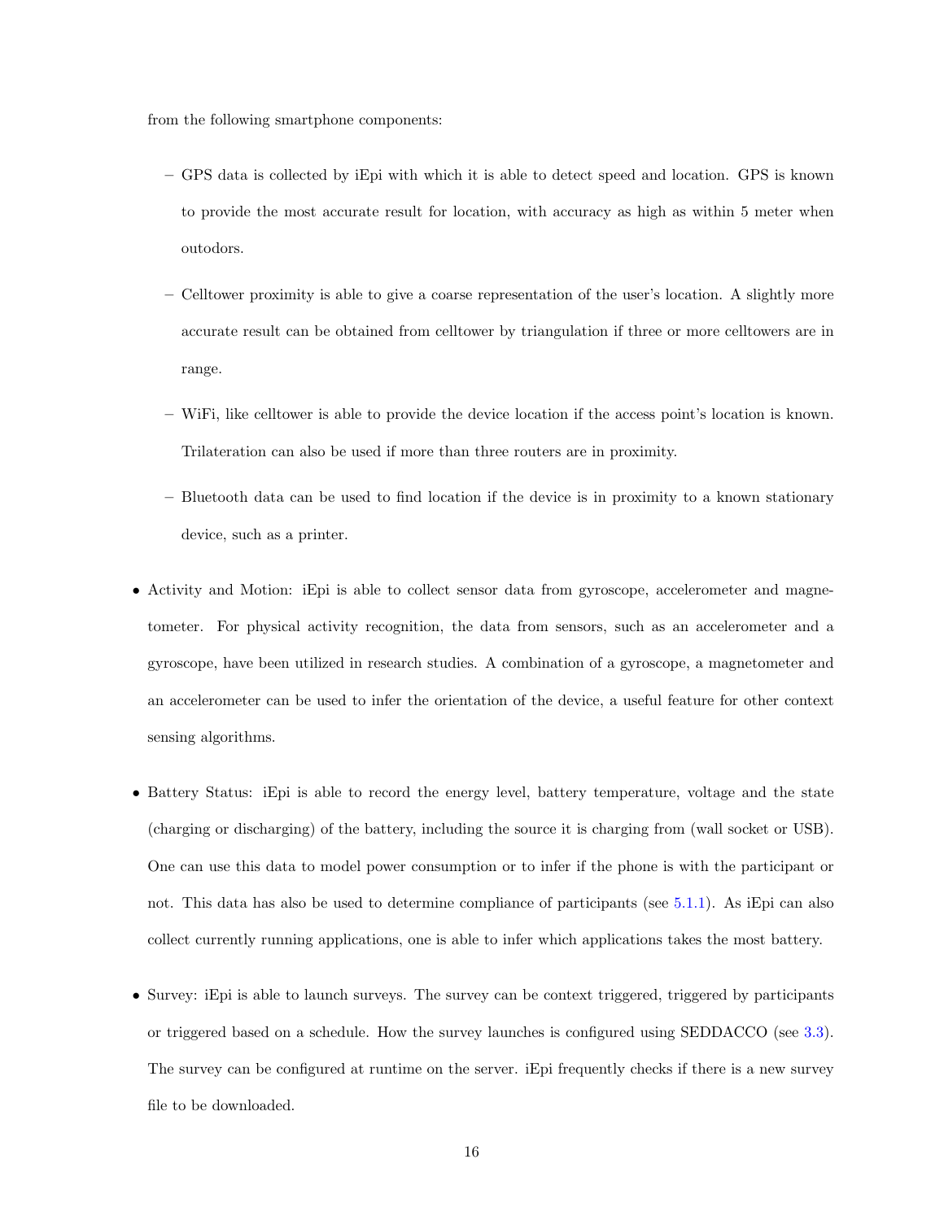from the following smartphone components:

  - GPS data is collected by iEpi with which it is able to detect speed and location. GPS is known to provide the most accurate result for location, with accuracy as high as within 5 meter when outodors.
  - Celltower proximity is able to give a coarse representation of the user's location. A slightly more accurate result can be obtained from celltower by triangulation if three or more celltowers are in range.
  - WiFi, like celltower is able to provide the device location if the access point's location is known. Trilateration can also be used if more than three routers are in proximity.
  - Bluetooth data can be used to find location if the device is in proximity to a known stationary device, such as a printer.

- Activity and Motion: iEpi is able to collect sensor data from gyroscope, accelerometer and magnetometer. For physical activity recognition, the data from sensors, such as an accelerometer and a gyroscope, have been utilized in research studies. A combination of a gyroscope, a magnetometer and an accelerometer can be used to infer the orientation of the device, a useful feature for other context sensing algorithms.
- Battery Status: iEpi is able to record the energy level, battery temperature, voltage and the state (charging or discharging) of the battery, including the source it is charging from (wall socket or USB). One can use this data to model power consumption or to infer if the phone is with the participant or not. This data has also be used to determine compliance of participants (see 5.1.1). As iEpi can also collect currently running applications, one is able to infer which applications takes the most battery.
- Survey: iEpi is able to launch surveys. The survey can be context triggered, triggered by participants or triggered based on a schedule. How the survey launches is configured using SEDDACCO (see 3.3). The survey can be configured at runtime on the server. iEpi frequently checks if there is a new survey file to be downloaded.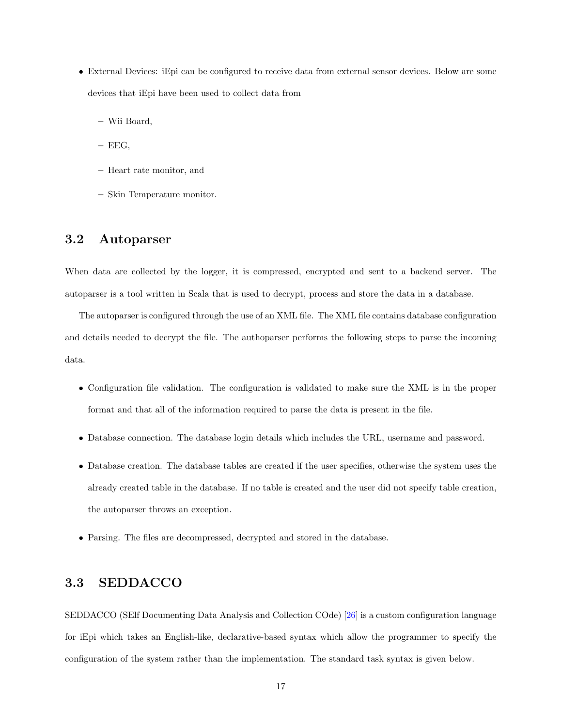- External Devices: iEpi can be configured to receive data from external sensor devices. Below are some devices that iEpi have been used to collect data from
  - Wii Board,
  - EEG,
  - Heart rate monitor, and
  - Skin Temperature monitor.

## 3.2 Autoparser

When data are collected by the logger, it is compressed, encrypted and sent to a backend server. The autoparser is a tool written in Scala that is used to decrypt, process and store the data in a database.

The autoparser is configured through the use of an XML file. The XML file contains database configuration and details needed to decrypt the file. The authoparser performs the following steps to parse the incoming data.

- Configuration file validation. The configuration is validated to make sure the XML is in the proper format and that all of the information required to parse the data is present in the file.
- Database connection. The database login details which includes the URL, username and password.
- Database creation. The database tables are created if the user specifies, otherwise the system uses the already created table in the database. If no table is created and the user did not specify table creation, the autoparser throws an exception.
- Parsing. The files are decompressed, decrypted and stored in the database.

## 3.3 SEDDACCO

SEDDACCO (SElf Documenting Data Analysis and Collection COde) [26] is a custom configuration language for iEpi which takes an English-like, declarative-based syntax which allow the programmer to specify the configuration of the system rather than the implementation. The standard task syntax is given below.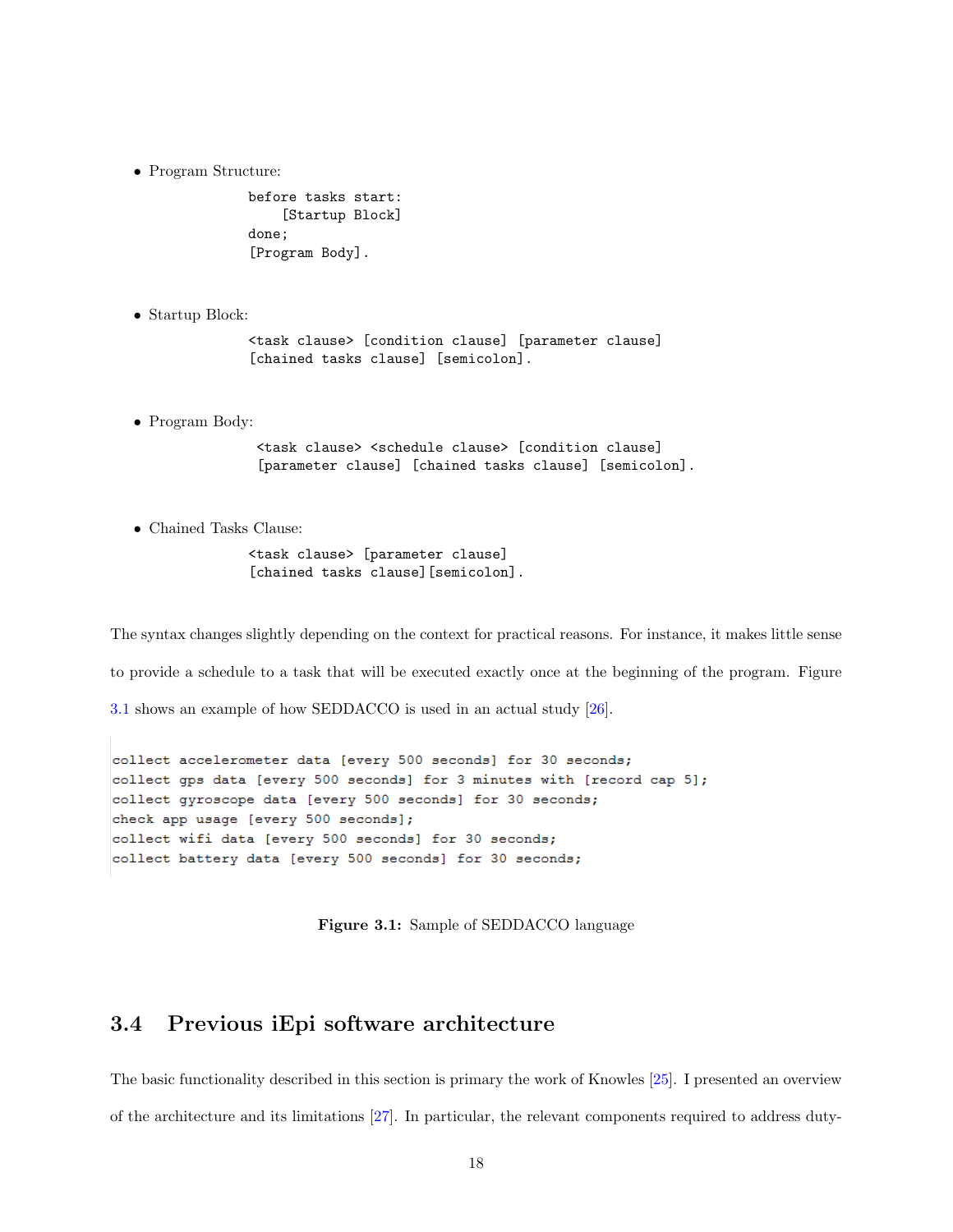- Program Structure:

```
before tasks start:
    [Startup Block]
done;
[Program Body].
```

- Startup Block:

```
<task clause> [condition clause] [parameter clause]
[chained tasks clause] [semicolon].
```

- Program Body:

```
<task clause> <schedule clause> [condition clause]
[parameter clause] [chained tasks clause] [semicolon].
```

- Chained Tasks Clause:

```
<task clause> [parameter clause]
[chained tasks clause][semicolon].
```

The syntax changes slightly depending on the context for practical reasons. For instance, it makes little sense to provide a schedule to a task that will be executed exactly once at the beginning of the program. Figure 3.1 shows an example of how SEDDACCO is used in an actual study [26].

```
collect accelerometer data [every 500 seconds] for 30 seconds;
collect gps data [every 500 seconds] for 3 minutes with [record cap 5];
collect gyroscope data [every 500 seconds] for 30 seconds;
check app usage [every 500 seconds];
collect wifi data [every 500 seconds] for 30 seconds;
collect battery data [every 500 seconds] for 30 seconds;
```

**Figure 3.1:** Sample of SEDDACCO language

## 3.4 Previous iEpi software architecture

The basic functionality described in this section is primary the work of Knowles [25]. I presented an overview of the architecture and its limitations [27]. In particular, the relevant components required to address duty-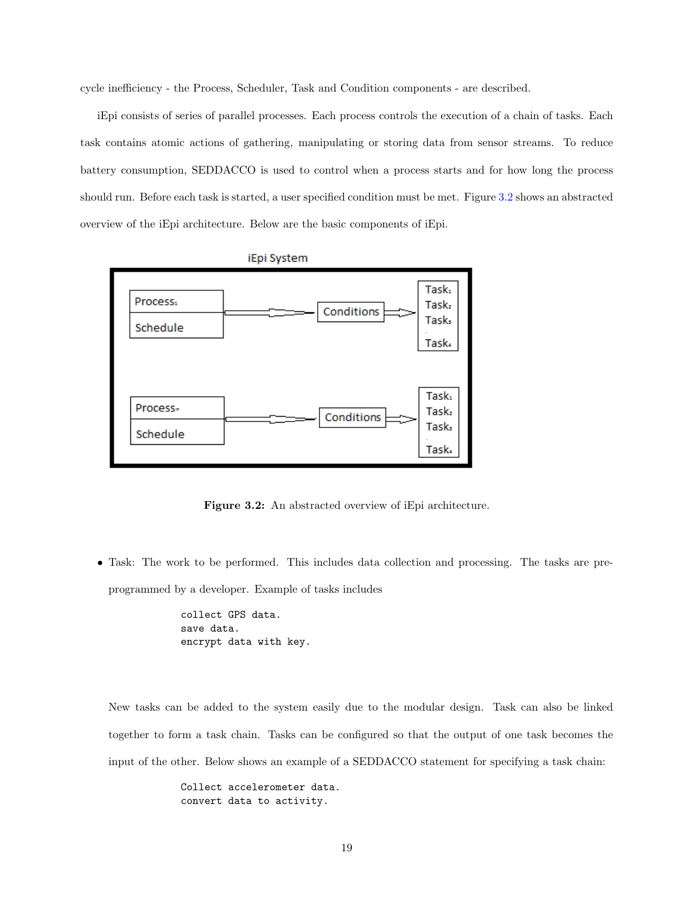cycle inefficiency - the Process, Scheduler, Task and Condition components - are described.

iEpi consists of series of parallel processes. Each process controls the execution of a chain of tasks. Each task contains atomic actions of gathering, manipulating or storing data from sensor streams. To reduce battery consumption, SEDDACCO is used to control when a process starts and for how long the process should run. Before each task is started, a user specified condition must be met. Figure 3.2 shows an abstracted overview of the iEpi architecture. Below are the basic components of iEpi.

**Figure 3.2:** An abstracted overview of iEpi architecture.

- Task: The work to be performed. This includes data collection and processing. The tasks are pre-programmed by a developer. Example of tasks includes

  ```
  collect GPS data.
  save data.
  encrypt data with key.
  ```

  New tasks can be added to the system easily due to the modular design. Task can also be linked together to form a task chain. Tasks can be configured so that the output of one task becomes the input of the other. Below shows an example of a SEDDACCO statement for specifying a task chain:

  ```
  Collect accelerometer data.
  convert data to activity.
  ```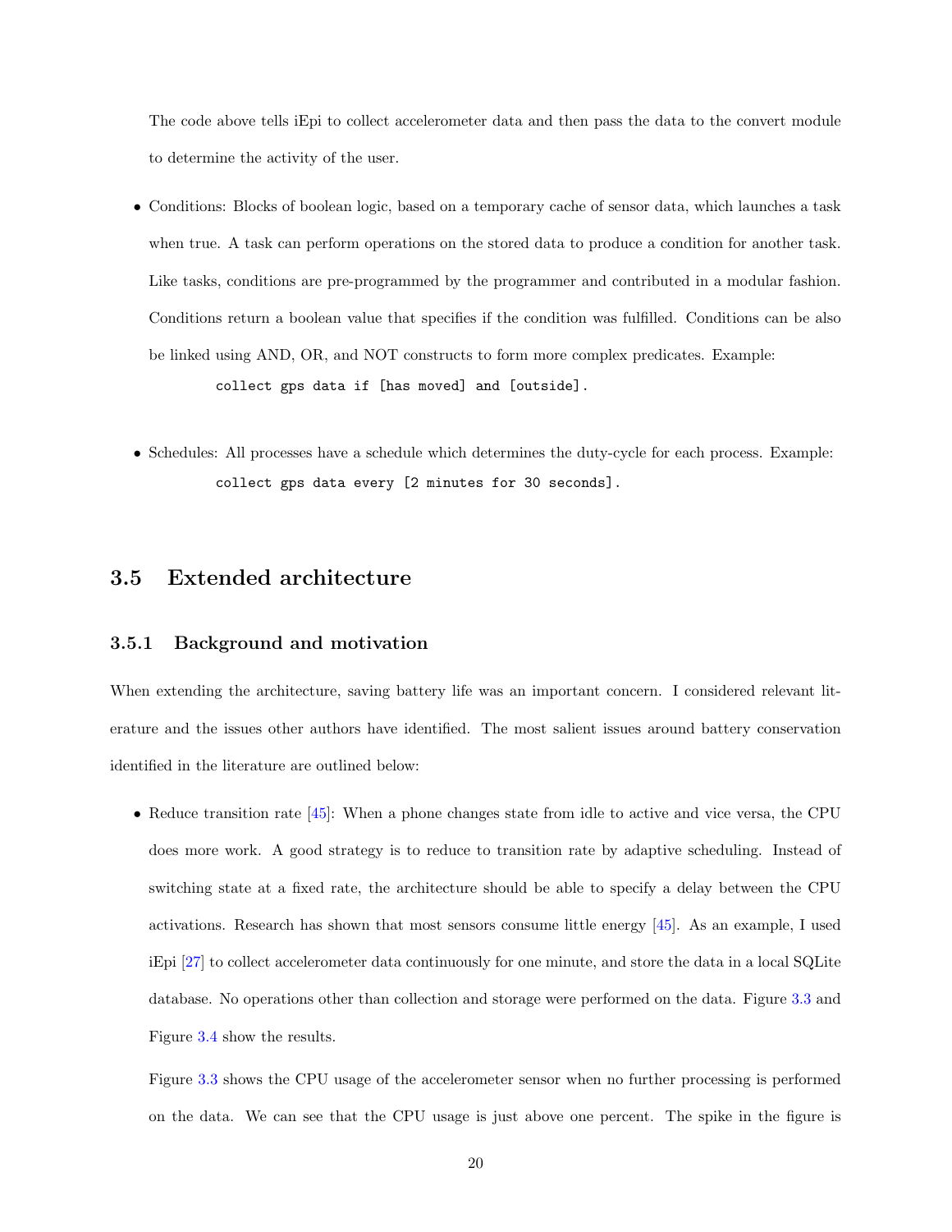The code above tells iEpi to collect accelerometer data and then pass the data to the convert module to determine the activity of the user.

- Conditions: Blocks of boolean logic, based on a temporary cache of sensor data, which launches a task when true. A task can perform operations on the stored data to produce a condition for another task. Like tasks, conditions are pre-programmed by the programmer and contributed in a modular fashion. Conditions return a boolean value that specifies if the condition was fulfilled. Conditions can be also be linked using AND, OR, and NOT constructs to form more complex predicates. Example:

```
collect gps data if [has moved] and [outside].
```

- Schedules: All processes have a schedule which determines the duty-cycle for each process. Example:

```
collect gps data every [2 minutes for 30 seconds].
```

## 3.5 Extended architecture

### 3.5.1 Background and motivation

When extending the architecture, saving battery life was an important concern. I considered relevant literature and the issues other authors have identified. The most salient issues around battery conservation identified in the literature are outlined below:

- Reduce transition rate [45]: When a phone changes state from idle to active and vice versa, the CPU does more work. A good strategy is to reduce to transition rate by adaptive scheduling. Instead of switching state at a fixed rate, the architecture should be able to specify a delay between the CPU activations. Research has shown that most sensors consume little energy [45]. As an example, I used iEpi [27] to collect accelerometer data continuously for one minute, and store the data in a local SQLite database. No operations other than collection and storage were performed on the data. Figure 3.3 and Figure 3.4 show the results.

  Figure 3.3 shows the CPU usage of the accelerometer sensor when no further processing is performed on the data. We can see that the CPU usage is just above one percent. The spike in the figure is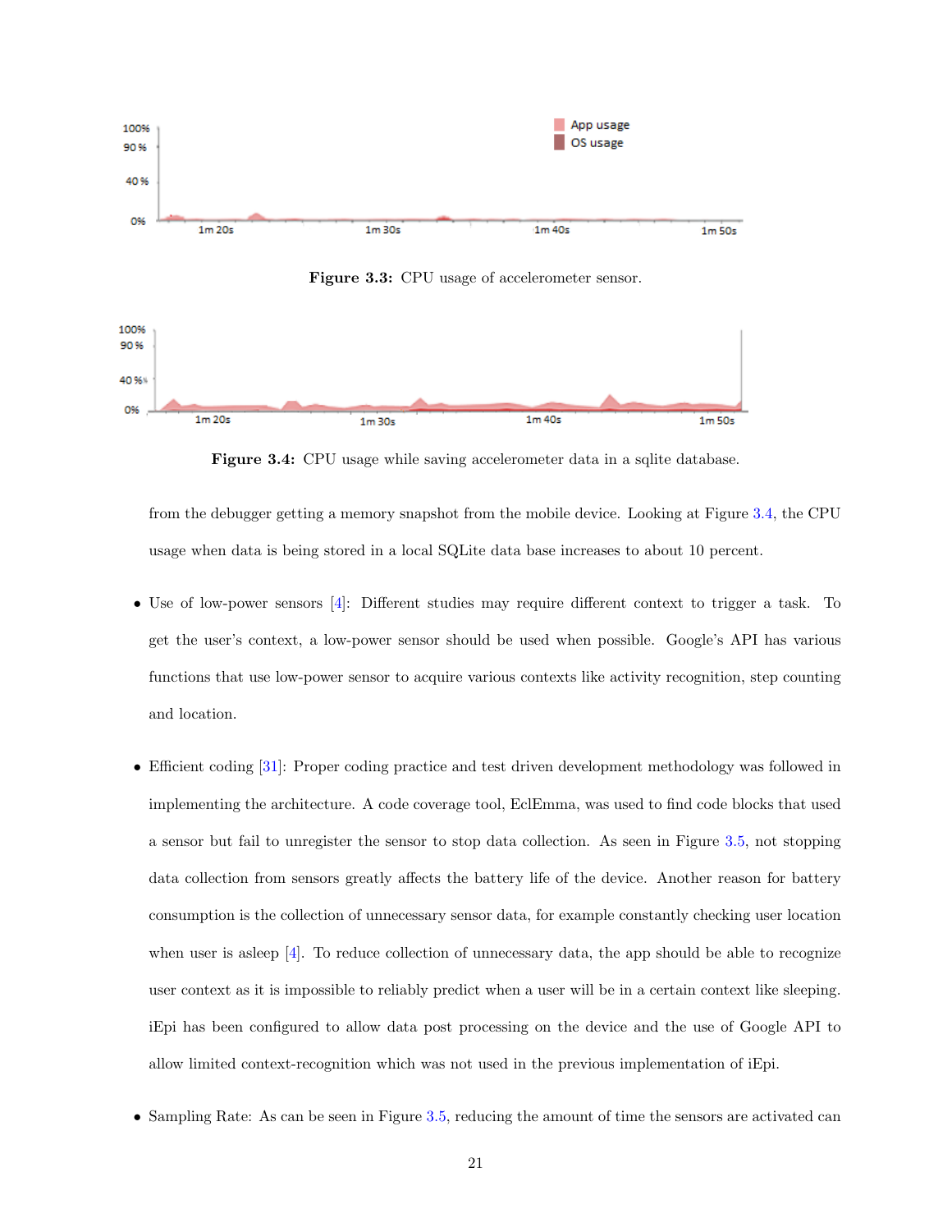Figure 3.3: CPU usage of accelerometer sensor.

Figure 3.4: CPU usage while saving accelerometer data in a sqlite database.

from the debugger getting a memory snapshot from the mobile device. Looking at Figure 3.4, the CPU usage when data is being stored in a local SQLite data base increases to about 10 percent.

- Use of low-power sensors [4]: Different studies may require different context to trigger a task. To get the user's context, a low-power sensor should be used when possible. Google's API has various functions that use low-power sensor to acquire various contexts like activity recognition, step counting and location.

- Efficient coding [31]: Proper coding practice and test driven development methodology was followed in implementing the architecture. A code coverage tool, EclEmma, was used to find code blocks that used a sensor but fail to unregister the sensor to stop data collection. As seen in Figure 3.5, not stopping data collection from sensors greatly affects the battery life of the device. Another reason for battery consumption is the collection of unnecessary sensor data, for example constantly checking user location when user is asleep [4]. To reduce collection of unnecessary data, the app should be able to recognize user context as it is impossible to reliably predict when a user will be in a certain context like sleeping. iEpi has been configured to allow data post processing on the device and the use of Google API to allow limited context-recognition which was not used in the previous implementation of iEpi.

- Sampling Rate: As can be seen in Figure 3.5, reducing the amount of time the sensors are activated can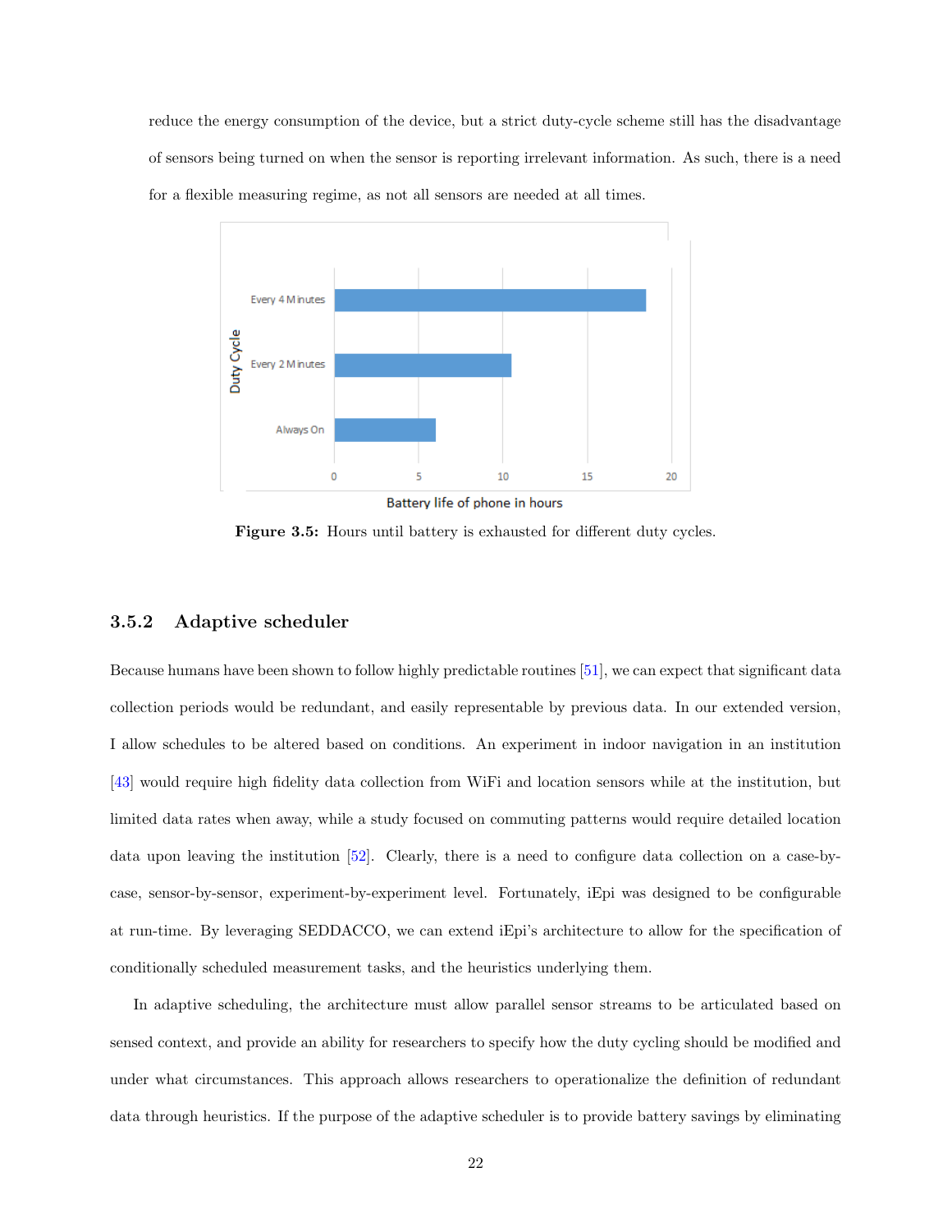reduce the energy consumption of the device, but a strict duty-cycle scheme still has the disadvantage of sensors being turned on when the sensor is reporting irrelevant information. As such, there is a need for a flexible measuring regime, as not all sensors are needed at all times.

**Figure 3.5:** Hours until battery is exhausted for different duty cycles.

### 3.5.2 Adaptive scheduler

Because humans have been shown to follow highly predictable routines [51], we can expect that significant data collection periods would be redundant, and easily representable by previous data. In our extended version, I allow schedules to be altered based on conditions. An experiment in indoor navigation in an institution [43] would require high fidelity data collection from WiFi and location sensors while at the institution, but limited data rates when away, while a study focused on commuting patterns would require detailed location data upon leaving the institution [52]. Clearly, there is a need to configure data collection on a case-by-case, sensor-by-sensor, experiment-by-experiment level. Fortunately, iEpi was designed to be configurable at run-time. By leveraging SEDDACCO, we can extend iEpi's architecture to allow for the specification of conditionally scheduled measurement tasks, and the heuristics underlying them.

In adaptive scheduling, the architecture must allow parallel sensor streams to be articulated based on sensed context, and provide an ability for researchers to specify how the duty cycling should be modified and under what circumstances. This approach allows researchers to operationalize the definition of redundant data through heuristics. If the purpose of the adaptive scheduler is to provide battery savings by eliminating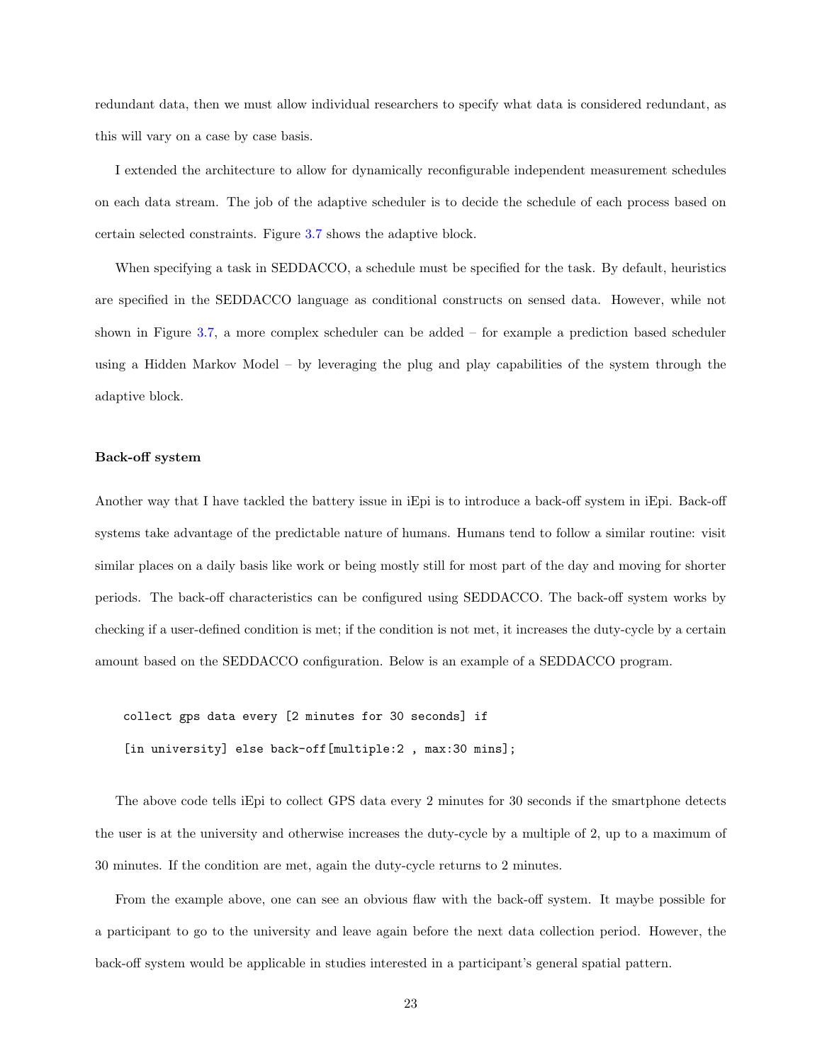redundant data, then we must allow individual researchers to specify what data is considered redundant, as this will vary on a case by case basis.

I extended the architecture to allow for dynamically reconfigurable independent measurement schedules on each data stream. The job of the adaptive scheduler is to decide the schedule of each process based on certain selected constraints. Figure 3.7 shows the adaptive block.

When specifying a task in SEDDACCO, a schedule must be specified for the task. By default, heuristics are specified in the SEDDACCO language as conditional constructs on sensed data. However, while not shown in Figure 3.7, a more complex scheduler can be added – for example a prediction based scheduler using a Hidden Markov Model – by leveraging the plug and play capabilities of the system through the adaptive block.

#### Back-off system

Another way that I have tackled the battery issue in iEpi is to introduce a back-off system in iEpi. Back-off systems take advantage of the predictable nature of humans. Humans tend to follow a similar routine: visit similar places on a daily basis like work or being mostly still for most part of the day and moving for shorter periods. The back-off characteristics can be configured using SEDDACCO. The back-off system works by checking if a user-defined condition is met; if the condition is not met, it increases the duty-cycle by a certain amount based on the SEDDACCO configuration. Below is an example of a SEDDACCO program.

```
collect gps data every [2 minutes for 30 seconds] if
[in university] else back-off[multiple:2 , max:30 mins];
```

The above code tells iEpi to collect GPS data every 2 minutes for 30 seconds if the smartphone detects the user is at the university and otherwise increases the duty-cycle by a multiple of 2, up to a maximum of 30 minutes. If the condition are met, again the duty-cycle returns to 2 minutes.

From the example above, one can see an obvious flaw with the back-off system. It maybe possible for a participant to go to the university and leave again before the next data collection period. However, the back-off system would be applicable in studies interested in a participant's general spatial pattern.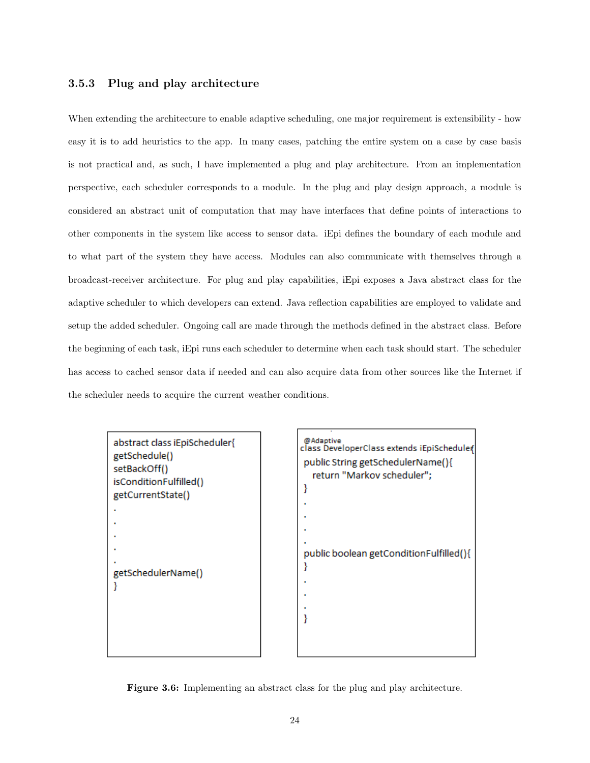### 3.5.3 Plug and play architecture

When extending the architecture to enable adaptive scheduling, one major requirement is extensibility - how easy it is to add heuristics to the app. In many cases, patching the entire system on a case by case basis is not practical and, as such, I have implemented a plug and play architecture. From an implementation perspective, each scheduler corresponds to a module. In the plug and play design approach, a module is considered an abstract unit of computation that may have interfaces that define points of interactions to other components in the system like access to sensor data. iEpi defines the boundary of each module and to what part of the system they have access. Modules can also communicate with themselves through a broadcast-receiver architecture. For plug and play capabilities, iEpi exposes a Java abstract class for the adaptive scheduler to which developers can extend. Java reflection capabilities are employed to validate and setup the added scheduler. Ongoing call are made through the methods defined in the abstract class. Before the beginning of each task, iEpi runs each scheduler to determine when each task should start. The scheduler has access to cached sensor data if needed and can also acquire data from other sources like the Internet if the scheduler needs to acquire the current weather conditions.

```
abstract class iEpiScheduler{
getSchedule()
setBackOff()
isConditionFulfilled()
getCurrentState()
.
.
.
.
.
getSchedulerName()
}
```

```
@Adaptive
class DeveloperClass extends iEpiScheduler{
public String getSchedulerName(){
   return "Markov scheduler";
}
.
.
.
.
public boolean getConditionFulfilled(){
}
.
.
.
}
```

**Figure 3.6:** Implementing an abstract class for the plug and play architecture.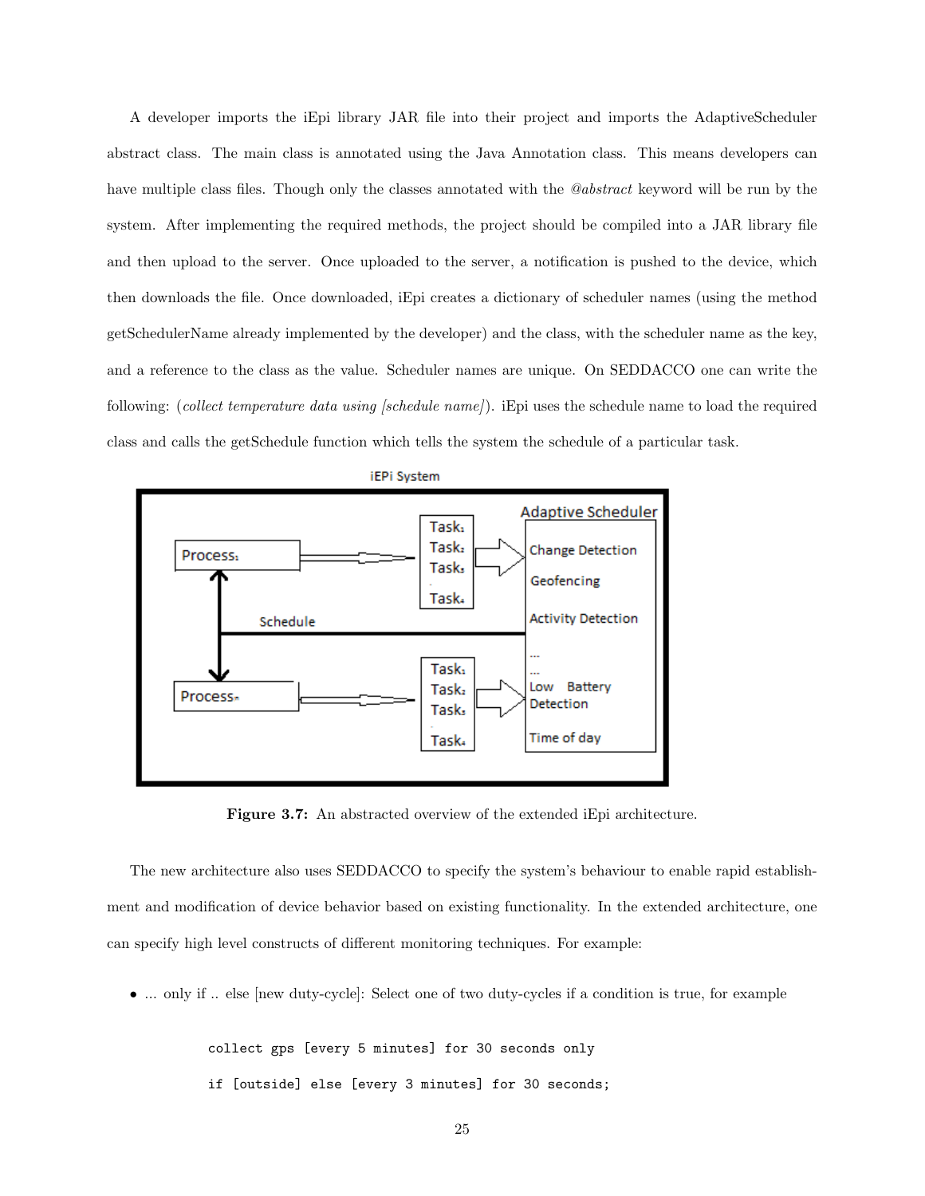A developer imports the iEpi library JAR file into their project and imports the AdaptiveScheduler abstract class. The main class is annotated using the Java Annotation class. This means developers can have multiple class files. Though only the classes annotated with the *@abstract* keyword will be run by the system. After implementing the required methods, the project should be compiled into a JAR library file and then upload to the server. Once uploaded to the server, a notification is pushed to the device, which then downloads the file. Once downloaded, iEpi creates a dictionary of scheduler names (using the method getSchedulerName already implemented by the developer) and the class, with the scheduler name as the key, and a reference to the class as the value. Scheduler names are unique. On SEDDACCO one can write the following: (*collect temperature data using [schedule name]*). iEpi uses the schedule name to load the required class and calls the getSchedule function which tells the system the schedule of a particular task.

**Figure 3.7:** An abstracted overview of the extended iEpi architecture.

The new architecture also uses SEDDACCO to specify the system's behaviour to enable rapid establishment and modification of device behavior based on existing functionality. In the extended architecture, one can specify high level constructs of different monitoring techniques. For example:

- ... only if .. else [new duty-cycle]: Select one of two duty-cycles if a condition is true, for example

```
collect gps [every 5 minutes] for 30 seconds only
if [outside] else [every 3 minutes] for 30 seconds;
```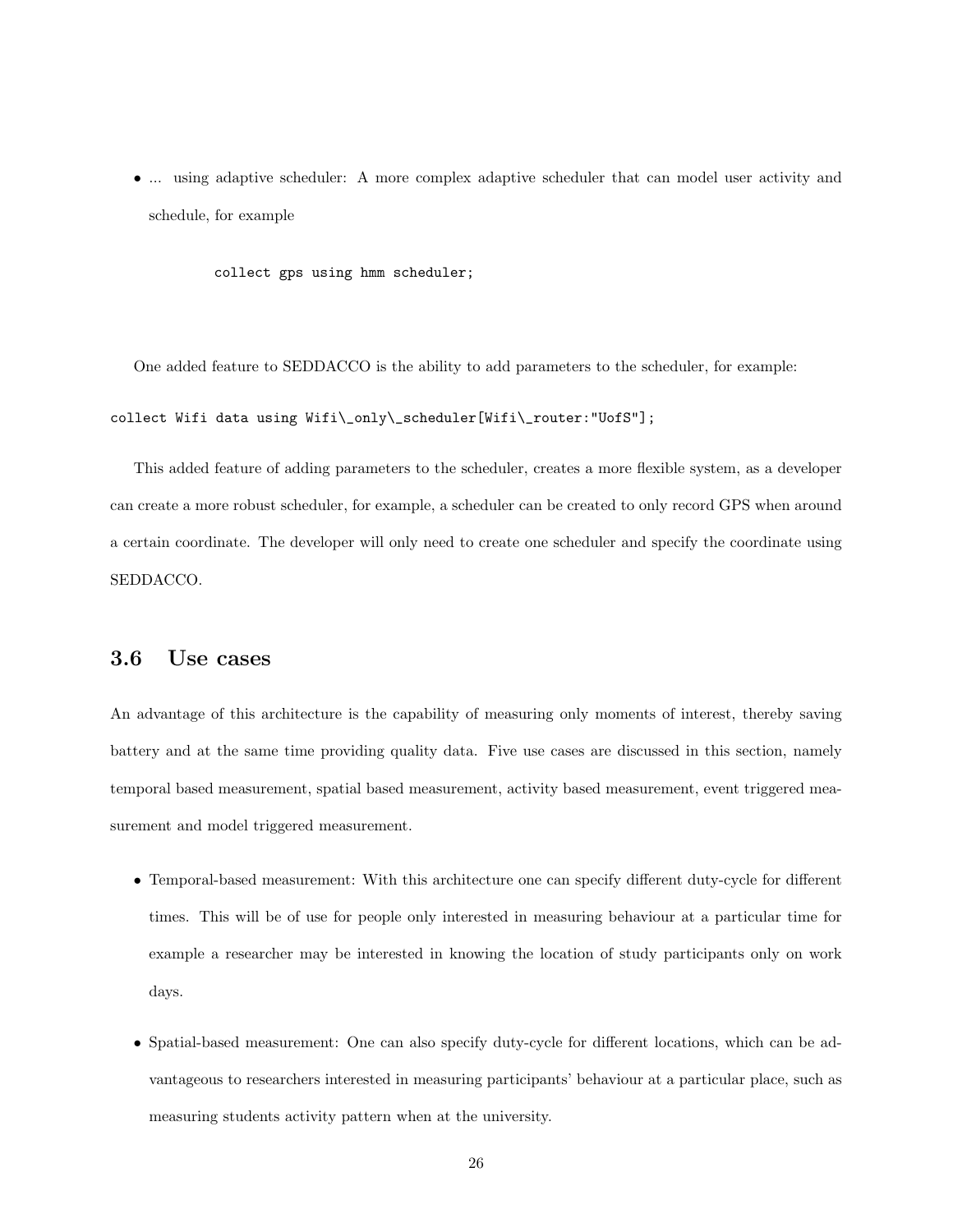- ... using adaptive scheduler: A more complex adaptive scheduler that can model user activity and schedule, for example

```
collect gps using hmm scheduler;
```

One added feature to SEDDACCO is the ability to add parameters to the scheduler, for example:

```
collect Wifi data using Wifi\_only\_scheduler[Wifi\_router:"UofS"];
```

This added feature of adding parameters to the scheduler, creates a more flexible system, as a developer can create a more robust scheduler, for example, a scheduler can be created to only record GPS when around a certain coordinate. The developer will only need to create one scheduler and specify the coordinate using SEDDACCO.

## 3.6 Use cases

An advantage of this architecture is the capability of measuring only moments of interest, thereby saving battery and at the same time providing quality data. Five use cases are discussed in this section, namely temporal based measurement, spatial based measurement, activity based measurement, event triggered measurement and model triggered measurement.

- Temporal-based measurement: With this architecture one can specify different duty-cycle for different times. This will be of use for people only interested in measuring behaviour at a particular time for example a researcher may be interested in knowing the location of study participants only on work days.
- Spatial-based measurement: One can also specify duty-cycle for different locations, which can be advantageous to researchers interested in measuring participants' behaviour at a particular place, such as measuring students activity pattern when at the university.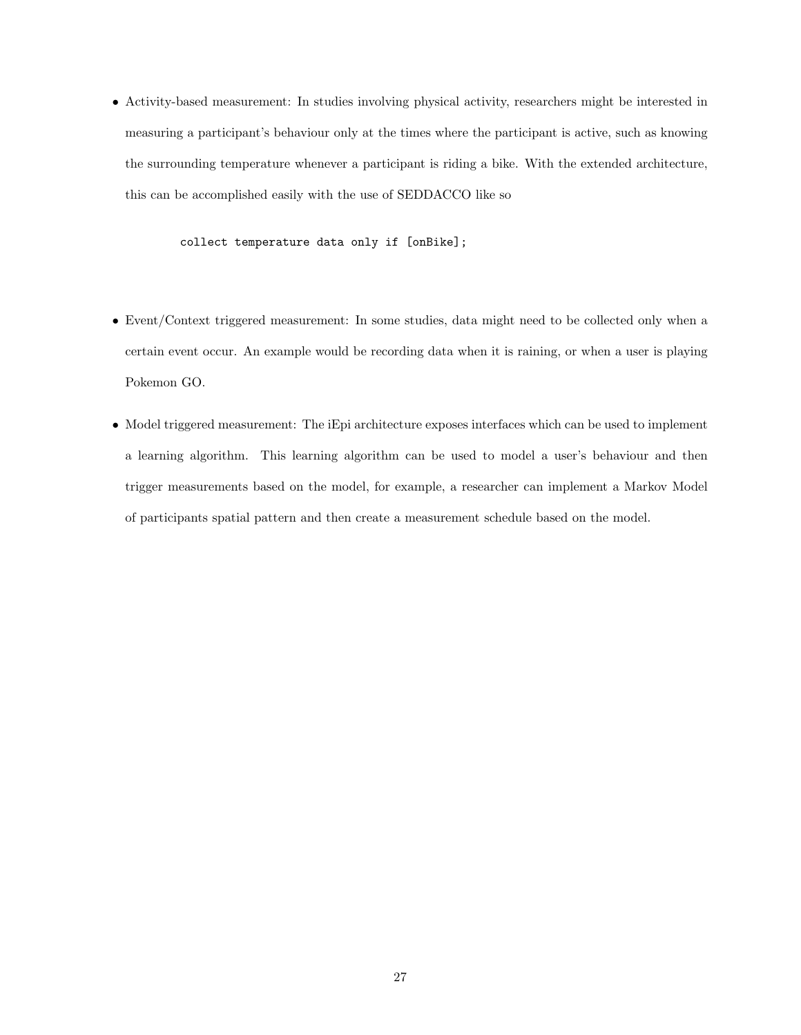- Activity-based measurement: In studies involving physical activity, researchers might be interested in measuring a participant's behaviour only at the times where the participant is active, such as knowing the surrounding temperature whenever a participant is riding a bike. With the extended architecture, this can be accomplished easily with the use of SEDDACCO like so

```
collect temperature data only if [onBike];
```

- Event/Context triggered measurement: In some studies, data might need to be collected only when a certain event occur. An example would be recording data when it is raining, or when a user is playing Pokemon GO.

- Model triggered measurement: The iEpi architecture exposes interfaces which can be used to implement a learning algorithm. This learning algorithm can be used to model a user's behaviour and then trigger measurements based on the model, for example, a researcher can implement a Markov Model of participants spatial pattern and then create a measurement schedule based on the model.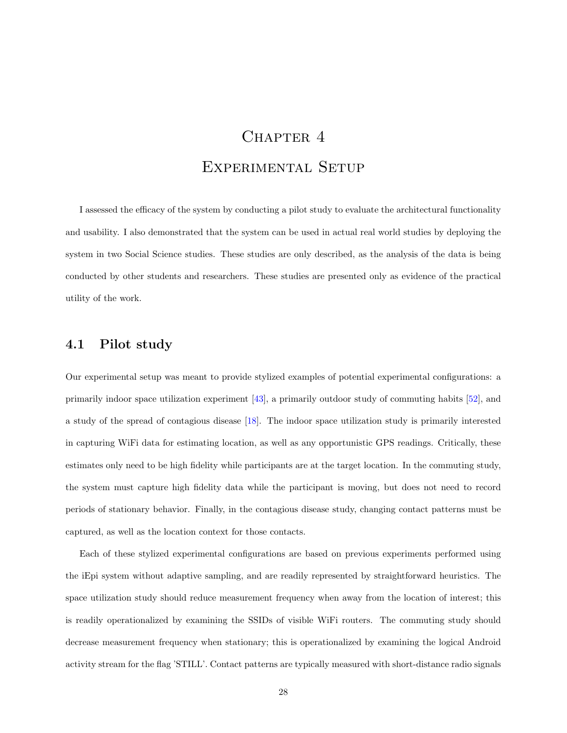# Chapter 4

# Experimental Setup

I assessed the efficacy of the system by conducting a pilot study to evaluate the architectural functionality and usability. I also demonstrated that the system can be used in actual real world studies by deploying the system in two Social Science studies. These studies are only described, as the analysis of the data is being conducted by other students and researchers. These studies are presented only as evidence of the practical utility of the work.

## 4.1 Pilot study

Our experimental setup was meant to provide stylized examples of potential experimental configurations: a primarily indoor space utilization experiment [43], a primarily outdoor study of commuting habits [52], and a study of the spread of contagious disease [18]. The indoor space utilization study is primarily interested in capturing WiFi data for estimating location, as well as any opportunistic GPS readings. Critically, these estimates only need to be high fidelity while participants are at the target location. In the commuting study, the system must capture high fidelity data while the participant is moving, but does not need to record periods of stationary behavior. Finally, in the contagious disease study, changing contact patterns must be captured, as well as the location context for those contacts.

Each of these stylized experimental configurations are based on previous experiments performed using the iEpi system without adaptive sampling, and are readily represented by straightforward heuristics. The space utilization study should reduce measurement frequency when away from the location of interest; this is readily operationalized by examining the SSIDs of visible WiFi routers. The commuting study should decrease measurement frequency when stationary; this is operationalized by examining the logical Android activity stream for the flag 'STILL'. Contact patterns are typically measured with short-distance radio signals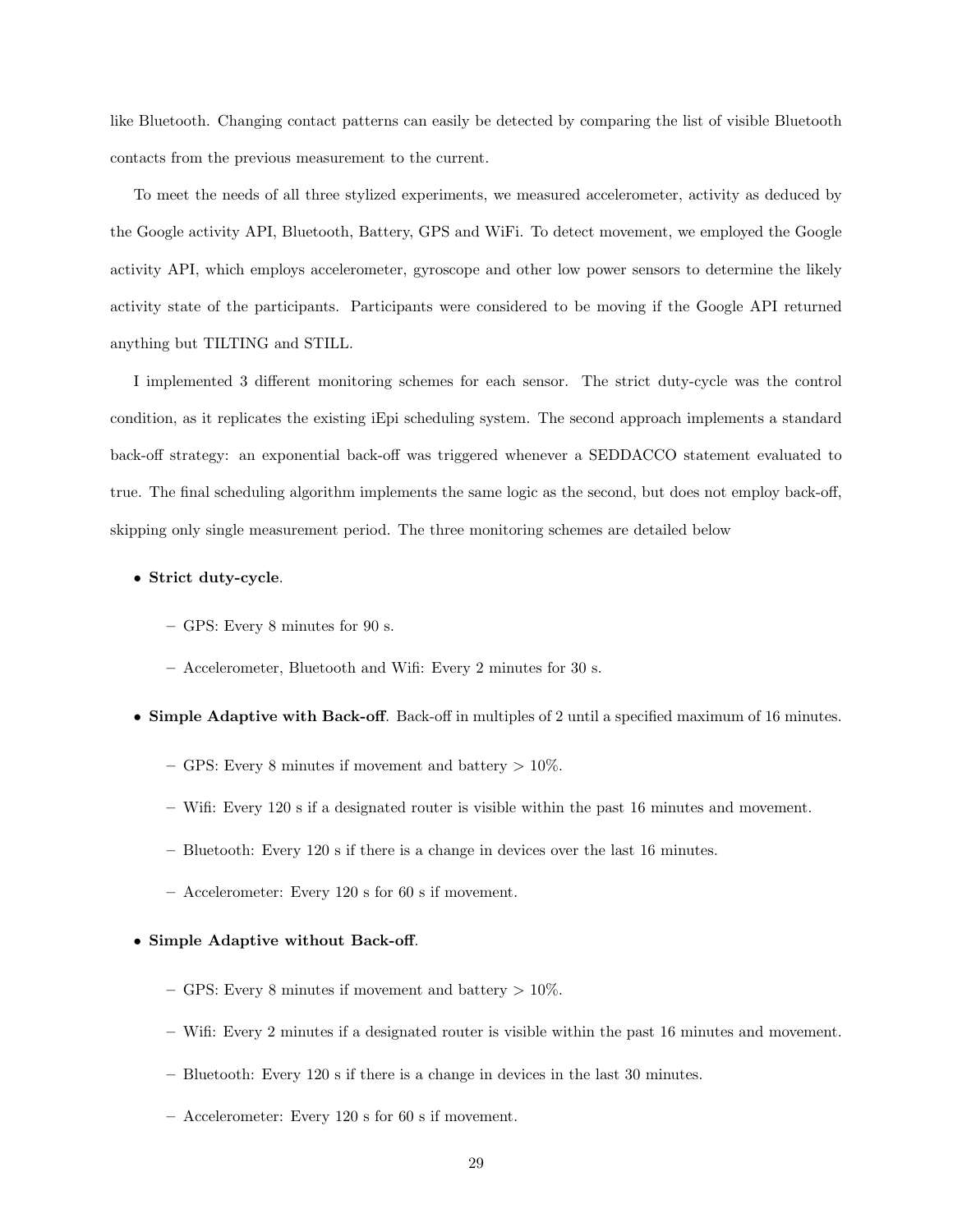like Bluetooth. Changing contact patterns can easily be detected by comparing the list of visible Bluetooth contacts from the previous measurement to the current.

To meet the needs of all three stylized experiments, we measured accelerometer, activity as deduced by the Google activity API, Bluetooth, Battery, GPS and WiFi. To detect movement, we employed the Google activity API, which employs accelerometer, gyroscope and other low power sensors to determine the likely activity state of the participants. Participants were considered to be moving if the Google API returned anything but TILTING and STILL.

I implemented 3 different monitoring schemes for each sensor. The strict duty-cycle was the control condition, as it replicates the existing iEpi scheduling system. The second approach implements a standard back-off strategy: an exponential back-off was triggered whenever a SEDDACCO statement evaluated to true. The final scheduling algorithm implements the same logic as the second, but does not employ back-off, skipping only single measurement period. The three monitoring schemes are detailed below

- **Strict duty-cycle**.
  - GPS: Every 8 minutes for 90 s.
  - Accelerometer, Bluetooth and Wifi: Every 2 minutes for 30 s.
- **Simple Adaptive with Back-off**. Back-off in multiples of 2 until a specified maximum of 16 minutes.
  - GPS: Every 8 minutes if movement and battery > 10%.
  - Wifi: Every 120 s if a designated router is visible within the past 16 minutes and movement.
  - Bluetooth: Every 120 s if there is a change in devices over the last 16 minutes.
  - Accelerometer: Every 120 s for 60 s if movement.
- **Simple Adaptive without Back-off**.
  - GPS: Every 8 minutes if movement and battery > 10%.
  - Wifi: Every 2 minutes if a designated router is visible within the past 16 minutes and movement.
  - Bluetooth: Every 120 s if there is a change in devices in the last 30 minutes.
  - Accelerometer: Every 120 s for 60 s if movement.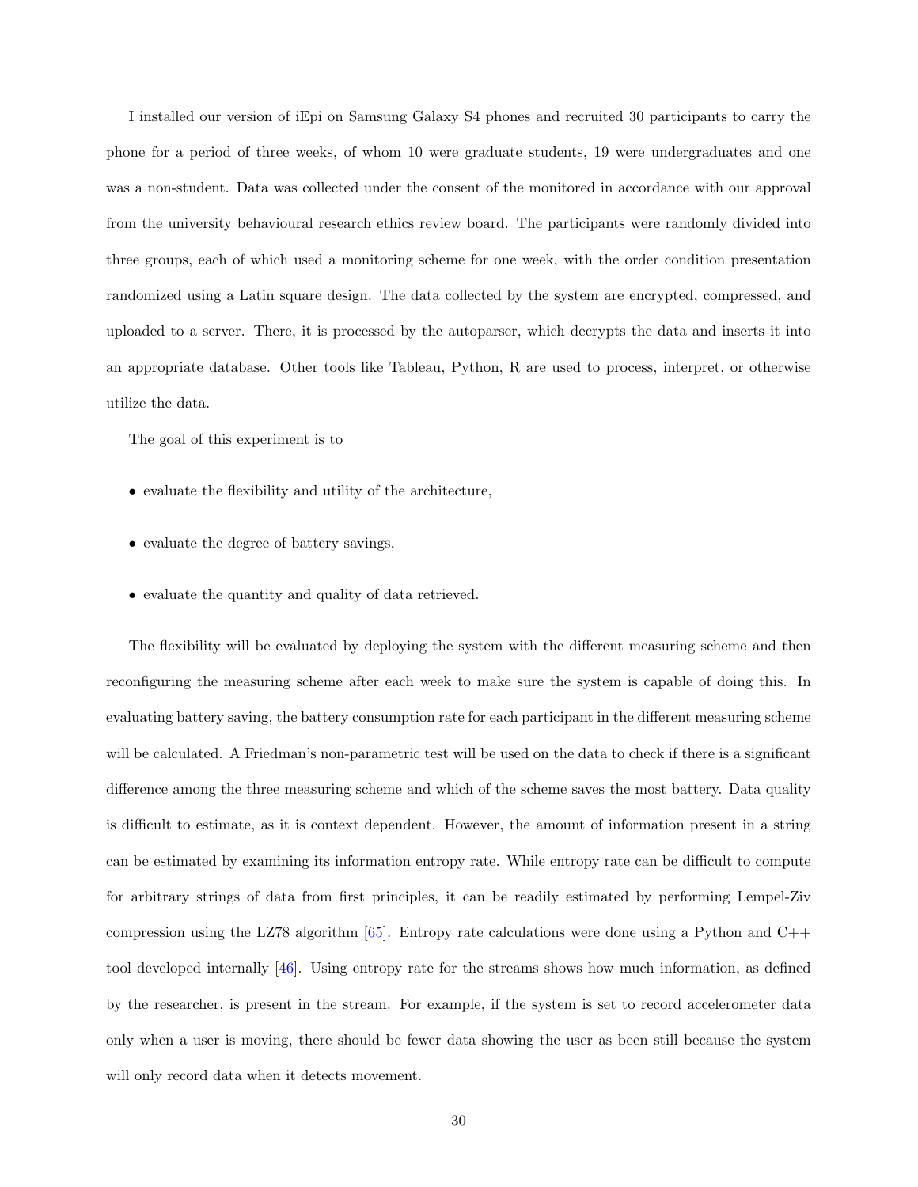I installed our version of iEpi on Samsung Galaxy S4 phones and recruited 30 participants to carry the phone for a period of three weeks, of whom 10 were graduate students, 19 were undergraduates and one was a non-student. Data was collected under the consent of the monitored in accordance with our approval from the university behavioural research ethics review board. The participants were randomly divided into three groups, each of which used a monitoring scheme for one week, with the order condition presentation randomized using a Latin square design. The data collected by the system are encrypted, compressed, and uploaded to a server. There, it is processed by the autoparser, which decrypts the data and inserts it into an appropriate database. Other tools like Tableau, Python, R are used to process, interpret, or otherwise utilize the data.

The goal of this experiment is to

- evaluate the flexibility and utility of the architecture,
- evaluate the degree of battery savings,
- evaluate the quantity and quality of data retrieved.

The flexibility will be evaluated by deploying the system with the different measuring scheme and then reconfiguring the measuring scheme after each week to make sure the system is capable of doing this. In evaluating battery saving, the battery consumption rate for each participant in the different measuring scheme will be calculated. A Friedman's non-parametric test will be used on the data to check if there is a significant difference among the three measuring scheme and which of the scheme saves the most battery. Data quality is difficult to estimate, as it is context dependent. However, the amount of information present in a string can be estimated by examining its information entropy rate. While entropy rate can be difficult to compute for arbitrary strings of data from first principles, it can be readily estimated by performing Lempel-Ziv compression using the LZ78 algorithm [65]. Entropy rate calculations were done using a Python and C++ tool developed internally [46]. Using entropy rate for the streams shows how much information, as defined by the researcher, is present in the stream. For example, if the system is set to record accelerometer data only when a user is moving, there should be fewer data showing the user as been still because the system will only record data when it detects movement.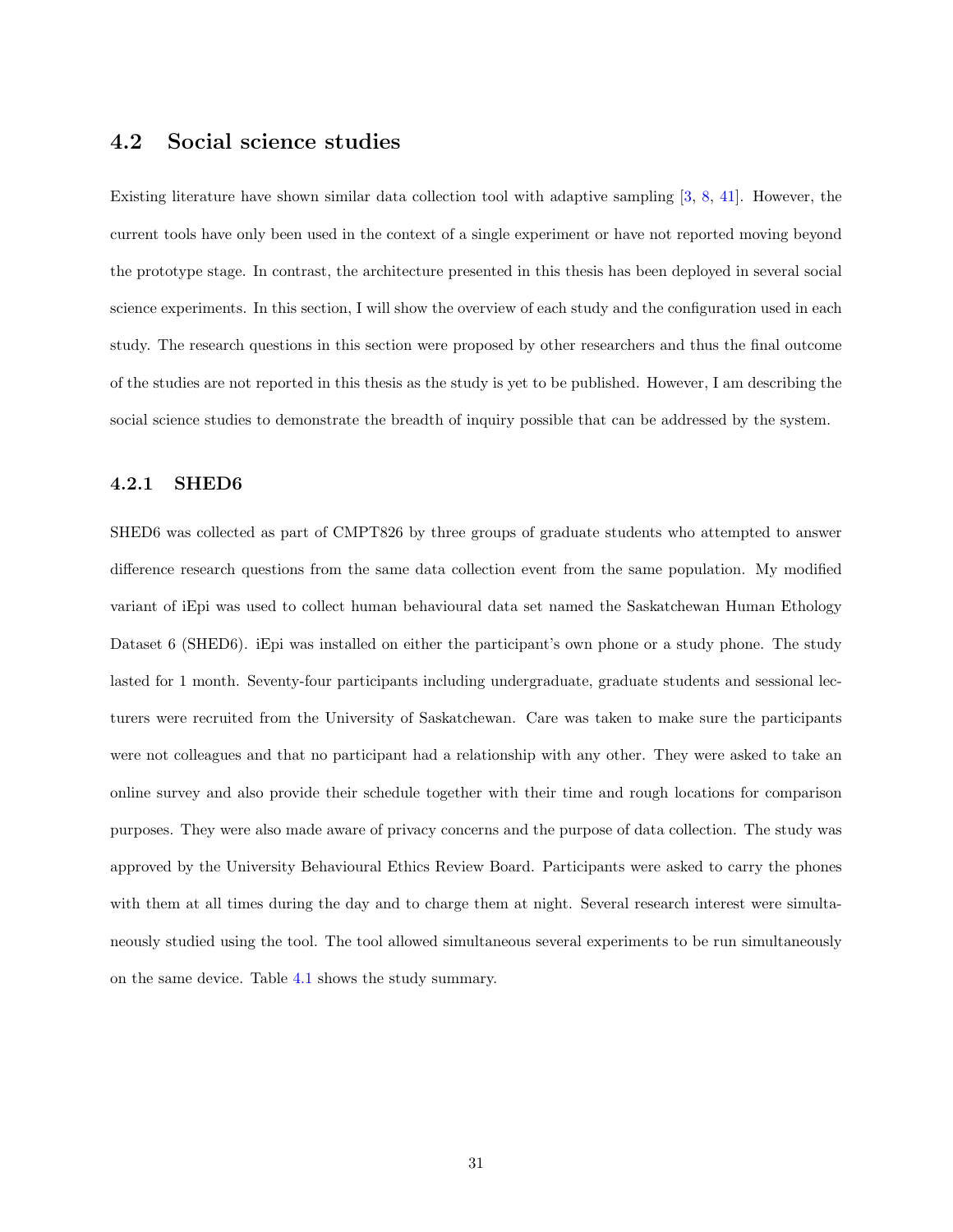## 4.2 Social science studies

Existing literature have shown similar data collection tool with adaptive sampling [3, 8, 41]. However, the current tools have only been used in the context of a single experiment or have not reported moving beyond the prototype stage. In contrast, the architecture presented in this thesis has been deployed in several social science experiments. In this section, I will show the overview of each study and the configuration used in each study. The research questions in this section were proposed by other researchers and thus the final outcome of the studies are not reported in this thesis as the study is yet to be published. However, I am describing the social science studies to demonstrate the breadth of inquiry possible that can be addressed by the system.

### 4.2.1 SHED6

SHED6 was collected as part of CMPT826 by three groups of graduate students who attempted to answer difference research questions from the same data collection event from the same population. My modified variant of iEpi was used to collect human behavioural data set named the Saskatchewan Human Ethology Dataset 6 (SHED6). iEpi was installed on either the participant's own phone or a study phone. The study lasted for 1 month. Seventy-four participants including undergraduate, graduate students and sessional lecturers were recruited from the University of Saskatchewan. Care was taken to make sure the participants were not colleagues and that no participant had a relationship with any other. They were asked to take an online survey and also provide their schedule together with their time and rough locations for comparison purposes. They were also made aware of privacy concerns and the purpose of data collection. The study was approved by the University Behavioural Ethics Review Board. Participants were asked to carry the phones with them at all times during the day and to charge them at night. Several research interest were simultaneously studied using the tool. The tool allowed simultaneous several experiments to be run simultaneously on the same device. Table 4.1 shows the study summary.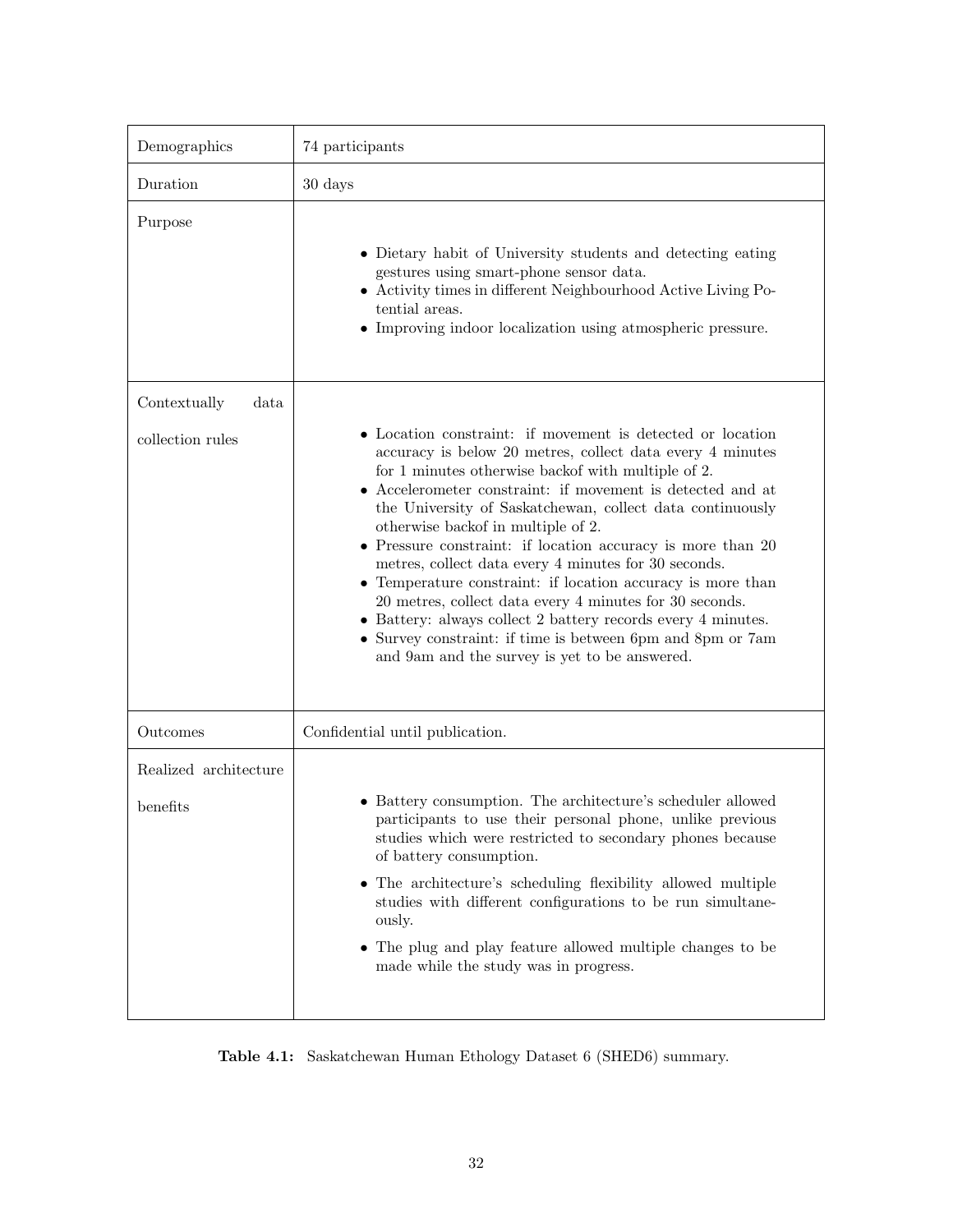| | |
|---|---|
| Demographics | 74 participants |
| Duration | 30 days |
| Purpose | • Dietary habit of University students and detecting eating gestures using smart-phone sensor data.<br>• Activity times in different Neighbourhood Active Living Potential areas.<br>• Improving indoor localization using atmospheric pressure. |
| Contextually data collection rules | • Location constraint: if movement is detected or location accuracy is below 20 metres, collect data every 4 minutes for 1 minutes otherwise backof with multiple of 2.<br>• Accelerometer constraint: if movement is detected and at the University of Saskatchewan, collect data continuously otherwise backof in multiple of 2.<br>• Pressure constraint: if location accuracy is more than 20 metres, collect data every 4 minutes for 30 seconds.<br>• Temperature constraint: if location accuracy is more than 20 metres, collect data every 4 minutes for 30 seconds.<br>• Battery: always collect 2 battery records every 4 minutes.<br>• Survey constraint: if time is between 6pm and 8pm or 7am and 9am and the survey is yet to be answered. |
| Outcomes | Confidential until publication. |
| Realized architecture benefits | • Battery consumption. The architecture's scheduler allowed participants to use their personal phone, unlike previous studies which were restricted to secondary phones because of battery consumption.<br>• The architecture's scheduling flexibility allowed multiple studies with different configurations to be run simultaneously.<br>• The plug and play feature allowed multiple changes to be made while the study was in progress. |

**Table 4.1:** Saskatchewan Human Ethology Dataset 6 (SHED6) summary.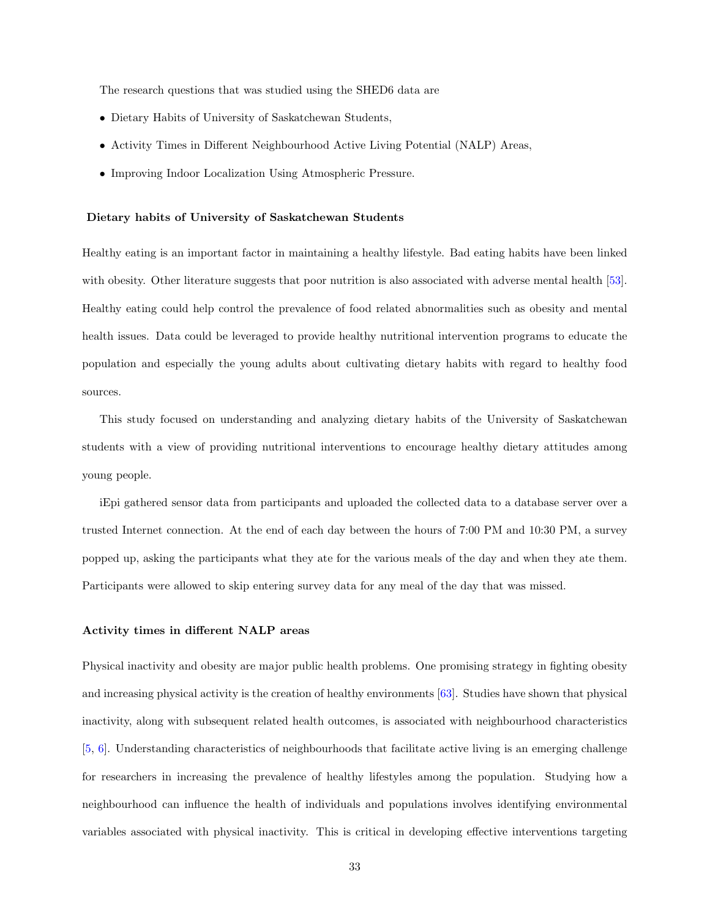The research questions that was studied using the SHED6 data are

- Dietary Habits of University of Saskatchewan Students,
- Activity Times in Different Neighbourhood Active Living Potential (NALP) Areas,
- Improving Indoor Localization Using Atmospheric Pressure.

#### Dietary habits of University of Saskatchewan Students

Healthy eating is an important factor in maintaining a healthy lifestyle. Bad eating habits have been linked with obesity. Other literature suggests that poor nutrition is also associated with adverse mental health [53]. Healthy eating could help control the prevalence of food related abnormalities such as obesity and mental health issues. Data could be leveraged to provide healthy nutritional intervention programs to educate the population and especially the young adults about cultivating dietary habits with regard to healthy food sources.

This study focused on understanding and analyzing dietary habits of the University of Saskatchewan students with a view of providing nutritional interventions to encourage healthy dietary attitudes among young people.

iEpi gathered sensor data from participants and uploaded the collected data to a database server over a trusted Internet connection. At the end of each day between the hours of 7:00 PM and 10:30 PM, a survey popped up, asking the participants what they ate for the various meals of the day and when they ate them. Participants were allowed to skip entering survey data for any meal of the day that was missed.

#### Activity times in different NALP areas

Physical inactivity and obesity are major public health problems. One promising strategy in fighting obesity and increasing physical activity is the creation of healthy environments [63]. Studies have shown that physical inactivity, along with subsequent related health outcomes, is associated with neighbourhood characteristics [5, 6]. Understanding characteristics of neighbourhoods that facilitate active living is an emerging challenge for researchers in increasing the prevalence of healthy lifestyles among the population. Studying how a neighbourhood can influence the health of individuals and populations involves identifying environmental variables associated with physical inactivity. This is critical in developing effective interventions targeting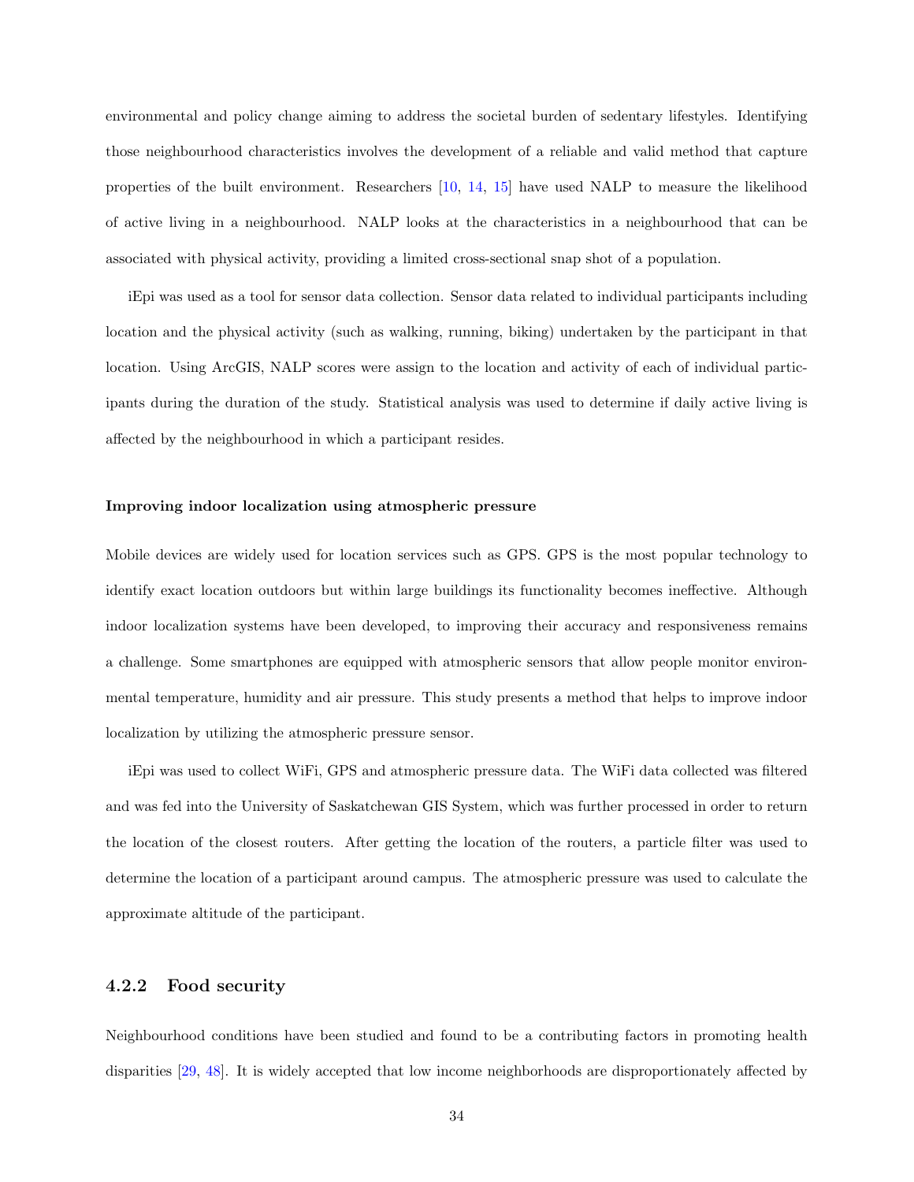environmental and policy change aiming to address the societal burden of sedentary lifestyles. Identifying those neighbourhood characteristics involves the development of a reliable and valid method that capture properties of the built environment. Researchers [10, 14, 15] have used NALP to measure the likelihood of active living in a neighbourhood. NALP looks at the characteristics in a neighbourhood that can be associated with physical activity, providing a limited cross-sectional snap shot of a population.

iEpi was used as a tool for sensor data collection. Sensor data related to individual participants including location and the physical activity (such as walking, running, biking) undertaken by the participant in that location. Using ArcGIS, NALP scores were assign to the location and activity of each of individual participants during the duration of the study. Statistical analysis was used to determine if daily active living is affected by the neighbourhood in which a participant resides.

**Improving indoor localization using atmospheric pressure**

Mobile devices are widely used for location services such as GPS. GPS is the most popular technology to identify exact location outdoors but within large buildings its functionality becomes ineffective. Although indoor localization systems have been developed, to improving their accuracy and responsiveness remains a challenge. Some smartphones are equipped with atmospheric sensors that allow people monitor environmental temperature, humidity and air pressure. This study presents a method that helps to improve indoor localization by utilizing the atmospheric pressure sensor.

iEpi was used to collect WiFi, GPS and atmospheric pressure data. The WiFi data collected was filtered and was fed into the University of Saskatchewan GIS System, which was further processed in order to return the location of the closest routers. After getting the location of the routers, a particle filter was used to determine the location of a participant around campus. The atmospheric pressure was used to calculate the approximate altitude of the participant.

### 4.2.2 Food security

Neighbourhood conditions have been studied and found to be a contributing factors in promoting health disparities [29, 48]. It is widely accepted that low income neighborhoods are disproportionately affected by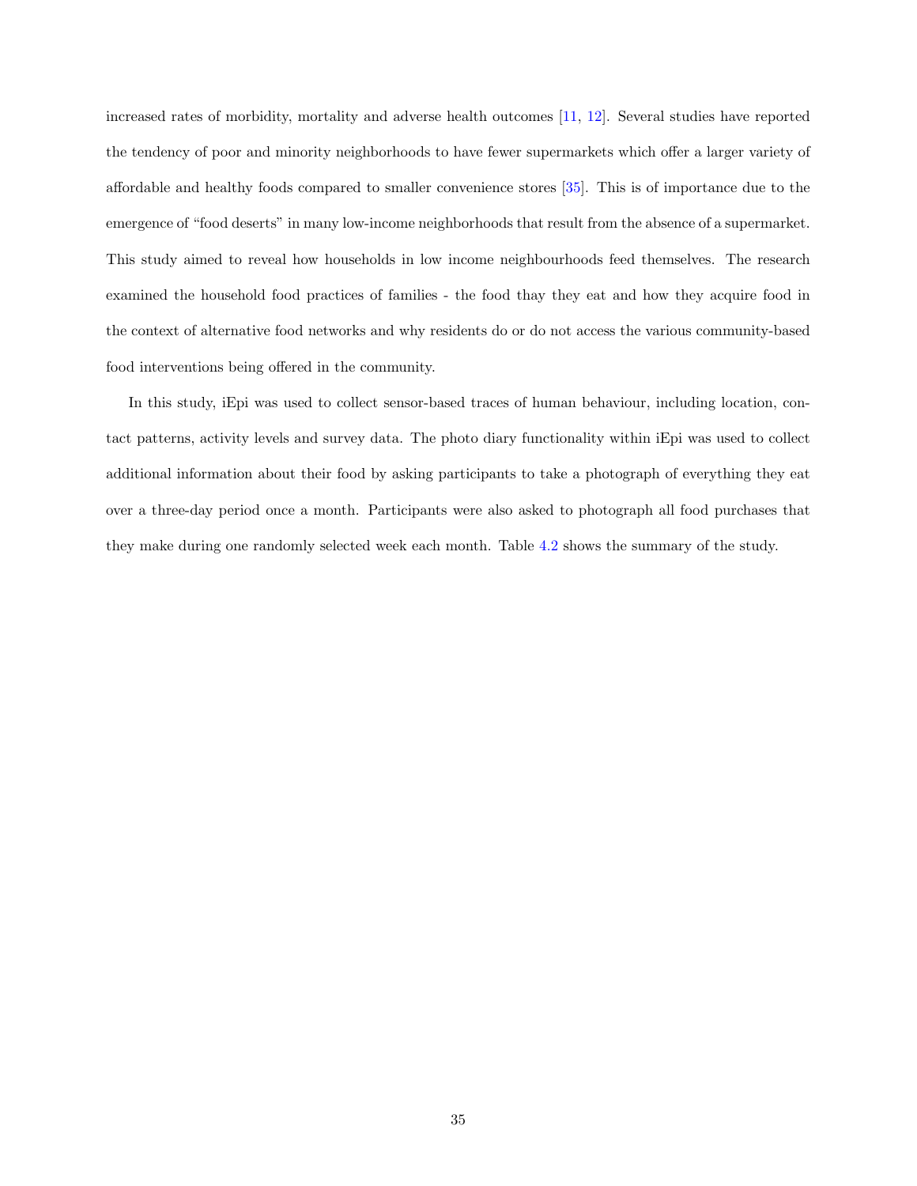increased rates of morbidity, mortality and adverse health outcomes [11, 12]. Several studies have reported the tendency of poor and minority neighborhoods to have fewer supermarkets which offer a larger variety of affordable and healthy foods compared to smaller convenience stores [35]. This is of importance due to the emergence of "food deserts" in many low-income neighborhoods that result from the absence of a supermarket. This study aimed to reveal how households in low income neighbourhoods feed themselves. The research examined the household food practices of families - the food thay they eat and how they acquire food in the context of alternative food networks and why residents do or do not access the various community-based food interventions being offered in the community.

In this study, iEpi was used to collect sensor-based traces of human behaviour, including location, contact patterns, activity levels and survey data. The photo diary functionality within iEpi was used to collect additional information about their food by asking participants to take a photograph of everything they eat over a three-day period once a month. Participants were also asked to photograph all food purchases that they make during one randomly selected week each month. Table 4.2 shows the summary of the study.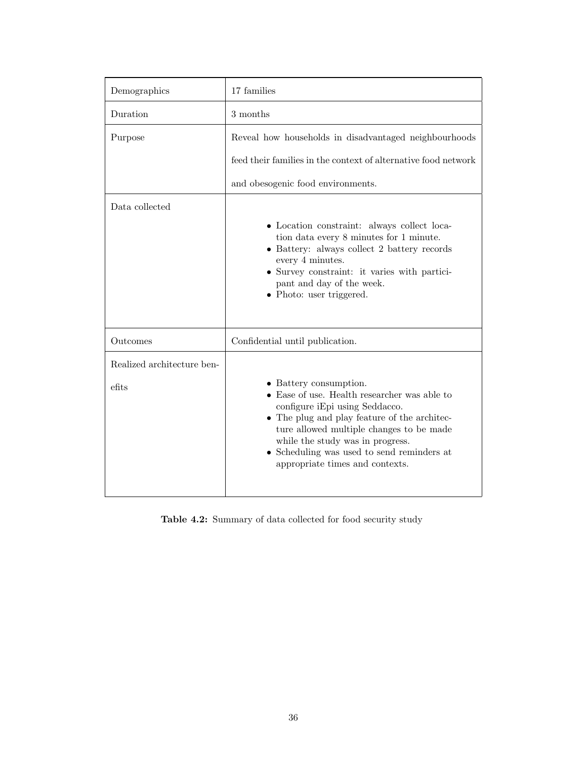| | |
|---|---|
| Demographics | 17 families |
| Duration | 3 months |
| Purpose | Reveal how households in disadvantaged neighbourhoods feed their families in the context of alternative food network and obesogenic food environments. |
| Data collected | • Location constraint: always collect location data every 8 minutes for 1 minute.<br>• Battery: always collect 2 battery records every 4 minutes.<br>• Survey constraint: it varies with participant and day of the week.<br>• Photo: user triggered. |
| Outcomes | Confidential until publication. |
| Realized architecture benefits | • Battery consumption.<br>• Ease of use. Health researcher was able to configure iEpi using Seddacco.<br>• The plug and play feature of the architecture allowed multiple changes to be made while the study was in progress.<br>• Scheduling was used to send reminders at appropriate times and contexts. |

**Table 4.2:** Summary of data collected for food security study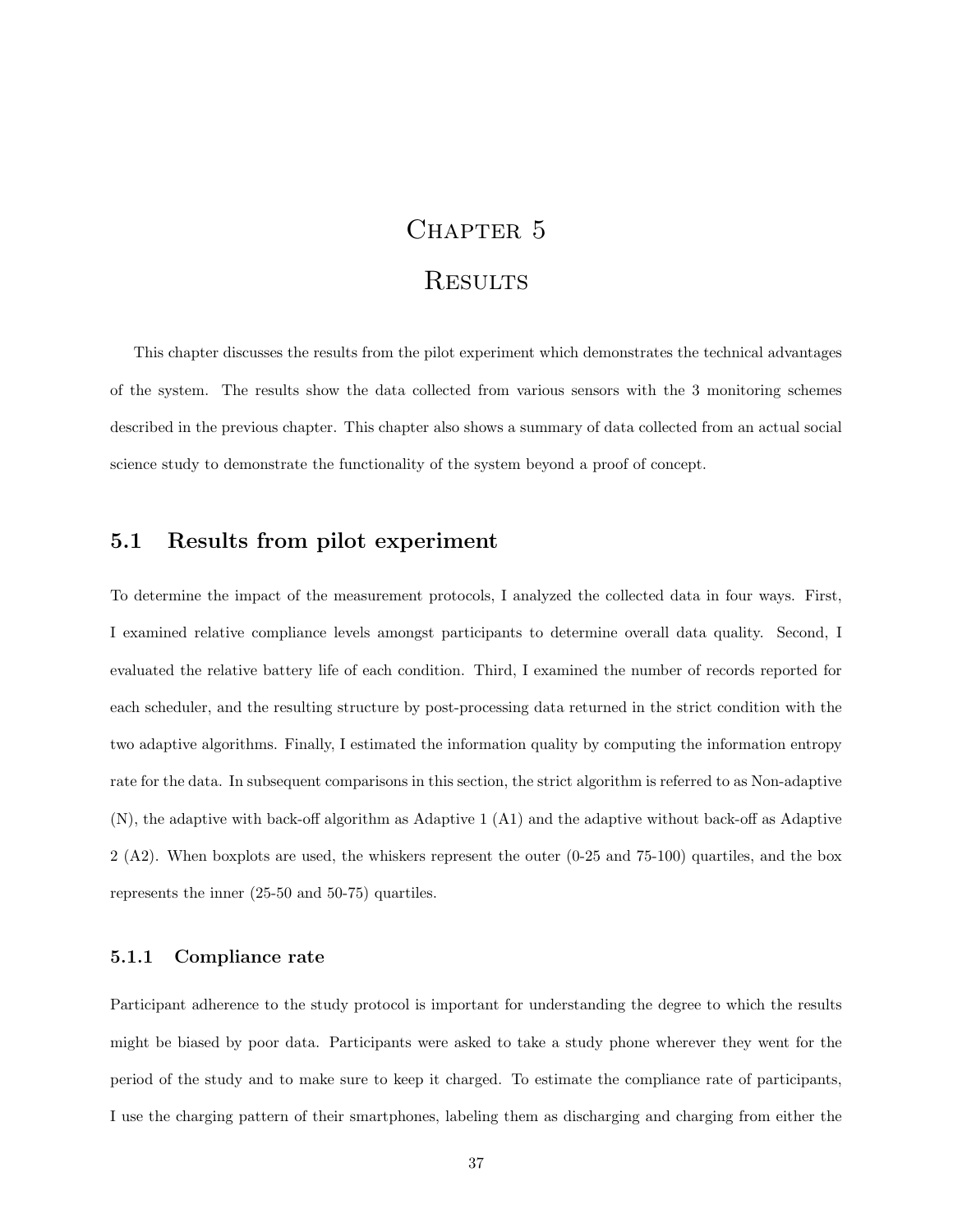# Chapter 5

# Results

This chapter discusses the results from the pilot experiment which demonstrates the technical advantages of the system. The results show the data collected from various sensors with the 3 monitoring schemes described in the previous chapter. This chapter also shows a summary of data collected from an actual social science study to demonstrate the functionality of the system beyond a proof of concept.

## 5.1 Results from pilot experiment

To determine the impact of the measurement protocols, I analyzed the collected data in four ways. First, I examined relative compliance levels amongst participants to determine overall data quality. Second, I evaluated the relative battery life of each condition. Third, I examined the number of records reported for each scheduler, and the resulting structure by post-processing data returned in the strict condition with the two adaptive algorithms. Finally, I estimated the information quality by computing the information entropy rate for the data. In subsequent comparisons in this section, the strict algorithm is referred to as Non-adaptive (N), the adaptive with back-off algorithm as Adaptive 1 (A1) and the adaptive without back-off as Adaptive 2 (A2). When boxplots are used, the whiskers represent the outer (0-25 and 75-100) quartiles, and the box represents the inner (25-50 and 50-75) quartiles.

### 5.1.1 Compliance rate

Participant adherence to the study protocol is important for understanding the degree to which the results might be biased by poor data. Participants were asked to take a study phone wherever they went for the period of the study and to make sure to keep it charged. To estimate the compliance rate of participants, I use the charging pattern of their smartphones, labeling them as discharging and charging from either the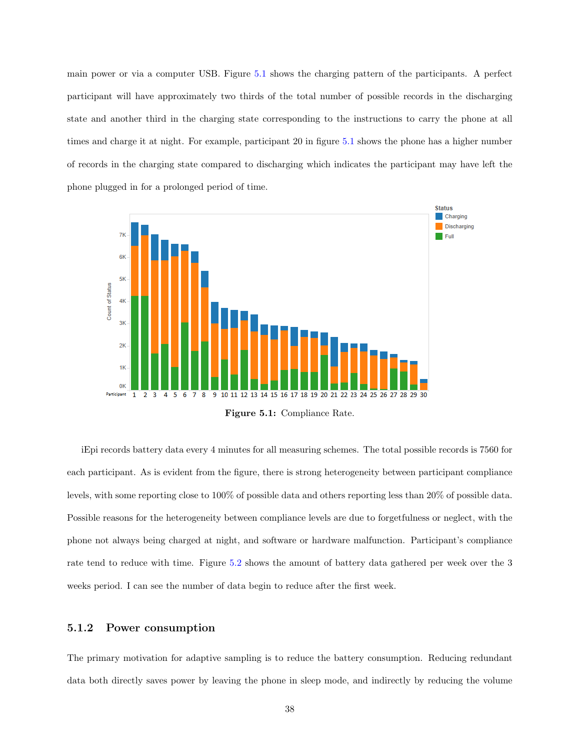main power or via a computer USB. Figure 5.1 shows the charging pattern of the participants. A perfect participant will have approximately two thirds of the total number of possible records in the discharging state and another third in the charging state corresponding to the instructions to carry the phone at all times and charge it at night. For example, participant 20 in figure 5.1 shows the phone has a higher number of records in the charging state compared to discharging which indicates the participant may have left the phone plugged in for a prolonged period of time.

**Figure 5.1:** Compliance Rate.

iEpi records battery data every 4 minutes for all measuring schemes. The total possible records is 7560 for each participant. As is evident from the figure, there is strong heterogeneity between participant compliance levels, with some reporting close to 100% of possible data and others reporting less than 20% of possible data. Possible reasons for the heterogeneity between compliance levels are due to forgetfulness or neglect, with the phone not always being charged at night, and software or hardware malfunction. Participant's compliance rate tend to reduce with time. Figure 5.2 shows the amount of battery data gathered per week over the 3 weeks period. I can see the number of data begin to reduce after the first week.

### 5.1.2 Power consumption

The primary motivation for adaptive sampling is to reduce the battery consumption. Reducing redundant data both directly saves power by leaving the phone in sleep mode, and indirectly by reducing the volume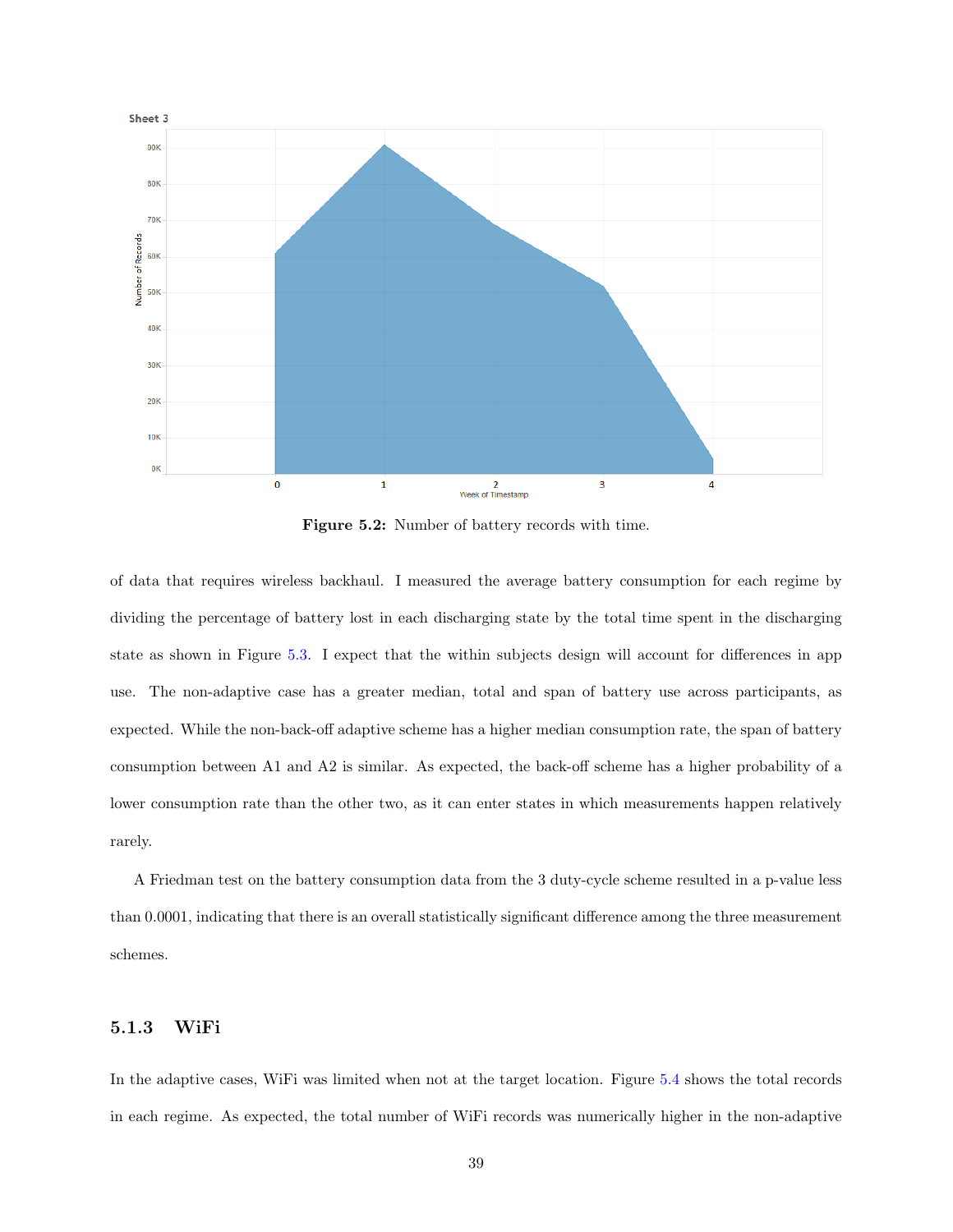**Figure 5.2:** Number of battery records with time.

of data that requires wireless backhaul. I measured the average battery consumption for each regime by dividing the percentage of battery lost in each discharging state by the total time spent in the discharging state as shown in Figure 5.3. I expect that the within subjects design will account for differences in app use. The non-adaptive case has a greater median, total and span of battery use across participants, as expected. While the non-back-off adaptive scheme has a higher median consumption rate, the span of battery consumption between A1 and A2 is similar. As expected, the back-off scheme has a higher probability of a lower consumption rate than the other two, as it can enter states in which measurements happen relatively rarely.

A Friedman test on the battery consumption data from the 3 duty-cycle scheme resulted in a p-value less than 0.0001, indicating that there is an overall statistically significant difference among the three measurement schemes.

### 5.1.3 WiFi

In the adaptive cases, WiFi was limited when not at the target location. Figure 5.4 shows the total records in each regime. As expected, the total number of WiFi records was numerically higher in the non-adaptive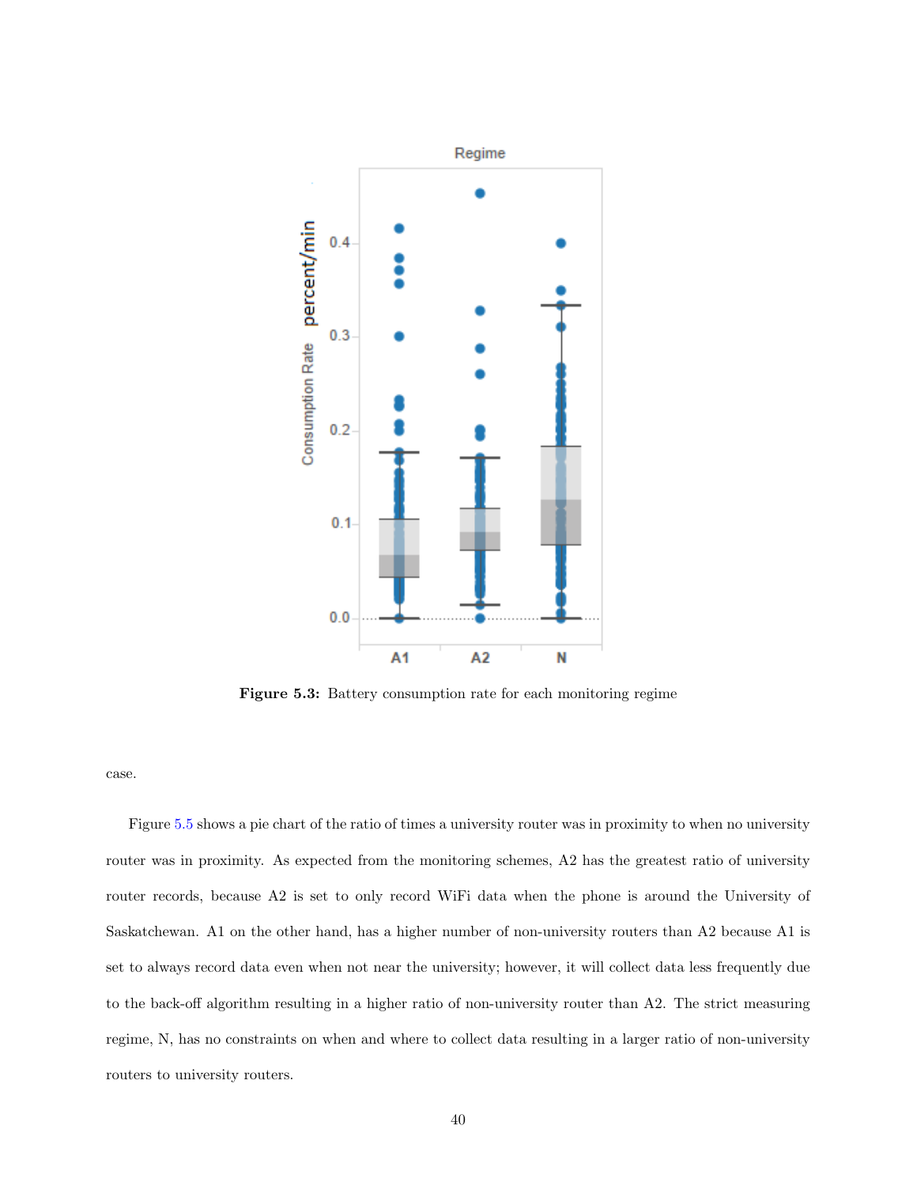Figure 5.3: Battery consumption rate for each monitoring regime

case.

Figure 5.5 shows a pie chart of the ratio of times a university router was in proximity to when no university router was in proximity. As expected from the monitoring schemes, A2 has the greatest ratio of university router records, because A2 is set to only record WiFi data when the phone is around the University of Saskatchewan. A1 on the other hand, has a higher number of non-university routers than A2 because A1 is set to always record data even when not near the university; however, it will collect data less frequently due to the back-off algorithm resulting in a higher ratio of non-university router than A2. The strict measuring regime, N, has no constraints on when and where to collect data resulting in a larger ratio of non-university routers to university routers.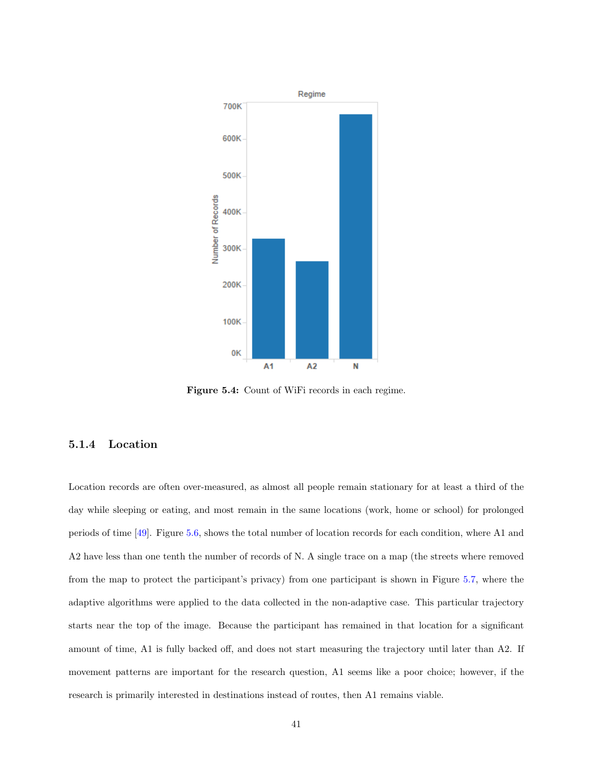Figure 5.4: Count of WiFi records in each regime.

### 5.1.4 Location

Location records are often over-measured, as almost all people remain stationary for at least a third of the day while sleeping or eating, and most remain in the same locations (work, home or school) for prolonged periods of time [49]. Figure 5.6, shows the total number of location records for each condition, where A1 and A2 have less than one tenth the number of records of N. A single trace on a map (the streets where removed from the map to protect the participant's privacy) from one participant is shown in Figure 5.7, where the adaptive algorithms were applied to the data collected in the non-adaptive case. This particular trajectory starts near the top of the image. Because the participant has remained in that location for a significant amount of time, A1 is fully backed off, and does not start measuring the trajectory until later than A2. If movement patterns are important for the research question, A1 seems like a poor choice; however, if the research is primarily interested in destinations instead of routes, then A1 remains viable.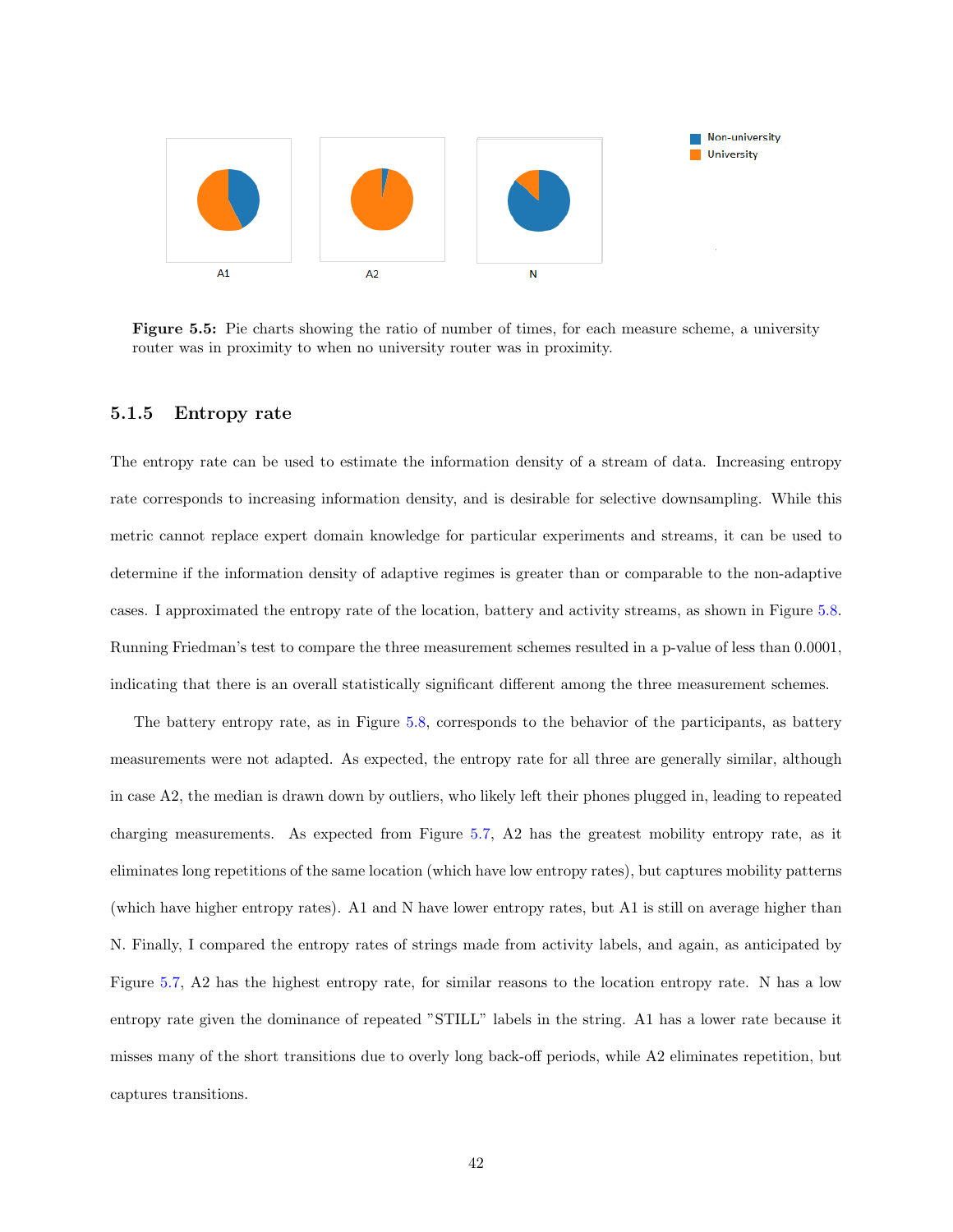Figure 5.5: Pie charts showing the ratio of number of times, for each measure scheme, a university router was in proximity to when no university router was in proximity.

### 5.1.5 Entropy rate

The entropy rate can be used to estimate the information density of a stream of data. Increasing entropy rate corresponds to increasing information density, and is desirable for selective downsampling. While this metric cannot replace expert domain knowledge for particular experiments and streams, it can be used to determine if the information density of adaptive regimes is greater than or comparable to the non-adaptive cases. I approximated the entropy rate of the location, battery and activity streams, as shown in Figure 5.8. Running Friedman's test to compare the three measurement schemes resulted in a p-value of less than 0.0001, indicating that there is an overall statistically significant different among the three measurement schemes.

The battery entropy rate, as in Figure 5.8, corresponds to the behavior of the participants, as battery measurements were not adapted. As expected, the entropy rate for all three are generally similar, although in case A2, the median is drawn down by outliers, who likely left their phones plugged in, leading to repeated charging measurements. As expected from Figure 5.7, A2 has the greatest mobility entropy rate, as it eliminates long repetitions of the same location (which have low entropy rates), but captures mobility patterns (which have higher entropy rates). A1 and N have lower entropy rates, but A1 is still on average higher than N. Finally, I compared the entropy rates of strings made from activity labels, and again, as anticipated by Figure 5.7, A2 has the highest entropy rate, for similar reasons to the location entropy rate. N has a low entropy rate given the dominance of repeated "STILL" labels in the string. A1 has a lower rate because it misses many of the short transitions due to overly long back-off periods, while A2 eliminates repetition, but captures transitions.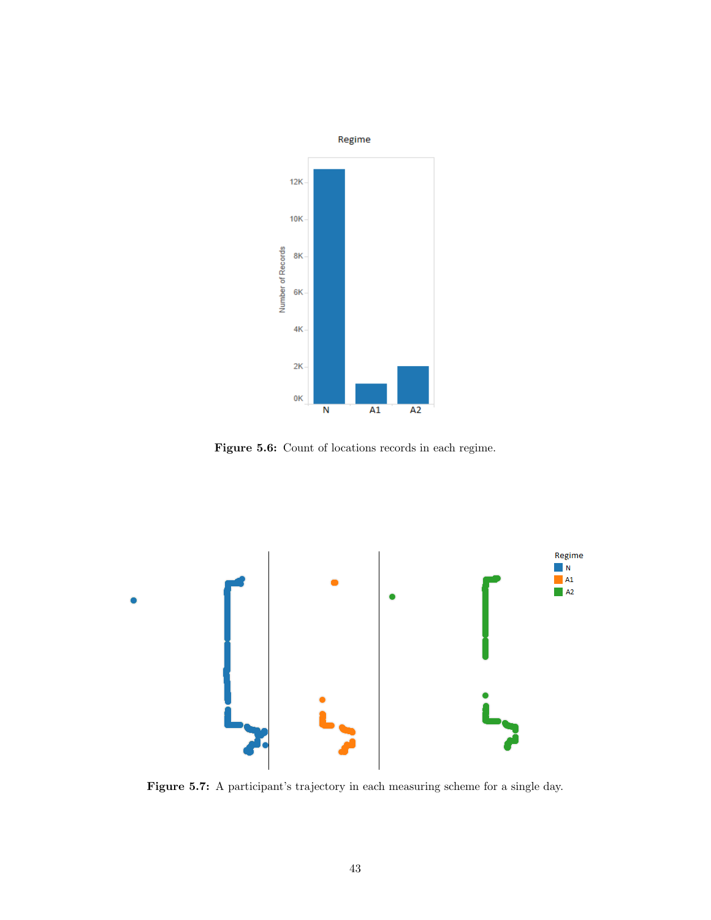Figure 5.6: Count of locations records in each regime.

Figure 5.7: A participant's trajectory in each measuring scheme for a single day.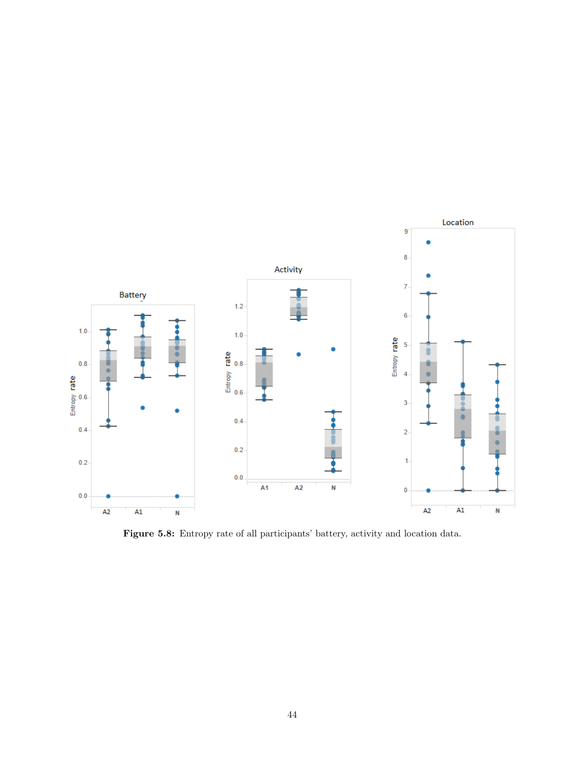**Figure 5.8:** Entropy rate of all participants' battery, activity and location data.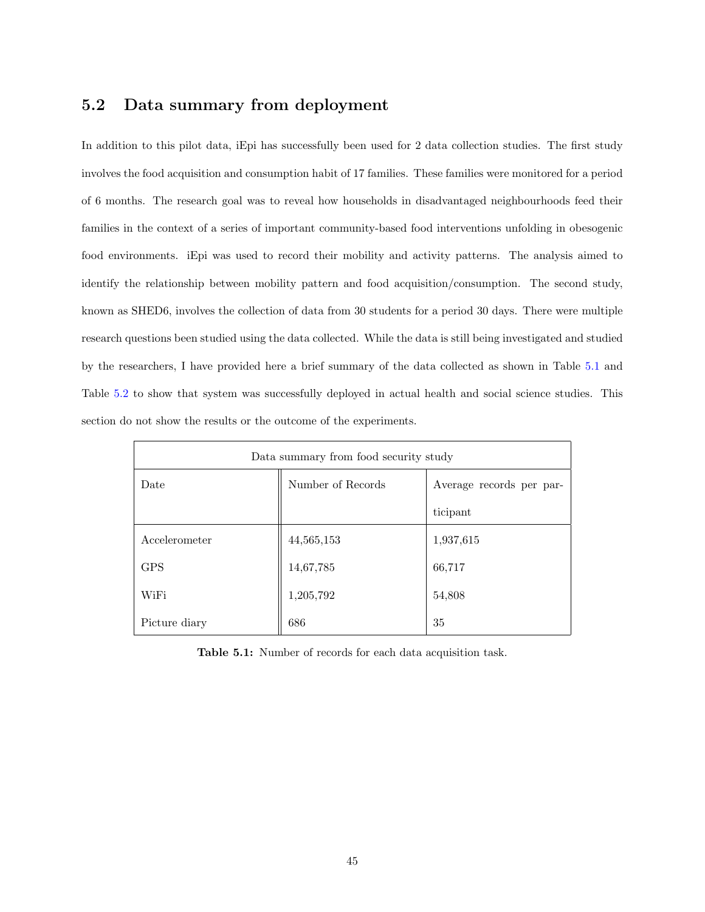## 5.2 Data summary from deployment

In addition to this pilot data, iEpi has successfully been used for 2 data collection studies. The first study involves the food acquisition and consumption habit of 17 families. These families were monitored for a period of 6 months. The research goal was to reveal how households in disadvantaged neighbourhoods feed their families in the context of a series of important community-based food interventions unfolding in obesogenic food environments. iEpi was used to record their mobility and activity patterns. The analysis aimed to identify the relationship between mobility pattern and food acquisition/consumption. The second study, known as SHED6, involves the collection of data from 30 students for a period 30 days. There were multiple research questions been studied using the data collected. While the data is still being investigated and studied by the researchers, I have provided here a brief summary of the data collected as shown in Table 5.1 and Table 5.2 to show that system was successfully deployed in actual health and social science studies. This section do not show the results or the outcome of the experiments.

| Data summary from food security study | | |
|---|---|---|
| Date | Number of Records | Average records per participant |
| Accelerometer | 44,565,153 | 1,937,615 |
| GPS | 14,67,785 | 66,717 |
| WiFi | 1,205,792 | 54,808 |
| Picture diary | 686 | 35 |

**Table 5.1:** Number of records for each data acquisition task.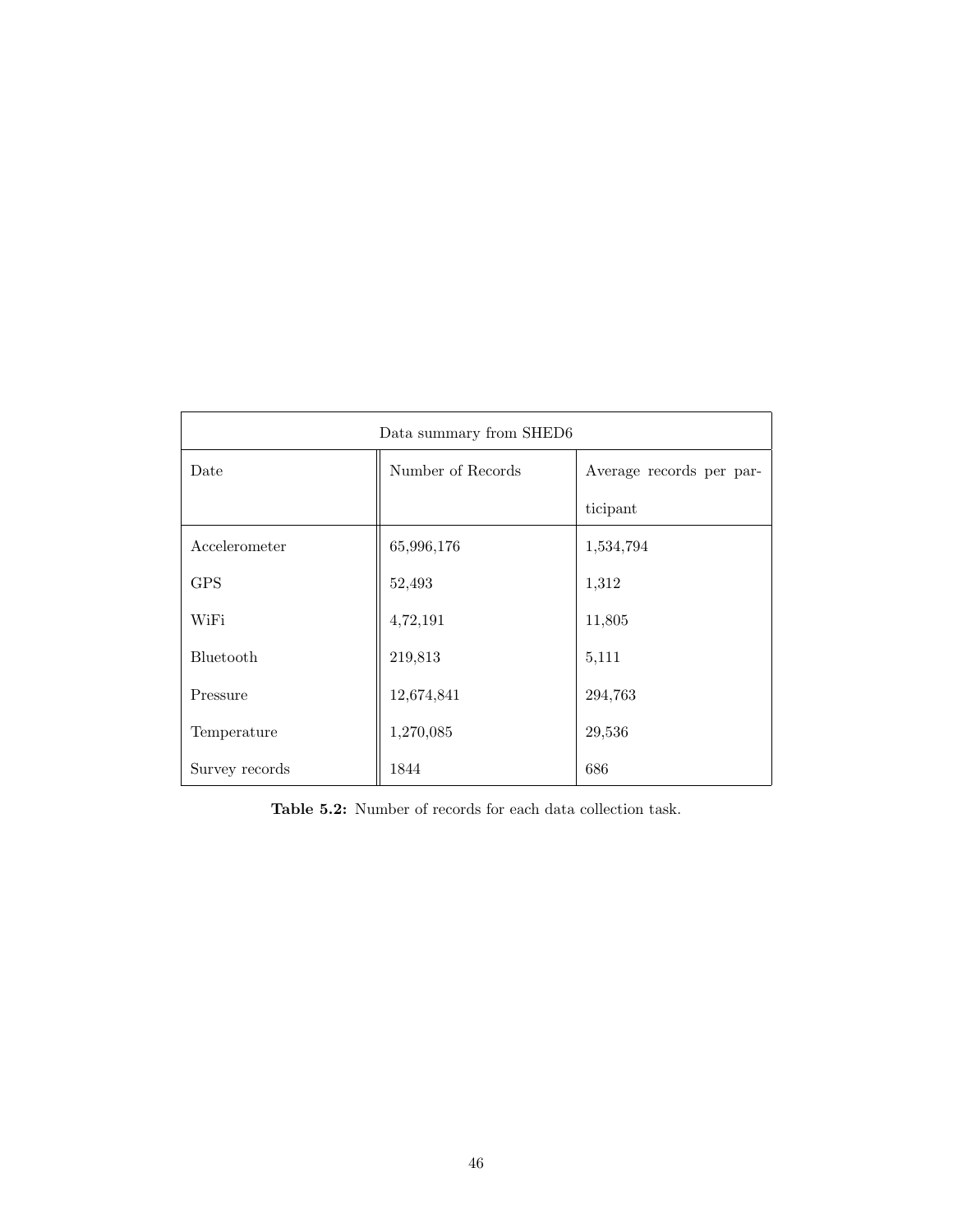| Data summary from SHED6 | | |
|---|---|---|
| Date | Number of Records | Average records per participant |
| Accelerometer | 65,996,176 | 1,534,794 |
| GPS | 52,493 | 1,312 |
| WiFi | 4,72,191 | 11,805 |
| Bluetooth | 219,813 | 5,111 |
| Pressure | 12,674,841 | 294,763 |
| Temperature | 1,270,085 | 29,536 |
| Survey records | 1844 | 686 |

**Table 5.2:** Number of records for each data collection task.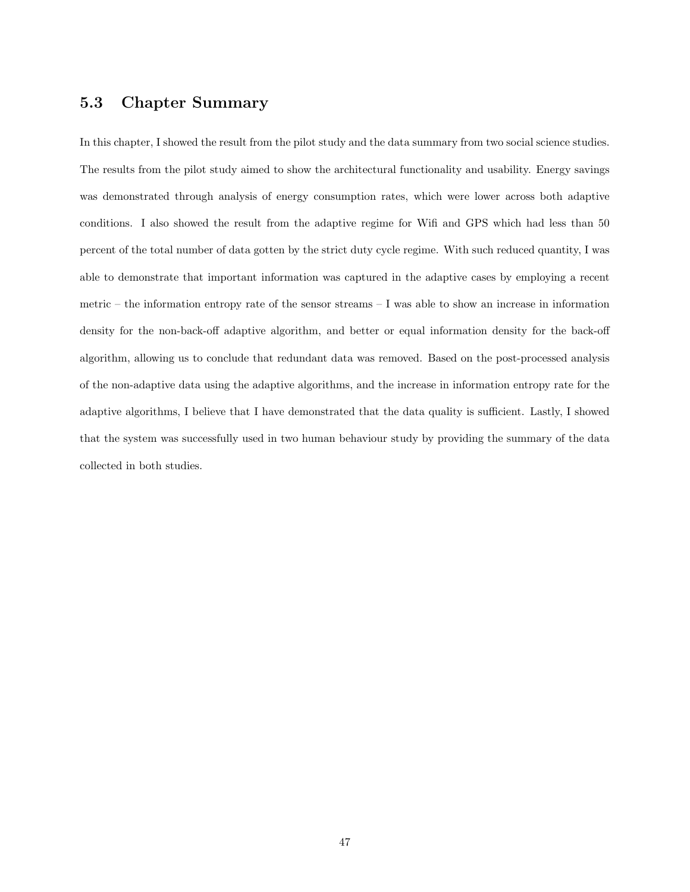## 5.3 Chapter Summary

In this chapter, I showed the result from the pilot study and the data summary from two social science studies. The results from the pilot study aimed to show the architectural functionality and usability. Energy savings was demonstrated through analysis of energy consumption rates, which were lower across both adaptive conditions. I also showed the result from the adaptive regime for Wifi and GPS which had less than 50 percent of the total number of data gotten by the strict duty cycle regime. With such reduced quantity, I was able to demonstrate that important information was captured in the adaptive cases by employing a recent metric – the information entropy rate of the sensor streams – I was able to show an increase in information density for the non-back-off adaptive algorithm, and better or equal information density for the back-off algorithm, allowing us to conclude that redundant data was removed. Based on the post-processed analysis of the non-adaptive data using the adaptive algorithms, and the increase in information entropy rate for the adaptive algorithms, I believe that I have demonstrated that the data quality is sufficient. Lastly, I showed that the system was successfully used in two human behaviour study by providing the summary of the data collected in both studies.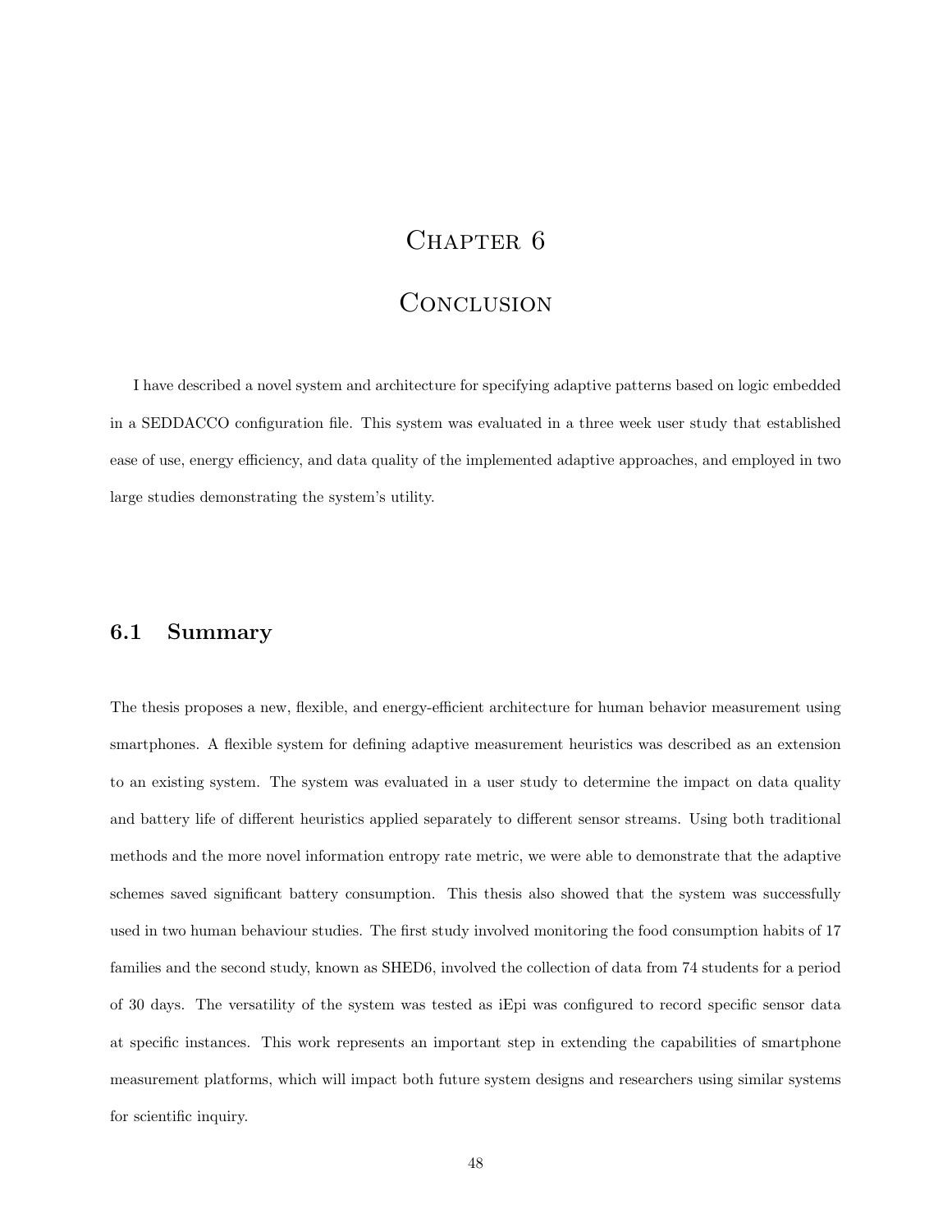# Chapter 6

# Conclusion

I have described a novel system and architecture for specifying adaptive patterns based on logic embedded in a SEDDACCO configuration file. This system was evaluated in a three week user study that established ease of use, energy efficiency, and data quality of the implemented adaptive approaches, and employed in two large studies demonstrating the system's utility.

## 6.1 Summary

The thesis proposes a new, flexible, and energy-efficient architecture for human behavior measurement using smartphones. A flexible system for defining adaptive measurement heuristics was described as an extension to an existing system. The system was evaluated in a user study to determine the impact on data quality and battery life of different heuristics applied separately to different sensor streams. Using both traditional methods and the more novel information entropy rate metric, we were able to demonstrate that the adaptive schemes saved significant battery consumption. This thesis also showed that the system was successfully used in two human behaviour studies. The first study involved monitoring the food consumption habits of 17 families and the second study, known as SHED6, involved the collection of data from 74 students for a period of 30 days. The versatility of the system was tested as iEpi was configured to record specific sensor data at specific instances. This work represents an important step in extending the capabilities of smartphone measurement platforms, which will impact both future system designs and researchers using similar systems for scientific inquiry.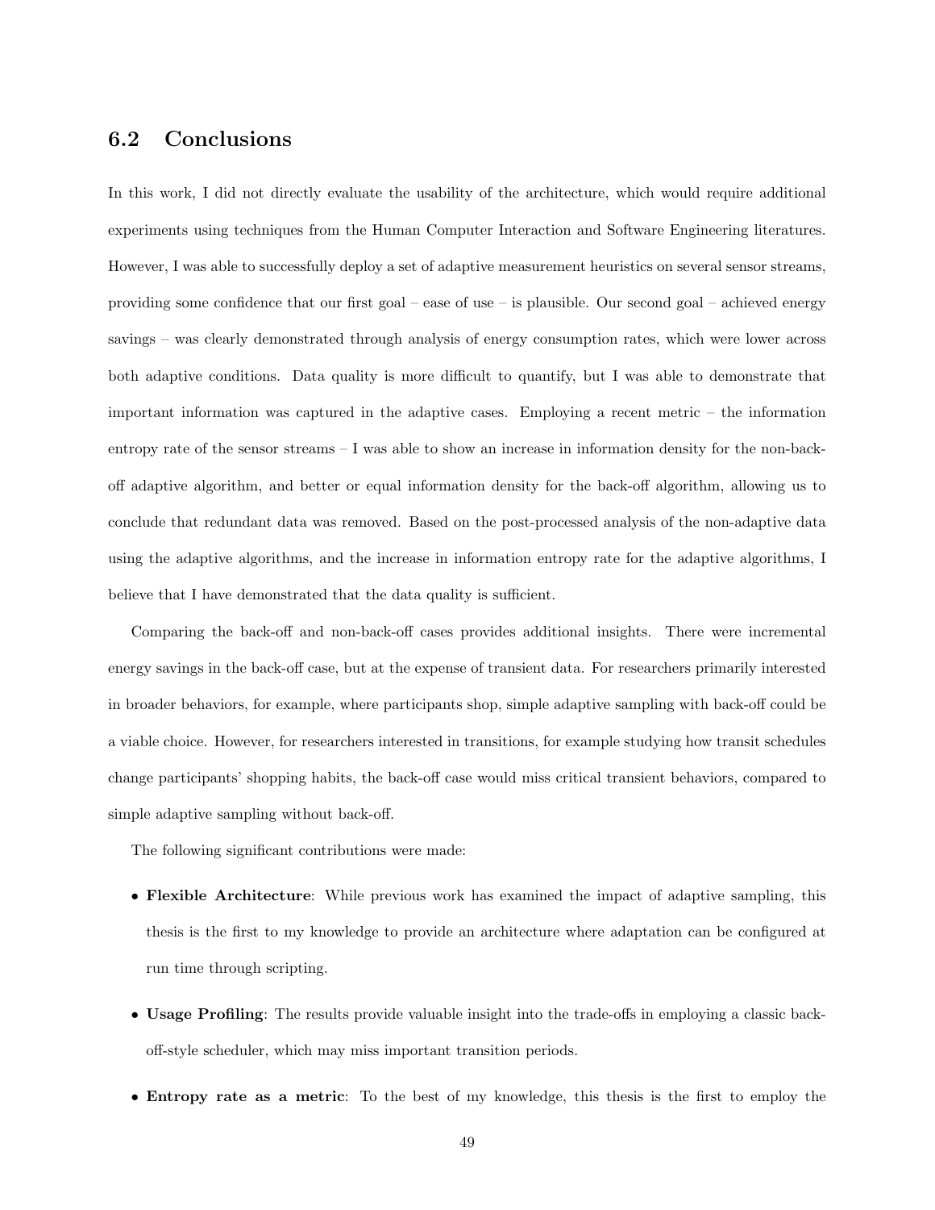## 6.2 Conclusions

In this work, I did not directly evaluate the usability of the architecture, which would require additional experiments using techniques from the Human Computer Interaction and Software Engineering literatures. However, I was able to successfully deploy a set of adaptive measurement heuristics on several sensor streams, providing some confidence that our first goal – ease of use – is plausible. Our second goal – achieved energy savings – was clearly demonstrated through analysis of energy consumption rates, which were lower across both adaptive conditions. Data quality is more difficult to quantify, but I was able to demonstrate that important information was captured in the adaptive cases. Employing a recent metric – the information entropy rate of the sensor streams – I was able to show an increase in information density for the non-back-off adaptive algorithm, and better or equal information density for the back-off algorithm, allowing us to conclude that redundant data was removed. Based on the post-processed analysis of the non-adaptive data using the adaptive algorithms, and the increase in information entropy rate for the adaptive algorithms, I believe that I have demonstrated that the data quality is sufficient.

Comparing the back-off and non-back-off cases provides additional insights. There were incremental energy savings in the back-off case, but at the expense of transient data. For researchers primarily interested in broader behaviors, for example, where participants shop, simple adaptive sampling with back-off could be a viable choice. However, for researchers interested in transitions, for example studying how transit schedules change participants' shopping habits, the back-off case would miss critical transient behaviors, compared to simple adaptive sampling without back-off.

The following significant contributions were made:

- **Flexible Architecture**: While previous work has examined the impact of adaptive sampling, this thesis is the first to my knowledge to provide an architecture where adaptation can be configured at run time through scripting.
- **Usage Profiling**: The results provide valuable insight into the trade-offs in employing a classic back-off-style scheduler, which may miss important transition periods.
- **Entropy rate as a metric**: To the best of my knowledge, this thesis is the first to employ the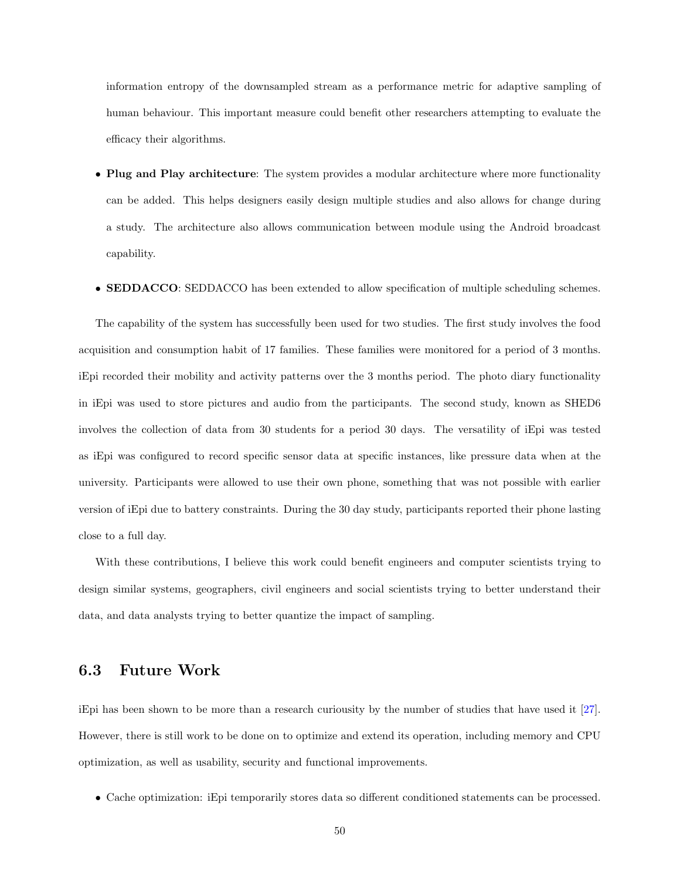information entropy of the downsampled stream as a performance metric for adaptive sampling of human behaviour. This important measure could benefit other researchers attempting to evaluate the efficacy their algorithms.

- **Plug and Play architecture**: The system provides a modular architecture where more functionality can be added. This helps designers easily design multiple studies and also allows for change during a study. The architecture also allows communication between module using the Android broadcast capability.

- **SEDDACCO**: SEDDACCO has been extended to allow specification of multiple scheduling schemes.

The capability of the system has successfully been used for two studies. The first study involves the food acquisition and consumption habit of 17 families. These families were monitored for a period of 3 months. iEpi recorded their mobility and activity patterns over the 3 months period. The photo diary functionality in iEpi was used to store pictures and audio from the participants. The second study, known as SHED6 involves the collection of data from 30 students for a period 30 days. The versatility of iEpi was tested as iEpi was configured to record specific sensor data at specific instances, like pressure data when at the university. Participants were allowed to use their own phone, something that was not possible with earlier version of iEpi due to battery constraints. During the 30 day study, participants reported their phone lasting close to a full day.

With these contributions, I believe this work could benefit engineers and computer scientists trying to design similar systems, geographers, civil engineers and social scientists trying to better understand their data, and data analysts trying to better quantize the impact of sampling.

## 6.3 Future Work

iEpi has been shown to be more than a research curiousity by the number of studies that have used it [27]. However, there is still work to be done on to optimize and extend its operation, including memory and CPU optimization, as well as usability, security and functional improvements.

- Cache optimization: iEpi temporarily stores data so different conditioned statements can be processed.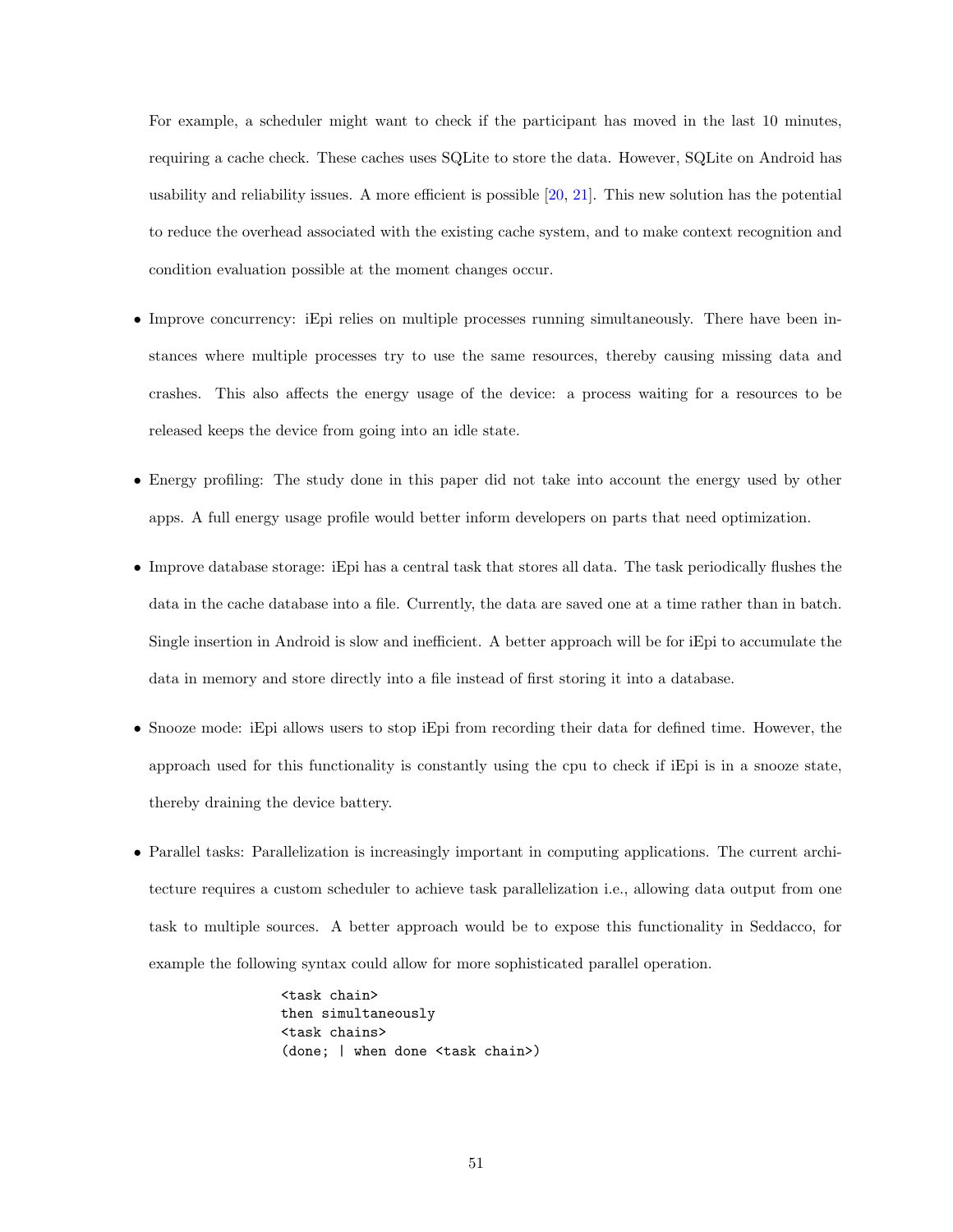For example, a scheduler might want to check if the participant has moved in the last 10 minutes, requiring a cache check. These caches uses SQLite to store the data. However, SQLite on Android has usability and reliability issues. A more efficient is possible [20, 21]. This new solution has the potential to reduce the overhead associated with the existing cache system, and to make context recognition and condition evaluation possible at the moment changes occur.

- Improve concurrency: iEpi relies on multiple processes running simultaneously. There have been instances where multiple processes try to use the same resources, thereby causing missing data and crashes. This also affects the energy usage of the device: a process waiting for a resources to be released keeps the device from going into an idle state.

- Energy profiling: The study done in this paper did not take into account the energy used by other apps. A full energy usage profile would better inform developers on parts that need optimization.

- Improve database storage: iEpi has a central task that stores all data. The task periodically flushes the data in the cache database into a file. Currently, the data are saved one at a time rather than in batch. Single insertion in Android is slow and inefficient. A better approach will be for iEpi to accumulate the data in memory and store directly into a file instead of first storing it into a database.

- Snooze mode: iEpi allows users to stop iEpi from recording their data for defined time. However, the approach used for this functionality is constantly using the cpu to check if iEpi is in a snooze state, thereby draining the device battery.

- Parallel tasks: Parallelization is increasingly important in computing applications. The current architecture requires a custom scheduler to achieve task parallelization i.e., allowing data output from one task to multiple sources. A better approach would be to expose this functionality in Seddacco, for example the following syntax could allow for more sophisticated parallel operation.

```
<task chain>
then simultaneously
<task chains>
(done; | when done <task chain>)
```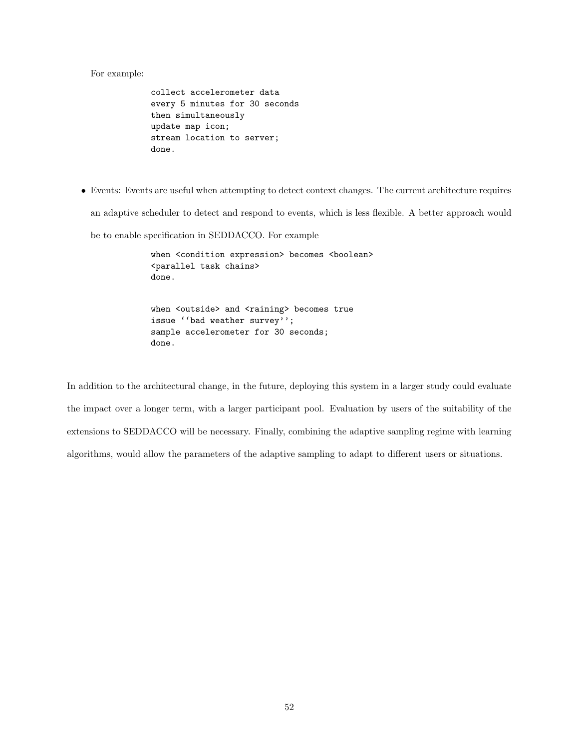For example:

```
collect accelerometer data
every 5 minutes for 30 seconds
then simultaneously
update map icon;
stream location to server;
done.
```

- Events: Events are useful when attempting to detect context changes. The current architecture requires an adaptive scheduler to detect and respond to events, which is less flexible. A better approach would be to enable specification in SEDDACCO. For example

```
when <condition expression> becomes <boolean>
<parallel task chains>
done.


when <outside> and <raining> becomes true
issue ''bad weather survey'';
sample accelerometer for 30 seconds;
done.
```

In addition to the architectural change, in the future, deploying this system in a larger study could evaluate the impact over a longer term, with a larger participant pool. Evaluation by users of the suitability of the extensions to SEDDACCO will be necessary. Finally, combining the adaptive sampling regime with learning algorithms, would allow the parameters of the adaptive sampling to adapt to different users or situations.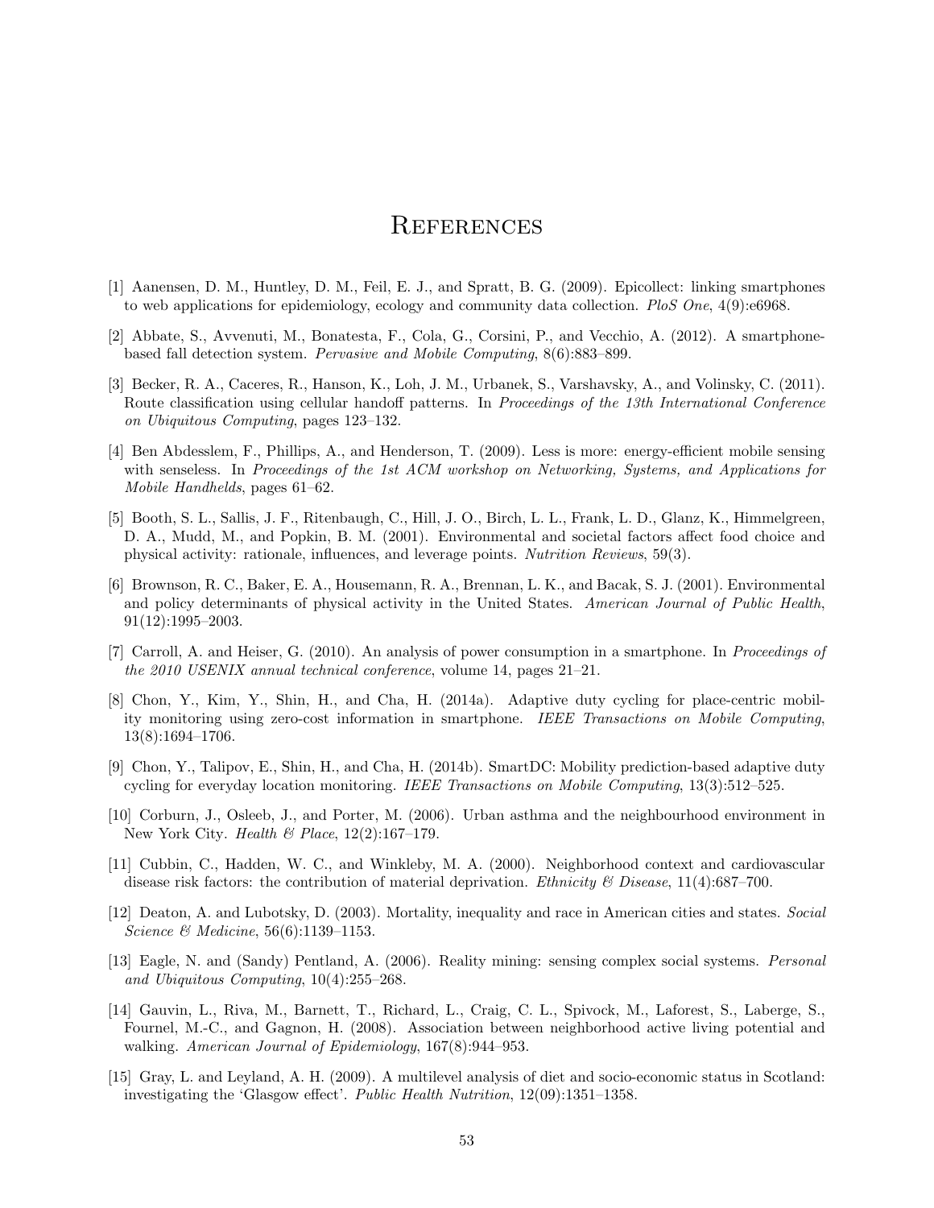# References

[1] Aanensen, D. M., Huntley, D. M., Feil, E. J., and Spratt, B. G. (2009). Epicollect: linking smartphones to web applications for epidemiology, ecology and community data collection. *PloS One*, 4(9):e6968.

[2] Abbate, S., Avvenuti, M., Bonatesta, F., Cola, G., Corsini, P., and Vecchio, A. (2012). A smartphone-based fall detection system. *Pervasive and Mobile Computing*, 8(6):883–899.

[3] Becker, R. A., Caceres, R., Hanson, K., Loh, J. M., Urbanek, S., Varshavsky, A., and Volinsky, C. (2011). Route classification using cellular handoff patterns. In *Proceedings of the 13th International Conference on Ubiquitous Computing*, pages 123–132.

[4] Ben Abdesslem, F., Phillips, A., and Henderson, T. (2009). Less is more: energy-efficient mobile sensing with senseless. In *Proceedings of the 1st ACM workshop on Networking, Systems, and Applications for Mobile Handhelds*, pages 61–62.

[5] Booth, S. L., Sallis, J. F., Ritenbaugh, C., Hill, J. O., Birch, L. L., Frank, L. D., Glanz, K., Himmelgreen, D. A., Mudd, M., and Popkin, B. M. (2001). Environmental and societal factors affect food choice and physical activity: rationale, influences, and leverage points. *Nutrition Reviews*, 59(3).

[6] Brownson, R. C., Baker, E. A., Housemann, R. A., Brennan, L. K., and Bacak, S. J. (2001). Environmental and policy determinants of physical activity in the United States. *American Journal of Public Health*, 91(12):1995–2003.

[7] Carroll, A. and Heiser, G. (2010). An analysis of power consumption in a smartphone. In *Proceedings of the 2010 USENIX annual technical conference*, volume 14, pages 21–21.

[8] Chon, Y., Kim, Y., Shin, H., and Cha, H. (2014a). Adaptive duty cycling for place-centric mobility monitoring using zero-cost information in smartphone. *IEEE Transactions on Mobile Computing*, 13(8):1694–1706.

[9] Chon, Y., Talipov, E., Shin, H., and Cha, H. (2014b). SmartDC: Mobility prediction-based adaptive duty cycling for everyday location monitoring. *IEEE Transactions on Mobile Computing*, 13(3):512–525.

[10] Corburn, J., Osleeb, J., and Porter, M. (2006). Urban asthma and the neighbourhood environment in New York City. *Health & Place*, 12(2):167–179.

[11] Cubbin, C., Hadden, W. C., and Winkleby, M. A. (2000). Neighborhood context and cardiovascular disease risk factors: the contribution of material deprivation. *Ethnicity & Disease*, 11(4):687–700.

[12] Deaton, A. and Lubotsky, D. (2003). Mortality, inequality and race in American cities and states. *Social Science & Medicine*, 56(6):1139–1153.

[13] Eagle, N. and (Sandy) Pentland, A. (2006). Reality mining: sensing complex social systems. *Personal and Ubiquitous Computing*, 10(4):255–268.

[14] Gauvin, L., Riva, M., Barnett, T., Richard, L., Craig, C. L., Spivock, M., Laforest, S., Laberge, S., Fournel, M.-C., and Gagnon, H. (2008). Association between neighborhood active living potential and walking. *American Journal of Epidemiology*, 167(8):944–953.

[15] Gray, L. and Leyland, A. H. (2009). A multilevel analysis of diet and socio-economic status in Scotland: investigating the 'Glasgow effect'. *Public Health Nutrition*, 12(09):1351–1358.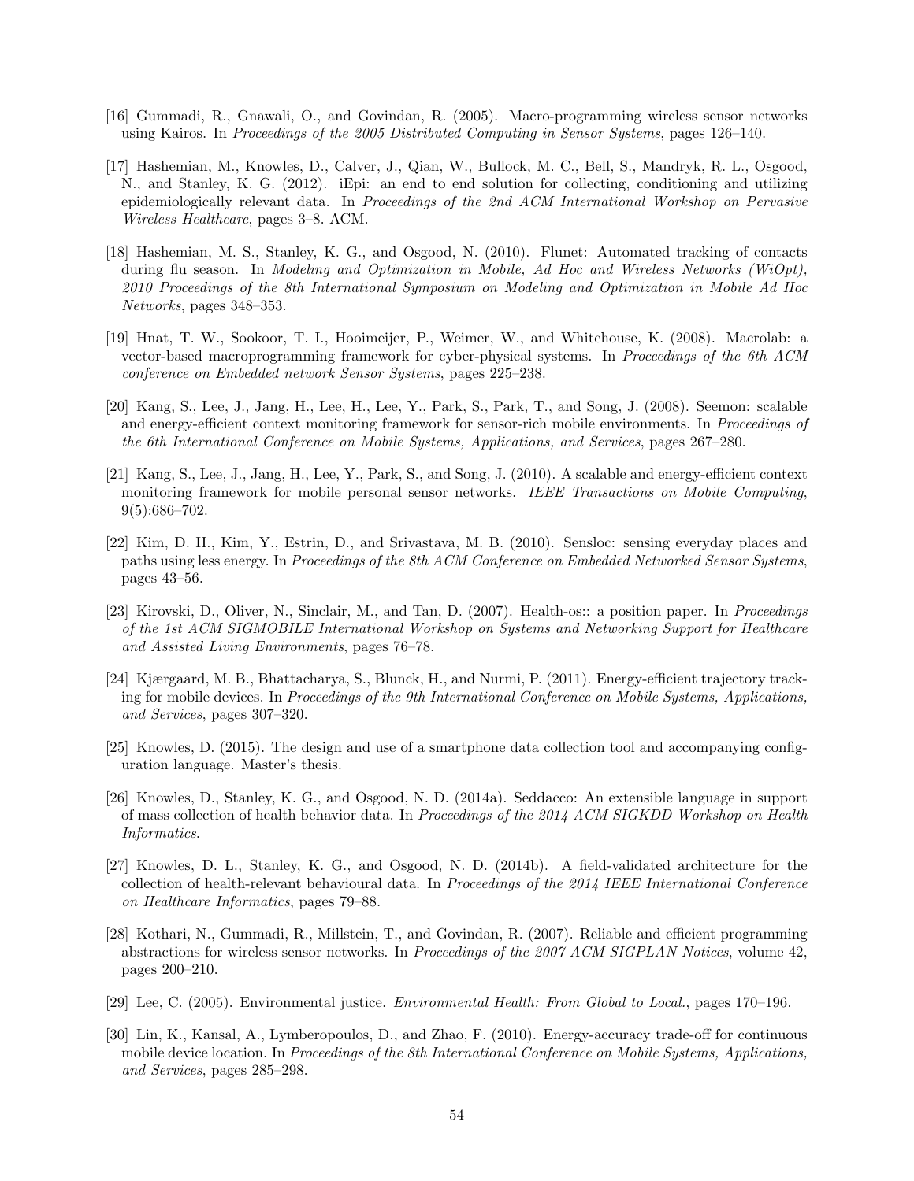[16] Gummadi, R., Gnawali, O., and Govindan, R. (2005). Macro-programming wireless sensor networks using Kairos. In *Proceedings of the 2005 Distributed Computing in Sensor Systems*, pages 126–140.

[17] Hashemian, M., Knowles, D., Calver, J., Qian, W., Bullock, M. C., Bell, S., Mandryk, R. L., Osgood, N., and Stanley, K. G. (2012). iEpi: an end to end solution for collecting, conditioning and utilizing epidemiologically relevant data. In *Proceedings of the 2nd ACM International Workshop on Pervasive Wireless Healthcare*, pages 3–8. ACM.

[18] Hashemian, M. S., Stanley, K. G., and Osgood, N. (2010). Flunet: Automated tracking of contacts during flu season. In *Modeling and Optimization in Mobile, Ad Hoc and Wireless Networks (WiOpt), 2010 Proceedings of the 8th International Symposium on Modeling and Optimization in Mobile Ad Hoc Networks*, pages 348–353.

[19] Hnat, T. W., Sookoor, T. I., Hooimeijer, P., Weimer, W., and Whitehouse, K. (2008). Macrolab: a vector-based macroprogramming framework for cyber-physical systems. In *Proceedings of the 6th ACM conference on Embedded network Sensor Systems*, pages 225–238.

[20] Kang, S., Lee, J., Jang, H., Lee, H., Lee, Y., Park, S., Park, T., and Song, J. (2008). Seemon: scalable and energy-efficient context monitoring framework for sensor-rich mobile environments. In *Proceedings of the 6th International Conference on Mobile Systems, Applications, and Services*, pages 267–280.

[21] Kang, S., Lee, J., Jang, H., Lee, Y., Park, S., and Song, J. (2010). A scalable and energy-efficient context monitoring framework for mobile personal sensor networks. *IEEE Transactions on Mobile Computing*, 9(5):686–702.

[22] Kim, D. H., Kim, Y., Estrin, D., and Srivastava, M. B. (2010). Sensloc: sensing everyday places and paths using less energy. In *Proceedings of the 8th ACM Conference on Embedded Networked Sensor Systems*, pages 43–56.

[23] Kirovski, D., Oliver, N., Sinclair, M., and Tan, D. (2007). Health-os:: a position paper. In *Proceedings of the 1st ACM SIGMOBILE International Workshop on Systems and Networking Support for Healthcare and Assisted Living Environments*, pages 76–78.

[24] Kjærgaard, M. B., Bhattacharya, S., Blunck, H., and Nurmi, P. (2011). Energy-efficient trajectory tracking for mobile devices. In *Proceedings of the 9th International Conference on Mobile Systems, Applications, and Services*, pages 307–320.

[25] Knowles, D. (2015). The design and use of a smartphone data collection tool and accompanying configuration language. Master's thesis.

[26] Knowles, D., Stanley, K. G., and Osgood, N. D. (2014a). Seddacco: An extensible language in support of mass collection of health behavior data. In *Proceedings of the 2014 ACM SIGKDD Workshop on Health Informatics*.

[27] Knowles, D. L., Stanley, K. G., and Osgood, N. D. (2014b). A field-validated architecture for the collection of health-relevant behavioural data. In *Proceedings of the 2014 IEEE International Conference on Healthcare Informatics*, pages 79–88.

[28] Kothari, N., Gummadi, R., Millstein, T., and Govindan, R. (2007). Reliable and efficient programming abstractions for wireless sensor networks. In *Proceedings of the 2007 ACM SIGPLAN Notices*, volume 42, pages 200–210.

[29] Lee, C. (2005). Environmental justice. *Environmental Health: From Global to Local.*, pages 170–196.

[30] Lin, K., Kansal, A., Lymberopoulos, D., and Zhao, F. (2010). Energy-accuracy trade-off for continuous mobile device location. In *Proceedings of the 8th International Conference on Mobile Systems, Applications, and Services*, pages 285–298.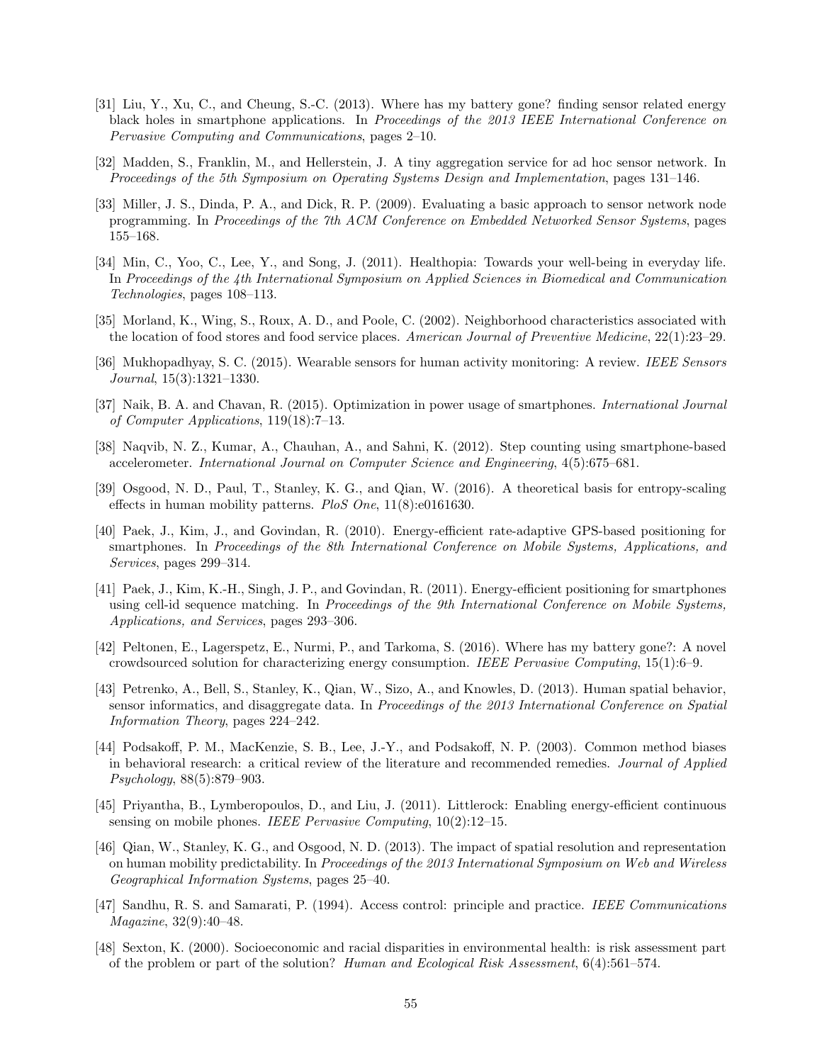[31] Liu, Y., Xu, C., and Cheung, S.-C. (2013). Where has my battery gone? finding sensor related energy black holes in smartphone applications. In *Proceedings of the 2013 IEEE International Conference on Pervasive Computing and Communications*, pages 2–10.

[32] Madden, S., Franklin, M., and Hellerstein, J. A tiny aggregation service for ad hoc sensor network. In *Proceedings of the 5th Symposium on Operating Systems Design and Implementation*, pages 131–146.

[33] Miller, J. S., Dinda, P. A., and Dick, R. P. (2009). Evaluating a basic approach to sensor network node programming. In *Proceedings of the 7th ACM Conference on Embedded Networked Sensor Systems*, pages 155–168.

[34] Min, C., Yoo, C., Lee, Y., and Song, J. (2011). Healthopia: Towards your well-being in everyday life. In *Proceedings of the 4th International Symposium on Applied Sciences in Biomedical and Communication Technologies*, pages 108–113.

[35] Morland, K., Wing, S., Roux, A. D., and Poole, C. (2002). Neighborhood characteristics associated with the location of food stores and food service places. *American Journal of Preventive Medicine*, 22(1):23–29.

[36] Mukhopadhyay, S. C. (2015). Wearable sensors for human activity monitoring: A review. *IEEE Sensors Journal*, 15(3):1321–1330.

[37] Naik, B. A. and Chavan, R. (2015). Optimization in power usage of smartphones. *International Journal of Computer Applications*, 119(18):7–13.

[38] Naqvib, N. Z., Kumar, A., Chauhan, A., and Sahni, K. (2012). Step counting using smartphone-based accelerometer. *International Journal on Computer Science and Engineering*, 4(5):675–681.

[39] Osgood, N. D., Paul, T., Stanley, K. G., and Qian, W. (2016). A theoretical basis for entropy-scaling effects in human mobility patterns. *PloS One*, 11(8):e0161630.

[40] Paek, J., Kim, J., and Govindan, R. (2010). Energy-efficient rate-adaptive GPS-based positioning for smartphones. In *Proceedings of the 8th International Conference on Mobile Systems, Applications, and Services*, pages 299–314.

[41] Paek, J., Kim, K.-H., Singh, J. P., and Govindan, R. (2011). Energy-efficient positioning for smartphones using cell-id sequence matching. In *Proceedings of the 9th International Conference on Mobile Systems, Applications, and Services*, pages 293–306.

[42] Peltonen, E., Lagerspetz, E., Nurmi, P., and Tarkoma, S. (2016). Where has my battery gone?: A novel crowdsourced solution for characterizing energy consumption. *IEEE Pervasive Computing*, 15(1):6–9.

[43] Petrenko, A., Bell, S., Stanley, K., Qian, W., Sizo, A., and Knowles, D. (2013). Human spatial behavior, sensor informatics, and disaggregate data. In *Proceedings of the 2013 International Conference on Spatial Information Theory*, pages 224–242.

[44] Podsakoff, P. M., MacKenzie, S. B., Lee, J.-Y., and Podsakoff, N. P. (2003). Common method biases in behavioral research: a critical review of the literature and recommended remedies. *Journal of Applied Psychology*, 88(5):879–903.

[45] Priyantha, B., Lymberopoulos, D., and Liu, J. (2011). Littlerock: Enabling energy-efficient continuous sensing on mobile phones. *IEEE Pervasive Computing*, 10(2):12–15.

[46] Qian, W., Stanley, K. G., and Osgood, N. D. (2013). The impact of spatial resolution and representation on human mobility predictability. In *Proceedings of the 2013 International Symposium on Web and Wireless Geographical Information Systems*, pages 25–40.

[47] Sandhu, R. S. and Samarati, P. (1994). Access control: principle and practice. *IEEE Communications Magazine*, 32(9):40–48.

[48] Sexton, K. (2000). Socioeconomic and racial disparities in environmental health: is risk assessment part of the problem or part of the solution? *Human and Ecological Risk Assessment*, 6(4):561–574.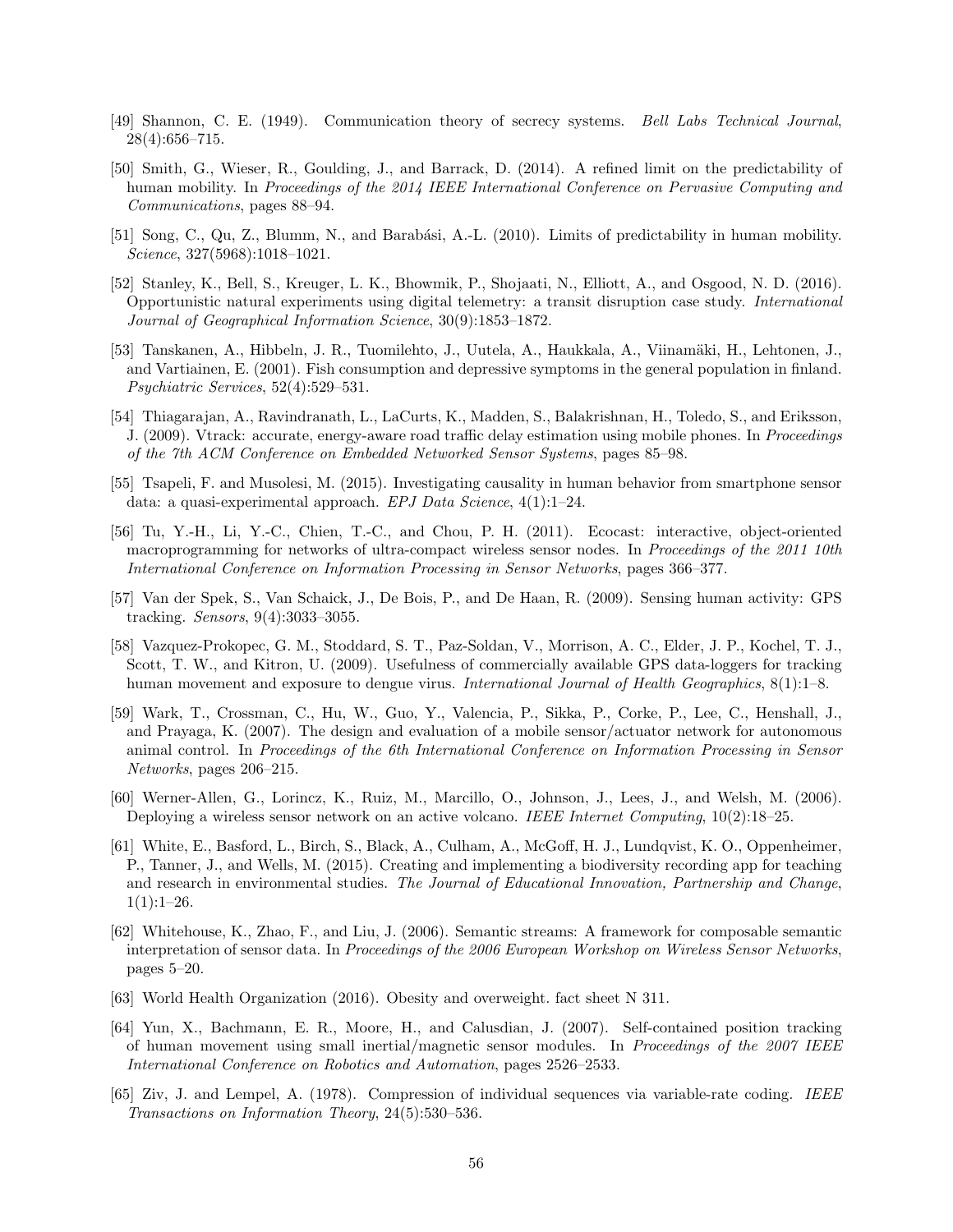[49] Shannon, C. E. (1949). Communication theory of secrecy systems. *Bell Labs Technical Journal*, 28(4):656–715.

[50] Smith, G., Wieser, R., Goulding, J., and Barrack, D. (2014). A refined limit on the predictability of human mobility. In *Proceedings of the 2014 IEEE International Conference on Pervasive Computing and Communications*, pages 88–94.

[51] Song, C., Qu, Z., Blumm, N., and Barabási, A.-L. (2010). Limits of predictability in human mobility. *Science*, 327(5968):1018–1021.

[52] Stanley, K., Bell, S., Kreuger, L. K., Bhowmik, P., Shojaati, N., Elliott, A., and Osgood, N. D. (2016). Opportunistic natural experiments using digital telemetry: a transit disruption case study. *International Journal of Geographical Information Science*, 30(9):1853–1872.

[53] Tanskanen, A., Hibbeln, J. R., Tuomilehto, J., Uutela, A., Haukkala, A., Viinamäki, H., Lehtonen, J., and Vartiainen, E. (2001). Fish consumption and depressive symptoms in the general population in finland. *Psychiatric Services*, 52(4):529–531.

[54] Thiagarajan, A., Ravindranath, L., LaCurts, K., Madden, S., Balakrishnan, H., Toledo, S., and Eriksson, J. (2009). Vtrack: accurate, energy-aware road traffic delay estimation using mobile phones. In *Proceedings of the 7th ACM Conference on Embedded Networked Sensor Systems*, pages 85–98.

[55] Tsapeli, F. and Musolesi, M. (2015). Investigating causality in human behavior from smartphone sensor data: a quasi-experimental approach. *EPJ Data Science*, 4(1):1–24.

[56] Tu, Y.-H., Li, Y.-C., Chien, T.-C., and Chou, P. H. (2011). Ecocast: interactive, object-oriented macroprogramming for networks of ultra-compact wireless sensor nodes. In *Proceedings of the 2011 10th International Conference on Information Processing in Sensor Networks*, pages 366–377.

[57] Van der Spek, S., Van Schaick, J., De Bois, P., and De Haan, R. (2009). Sensing human activity: GPS tracking. *Sensors*, 9(4):3033–3055.

[58] Vazquez-Prokopec, G. M., Stoddard, S. T., Paz-Soldan, V., Morrison, A. C., Elder, J. P., Kochel, T. J., Scott, T. W., and Kitron, U. (2009). Usefulness of commercially available GPS data-loggers for tracking human movement and exposure to dengue virus. *International Journal of Health Geographics*, 8(1):1–8.

[59] Wark, T., Crossman, C., Hu, W., Guo, Y., Valencia, P., Sikka, P., Corke, P., Lee, C., Henshall, J., and Prayaga, K. (2007). The design and evaluation of a mobile sensor/actuator network for autonomous animal control. In *Proceedings of the 6th International Conference on Information Processing in Sensor Networks*, pages 206–215.

[60] Werner-Allen, G., Lorincz, K., Ruiz, M., Marcillo, O., Johnson, J., Lees, J., and Welsh, M. (2006). Deploying a wireless sensor network on an active volcano. *IEEE Internet Computing*, 10(2):18–25.

[61] White, E., Basford, L., Birch, S., Black, A., Culham, A., McGoff, H. J., Lundqvist, K. O., Oppenheimer, P., Tanner, J., and Wells, M. (2015). Creating and implementing a biodiversity recording app for teaching and research in environmental studies. *The Journal of Educational Innovation, Partnership and Change*, 1(1):1–26.

[62] Whitehouse, K., Zhao, F., and Liu, J. (2006). Semantic streams: A framework for composable semantic interpretation of sensor data. In *Proceedings of the 2006 European Workshop on Wireless Sensor Networks*, pages 5–20.

[63] World Health Organization (2016). Obesity and overweight. fact sheet N 311.

[64] Yun, X., Bachmann, E. R., Moore, H., and Calusdian, J. (2007). Self-contained position tracking of human movement using small inertial/magnetic sensor modules. In *Proceedings of the 2007 IEEE International Conference on Robotics and Automation*, pages 2526–2533.

[65] Ziv, J. and Lempel, A. (1978). Compression of individual sequences via variable-rate coding. *IEEE Transactions on Information Theory*, 24(5):530–536.